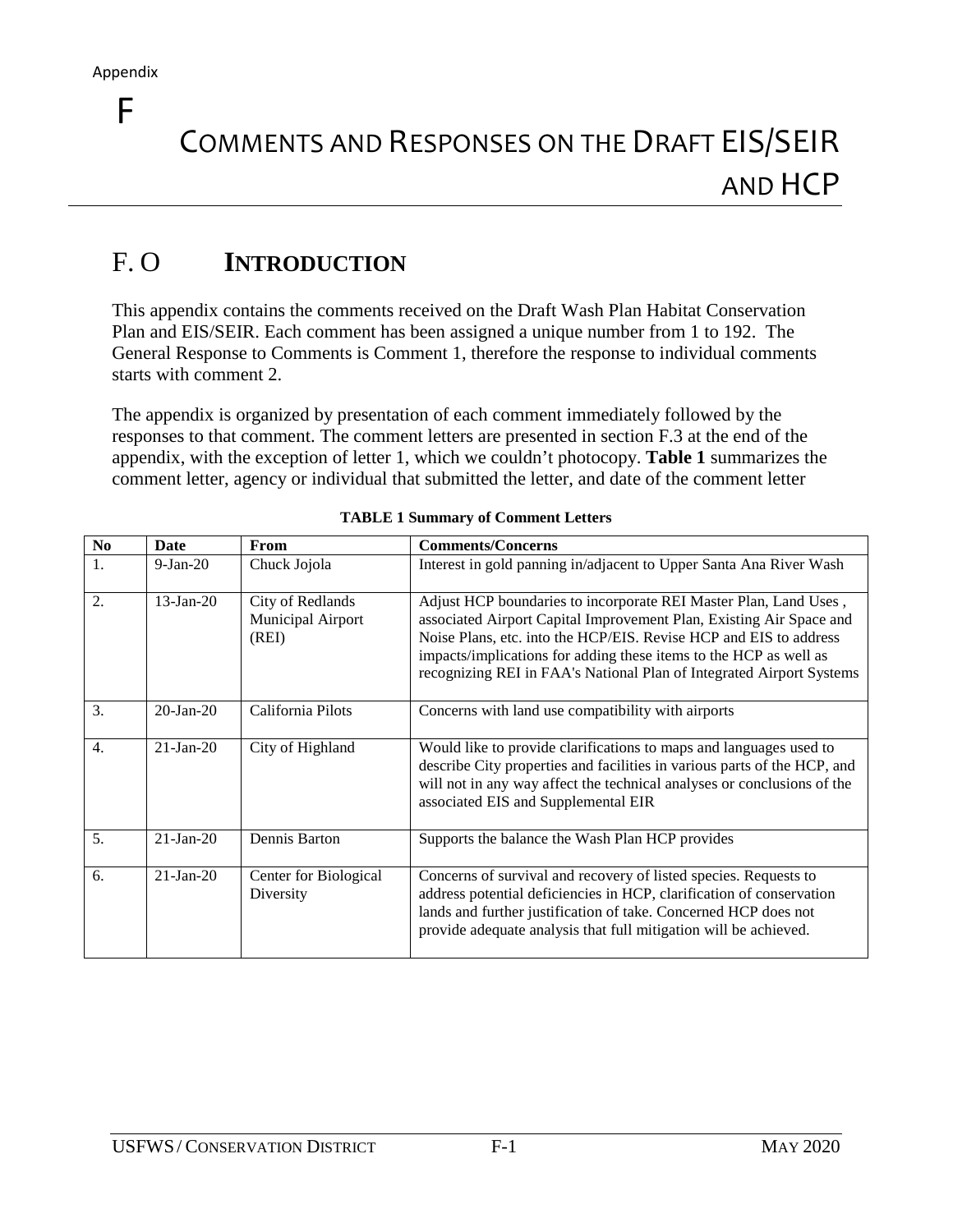Appendix

# F

# COMMENTS AND RESPONSES ON THE DRAFT EIS/SEIR AND HCP

## F. O INTRODUCTION

This appendix contains the comments received on the Draft Wash Plan Habitat Conservation Plan and EIS/SEIR. Each comment has been assigned a unique number from 1 to 192. The General Response to Comments is Comment 1, therefore the response to individual comments starts with comment 2.

The appendix is organized by presentation of each comment immediately followed by the responses to that comment. The comment letters are presented in section F.3 at the end of the appendix, with the exception of letter 1, which we couldn't photocopy. **Table 1** summarizes the comment letter, agency or individual that submitted the letter, and date of the comment letter

**TABLE 1 Summary of Comment Letters**

| No | Date | From | Comments/Concerns |
|---|---|---|---|
| 1. | 9-Jan-20 | Chuck Jojola | Interest in gold panning in/adjacent to Upper Santa Ana River Wash |
| 2. | 13-Jan-20 | City of Redlands Municipal Airport (REI) | Adjust HCP boundaries to incorporate REI Master Plan, Land Uses , associated Airport Capital Improvement Plan, Existing Air Space and Noise Plans, etc. into the HCP/EIS. Revise HCP and EIS to address impacts/implications for adding these items to the HCP as well as recognizing REI in FAA's National Plan of Integrated Airport Systems |
| 3. | 20-Jan-20 | California Pilots | Concerns with land use compatibility with airports |
| 4. | 21-Jan-20 | City of Highland | Would like to provide clarifications to maps and languages used to describe City properties and facilities in various parts of the HCP, and will not in any way affect the technical analyses or conclusions of the associated EIS and Supplemental EIR |
| 5. | 21-Jan-20 | Dennis Barton | Supports the balance the Wash Plan HCP provides |
| 6. | 21-Jan-20 | Center for Biological Diversity | Concerns of survival and recovery of listed species. Requests to address potential deficiencies in HCP, clarification of conservation lands and further justification of take. Concerned HCP does not provide adequate analysis that full mitigation will be achieved. |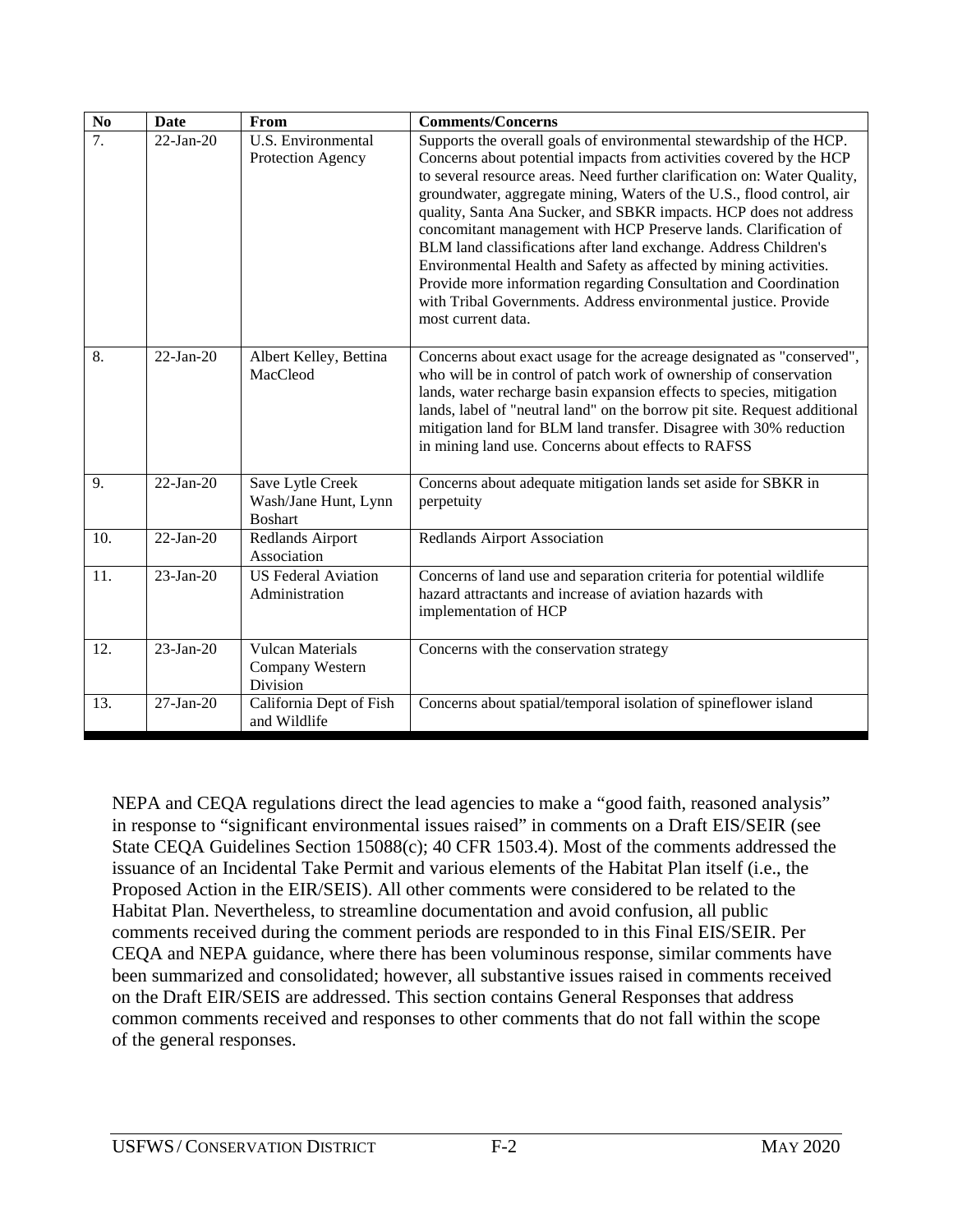| No | Date | From | Comments/Concerns |
|---|---|---|---|
| 7. | 22-Jan-20 | U.S. Environmental Protection Agency | Supports the overall goals of environmental stewardship of the HCP. Concerns about potential impacts from activities covered by the HCP to several resource areas. Need further clarification on: Water Quality, groundwater, aggregate mining, Waters of the U.S., flood control, air quality, Santa Ana Sucker, and SBKR impacts. HCP does not address concomitant management with HCP Preserve lands. Clarification of BLM land classifications after land exchange. Address Children's Environmental Health and Safety as affected by mining activities. Provide more information regarding Consultation and Coordination with Tribal Governments. Address environmental justice. Provide most current data. |
| 8. | 22-Jan-20 | Albert Kelley, Bettina MacCleod | Concerns about exact usage for the acreage designated as "conserved", who will be in control of patch work of ownership of conservation lands, water recharge basin expansion effects to species, mitigation lands, label of "neutral land" on the borrow pit site. Request additional mitigation land for BLM land transfer. Disagree with 30% reduction in mining land use. Concerns about effects to RAFSS |
| 9. | 22-Jan-20 | Save Lytle Creek Wash/Jane Hunt, Lynn Boshart | Concerns about adequate mitigation lands set aside for SBKR in perpetuity |
| 10. | 22-Jan-20 | Redlands Airport Association | Redlands Airport Association |
| 11. | 23-Jan-20 | US Federal Aviation Administration | Concerns of land use and separation criteria for potential wildlife hazard attractants and increase of aviation hazards with implementation of HCP |
| 12. | 23-Jan-20 | Vulcan Materials Company Western Division | Concerns with the conservation strategy |
| 13. | 27-Jan-20 | California Dept of Fish and Wildlife | Concerns about spatial/temporal isolation of spineflower island |

NEPA and CEQA regulations direct the lead agencies to make a “good faith, reasoned analysis” in response to “significant environmental issues raised” in comments on a Draft EIS/SEIR (see State CEQA Guidelines Section 15088(c); 40 CFR 1503.4). Most of the comments addressed the issuance of an Incidental Take Permit and various elements of the Habitat Plan itself (i.e., the Proposed Action in the EIR/SEIS). All other comments were considered to be related to the Habitat Plan. Nevertheless, to streamline documentation and avoid confusion, all public comments received during the comment periods are responded to in this Final EIS/SEIR. Per CEQA and NEPA guidance, where there has been voluminous response, similar comments have been summarized and consolidated; however, all substantive issues raised in comments received on the Draft EIR/SEIS are addressed. This section contains General Responses that address common comments received and responses to other comments that do not fall within the scope of the general responses.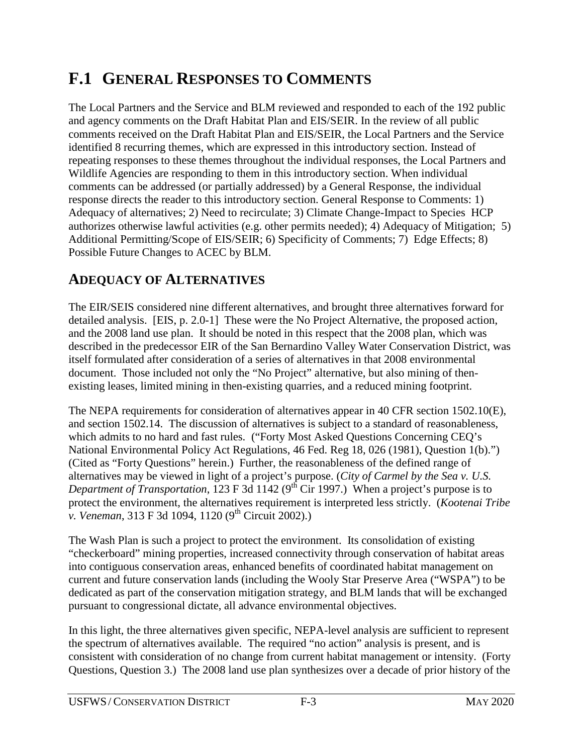# F.1 GENERAL RESPONSES TO COMMENTS

The Local Partners and the Service and BLM reviewed and responded to each of the 192 public and agency comments on the Draft Habitat Plan and EIS/SEIR. In the review of all public comments received on the Draft Habitat Plan and EIS/SEIR, the Local Partners and the Service identified 8 recurring themes, which are expressed in this introductory section. Instead of repeating responses to these themes throughout the individual responses, the Local Partners and Wildlife Agencies are responding to them in this introductory section. When individual comments can be addressed (or partially addressed) by a General Response, the individual response directs the reader to this introductory section. General Response to Comments: 1) Adequacy of alternatives; 2) Need to recirculate; 3) Climate Change-Impact to Species HCP authorizes otherwise lawful activities (e.g. other permits needed); 4) Adequacy of Mitigation; 5) Additional Permitting/Scope of EIS/SEIR; 6) Specificity of Comments; 7) Edge Effects; 8) Possible Future Changes to ACEC by BLM.

## ADEQUACY OF ALTERNATIVES

The EIR/SEIS considered nine different alternatives, and brought three alternatives forward for detailed analysis. [EIS, p. 2.0-1] These were the No Project Alternative, the proposed action, and the 2008 land use plan. It should be noted in this respect that the 2008 plan, which was described in the predecessor EIR of the San Bernardino Valley Water Conservation District, was itself formulated after consideration of a series of alternatives in that 2008 environmental document. Those included not only the "No Project" alternative, but also mining of then-existing leases, limited mining in then-existing quarries, and a reduced mining footprint.

The NEPA requirements for consideration of alternatives appear in 40 CFR section 1502.10(E), and section 1502.14. The discussion of alternatives is subject to a standard of reasonableness, which admits to no hard and fast rules. ("Forty Most Asked Questions Concerning CEQ's National Environmental Policy Act Regulations, 46 Fed. Reg 18, 026 (1981), Question 1(b).") (Cited as "Forty Questions" herein.) Further, the reasonableness of the defined range of alternatives may be viewed in light of a project's purpose. (*City of Carmel by the Sea v. U.S. Department of Transportation*, 123 F 3d 1142 (9th Cir 1997.) When a project's purpose is to protect the environment, the alternatives requirement is interpreted less strictly. (*Kootenai Tribe v. Veneman*, 313 F 3d 1094, 1120 (9th Circuit 2002).)

The Wash Plan is such a project to protect the environment. Its consolidation of existing "checkerboard" mining properties, increased connectivity through conservation of habitat areas into contiguous conservation areas, enhanced benefits of coordinated habitat management on current and future conservation lands (including the Wooly Star Preserve Area ("WSPA") to be dedicated as part of the conservation mitigation strategy, and BLM lands that will be exchanged pursuant to congressional dictate, all advance environmental objectives.

In this light, the three alternatives given specific, NEPA-level analysis are sufficient to represent the spectrum of alternatives available. The required "no action" analysis is present, and is consistent with consideration of no change from current habitat management or intensity. (Forty Questions, Question 3.) The 2008 land use plan synthesizes over a decade of prior history of the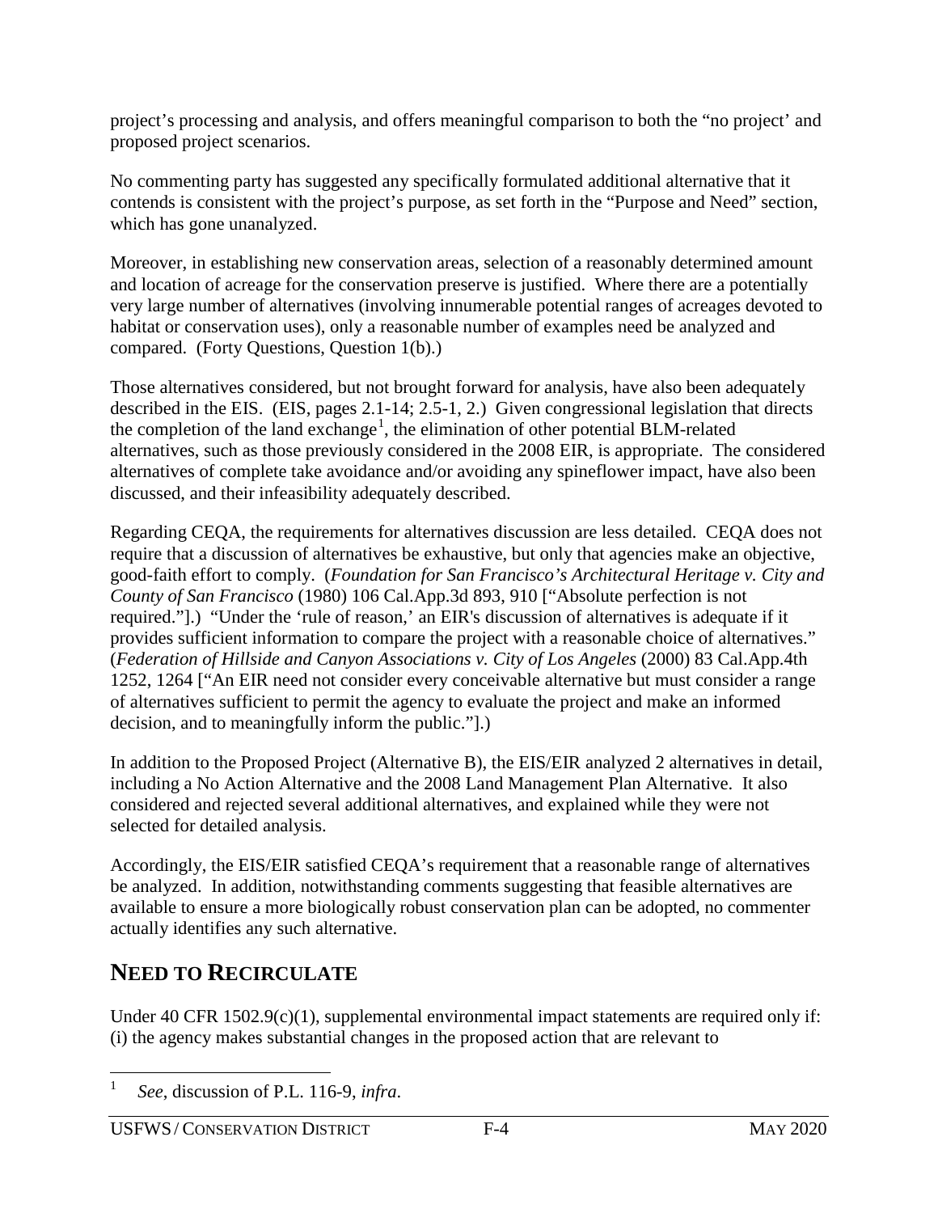project's processing and analysis, and offers meaningful comparison to both the "no project' and proposed project scenarios.

No commenting party has suggested any specifically formulated additional alternative that it contends is consistent with the project's purpose, as set forth in the "Purpose and Need" section, which has gone unanalyzed.

Moreover, in establishing new conservation areas, selection of a reasonably determined amount and location of acreage for the conservation preserve is justified. Where there are a potentially very large number of alternatives (involving innumerable potential ranges of acreages devoted to habitat or conservation uses), only a reasonable number of examples need be analyzed and compared. (Forty Questions, Question 1(b).)

Those alternatives considered, but not brought forward for analysis, have also been adequately described in the EIS. (EIS, pages 2.1-14; 2.5-1, 2.) Given congressional legislation that directs the completion of the land exchange[1], the elimination of other potential BLM-related alternatives, such as those previously considered in the 2008 EIR, is appropriate. The considered alternatives of complete take avoidance and/or avoiding any spineflower impact, have also been discussed, and their infeasibility adequately described.

Regarding CEQA, the requirements for alternatives discussion are less detailed. CEQA does not require that a discussion of alternatives be exhaustive, but only that agencies make an objective, good-faith effort to comply. (*Foundation for San Francisco's Architectural Heritage v. City and County of San Francisco* (1980) 106 Cal.App.3d 893, 910 ["Absolute perfection is not required."].) "Under the 'rule of reason,' an EIR's discussion of alternatives is adequate if it provides sufficient information to compare the project with a reasonable choice of alternatives." (*Federation of Hillside and Canyon Associations v. City of Los Angeles* (2000) 83 Cal.App.4th 1252, 1264 ["An EIR need not consider every conceivable alternative but must consider a range of alternatives sufficient to permit the agency to evaluate the project and make an informed decision, and to meaningfully inform the public."].)

In addition to the Proposed Project (Alternative B), the EIS/EIR analyzed 2 alternatives in detail, including a No Action Alternative and the 2008 Land Management Plan Alternative. It also considered and rejected several additional alternatives, and explained while they were not selected for detailed analysis.

Accordingly, the EIS/EIR satisfied CEQA's requirement that a reasonable range of alternatives be analyzed. In addition, notwithstanding comments suggesting that feasible alternatives are available to ensure a more biologically robust conservation plan can be adopted, no commenter actually identifies any such alternative.

## NEED TO RECIRCULATE

Under 40 CFR 1502.9(c)(1), supplemental environmental impact statements are required only if: (i) the agency makes substantial changes in the proposed action that are relevant to

[1] *See*, discussion of P.L. 116-9, *infra*.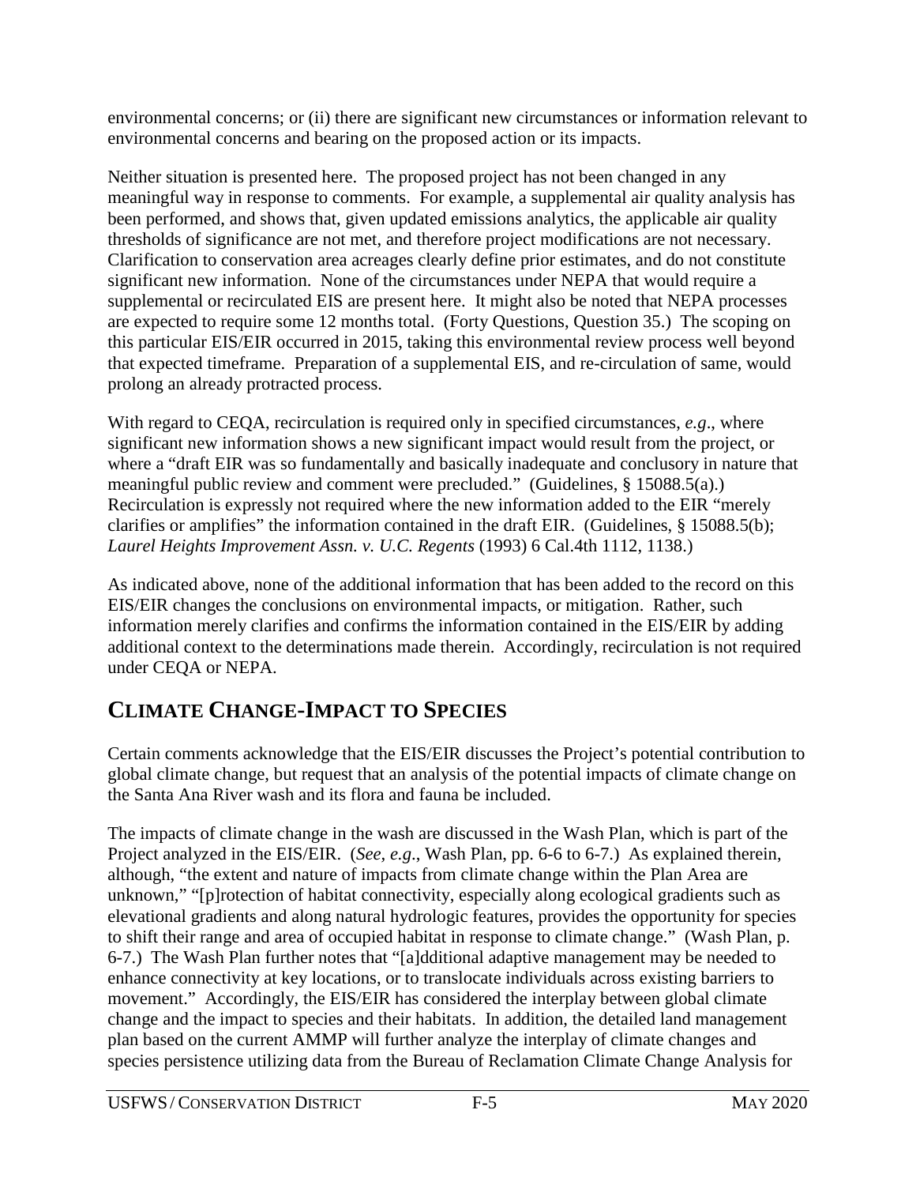environmental concerns; or (ii) there are significant new circumstances or information relevant to environmental concerns and bearing on the proposed action or its impacts.

Neither situation is presented here. The proposed project has not been changed in any meaningful way in response to comments. For example, a supplemental air quality analysis has been performed, and shows that, given updated emissions analytics, the applicable air quality thresholds of significance are not met, and therefore project modifications are not necessary. Clarification to conservation area acreages clearly define prior estimates, and do not constitute significant new information. None of the circumstances under NEPA that would require a supplemental or recirculated EIS are present here. It might also be noted that NEPA processes are expected to require some 12 months total. (Forty Questions, Question 35.) The scoping on this particular EIS/EIR occurred in 2015, taking this environmental review process well beyond that expected timeframe. Preparation of a supplemental EIS, and re-circulation of same, would prolong an already protracted process.

With regard to CEQA, recirculation is required only in specified circumstances, *e.g*., where significant new information shows a new significant impact would result from the project, or where a "draft EIR was so fundamentally and basically inadequate and conclusory in nature that meaningful public review and comment were precluded." (Guidelines, § 15088.5(a).) Recirculation is expressly not required where the new information added to the EIR "merely clarifies or amplifies" the information contained in the draft EIR. (Guidelines, § 15088.5(b); *Laurel Heights Improvement Assn. v. U.C. Regents* (1993) 6 Cal.4th 1112, 1138.)

As indicated above, none of the additional information that has been added to the record on this EIS/EIR changes the conclusions on environmental impacts, or mitigation. Rather, such information merely clarifies and confirms the information contained in the EIS/EIR by adding additional context to the determinations made therein. Accordingly, recirculation is not required under CEQA or NEPA.

## CLIMATE CHANGE-IMPACT TO SPECIES

Certain comments acknowledge that the EIS/EIR discusses the Project's potential contribution to global climate change, but request that an analysis of the potential impacts of climate change on the Santa Ana River wash and its flora and fauna be included.

The impacts of climate change in the wash are discussed in the Wash Plan, which is part of the Project analyzed in the EIS/EIR. (*See, e.g*., Wash Plan, pp. 6-6 to 6-7.) As explained therein, although, "the extent and nature of impacts from climate change within the Plan Area are unknown," "[p]rotection of habitat connectivity, especially along ecological gradients such as elevational gradients and along natural hydrologic features, provides the opportunity for species to shift their range and area of occupied habitat in response to climate change." (Wash Plan, p. 6-7.) The Wash Plan further notes that "[a]dditional adaptive management may be needed to enhance connectivity at key locations, or to translocate individuals across existing barriers to movement." Accordingly, the EIS/EIR has considered the interplay between global climate change and the impact to species and their habitats. In addition, the detailed land management plan based on the current AMMP will further analyze the interplay of climate changes and species persistence utilizing data from the Bureau of Reclamation Climate Change Analysis for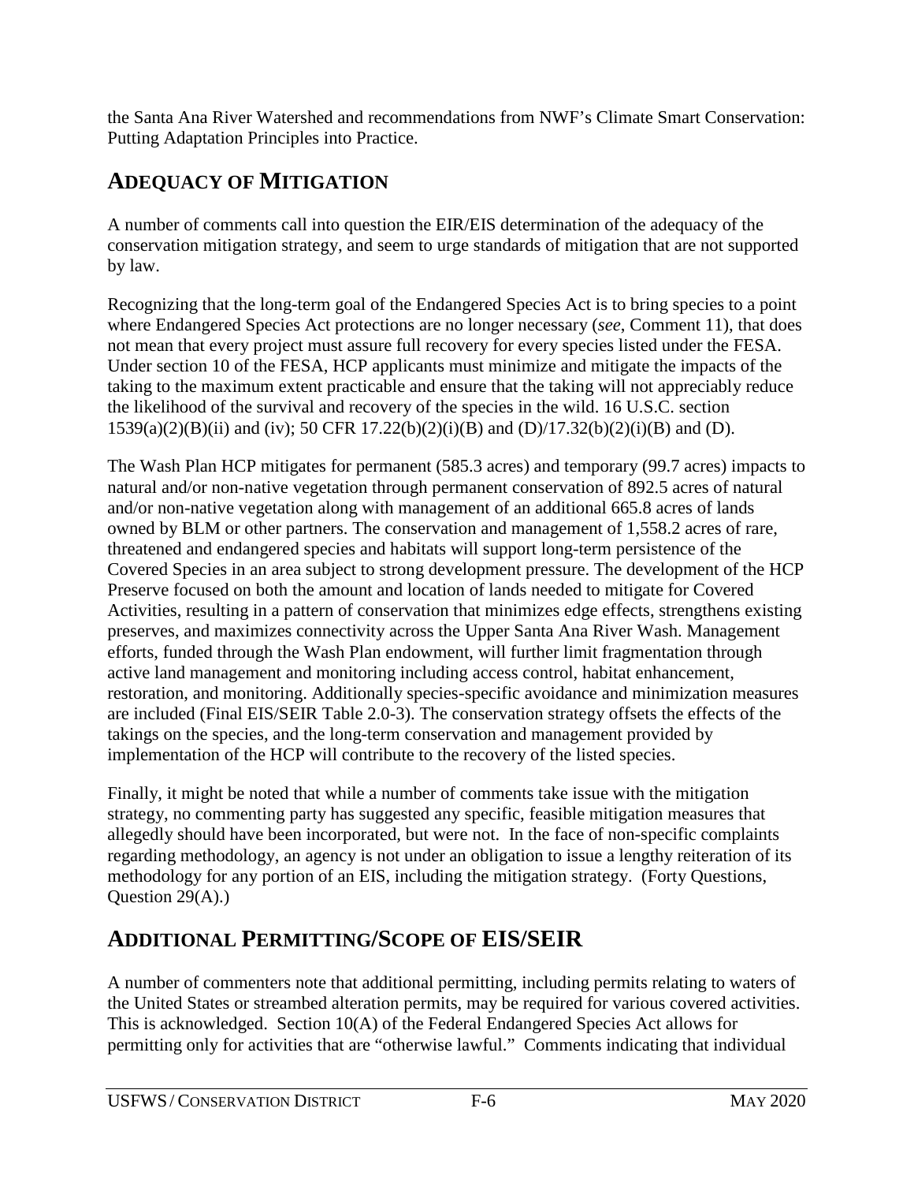the Santa Ana River Watershed and recommendations from NWF's Climate Smart Conservation: Putting Adaptation Principles into Practice.

## ADEQUACY OF MITIGATION

A number of comments call into question the EIR/EIS determination of the adequacy of the conservation mitigation strategy, and seem to urge standards of mitigation that are not supported by law.

Recognizing that the long-term goal of the Endangered Species Act is to bring species to a point where Endangered Species Act protections are no longer necessary (*see*, Comment 11), that does not mean that every project must assure full recovery for every species listed under the FESA. Under section 10 of the FESA, HCP applicants must minimize and mitigate the impacts of the taking to the maximum extent practicable and ensure that the taking will not appreciably reduce the likelihood of the survival and recovery of the species in the wild. 16 U.S.C. section 1539(a)(2)(B)(ii) and (iv); 50 CFR 17.22(b)(2)(i)(B) and (D)/17.32(b)(2)(i)(B) and (D).

The Wash Plan HCP mitigates for permanent (585.3 acres) and temporary (99.7 acres) impacts to natural and/or non-native vegetation through permanent conservation of 892.5 acres of natural and/or non-native vegetation along with management of an additional 665.8 acres of lands owned by BLM or other partners. The conservation and management of 1,558.2 acres of rare, threatened and endangered species and habitats will support long-term persistence of the Covered Species in an area subject to strong development pressure. The development of the HCP Preserve focused on both the amount and location of lands needed to mitigate for Covered Activities, resulting in a pattern of conservation that minimizes edge effects, strengthens existing preserves, and maximizes connectivity across the Upper Santa Ana River Wash. Management efforts, funded through the Wash Plan endowment, will further limit fragmentation through active land management and monitoring including access control, habitat enhancement, restoration, and monitoring. Additionally species-specific avoidance and minimization measures are included (Final EIS/SEIR Table 2.0-3). The conservation strategy offsets the effects of the takings on the species, and the long-term conservation and management provided by implementation of the HCP will contribute to the recovery of the listed species.

Finally, it might be noted that while a number of comments take issue with the mitigation strategy, no commenting party has suggested any specific, feasible mitigation measures that allegedly should have been incorporated, but were not. In the face of non-specific complaints regarding methodology, an agency is not under an obligation to issue a lengthy reiteration of its methodology for any portion of an EIS, including the mitigation strategy. (Forty Questions, Question 29(A).)

## ADDITIONAL PERMITTING/SCOPE OF EIS/SEIR

A number of commenters note that additional permitting, including permits relating to waters of the United States or streambed alteration permits, may be required for various covered activities. This is acknowledged. Section 10(A) of the Federal Endangered Species Act allows for permitting only for activities that are "otherwise lawful." Comments indicating that individual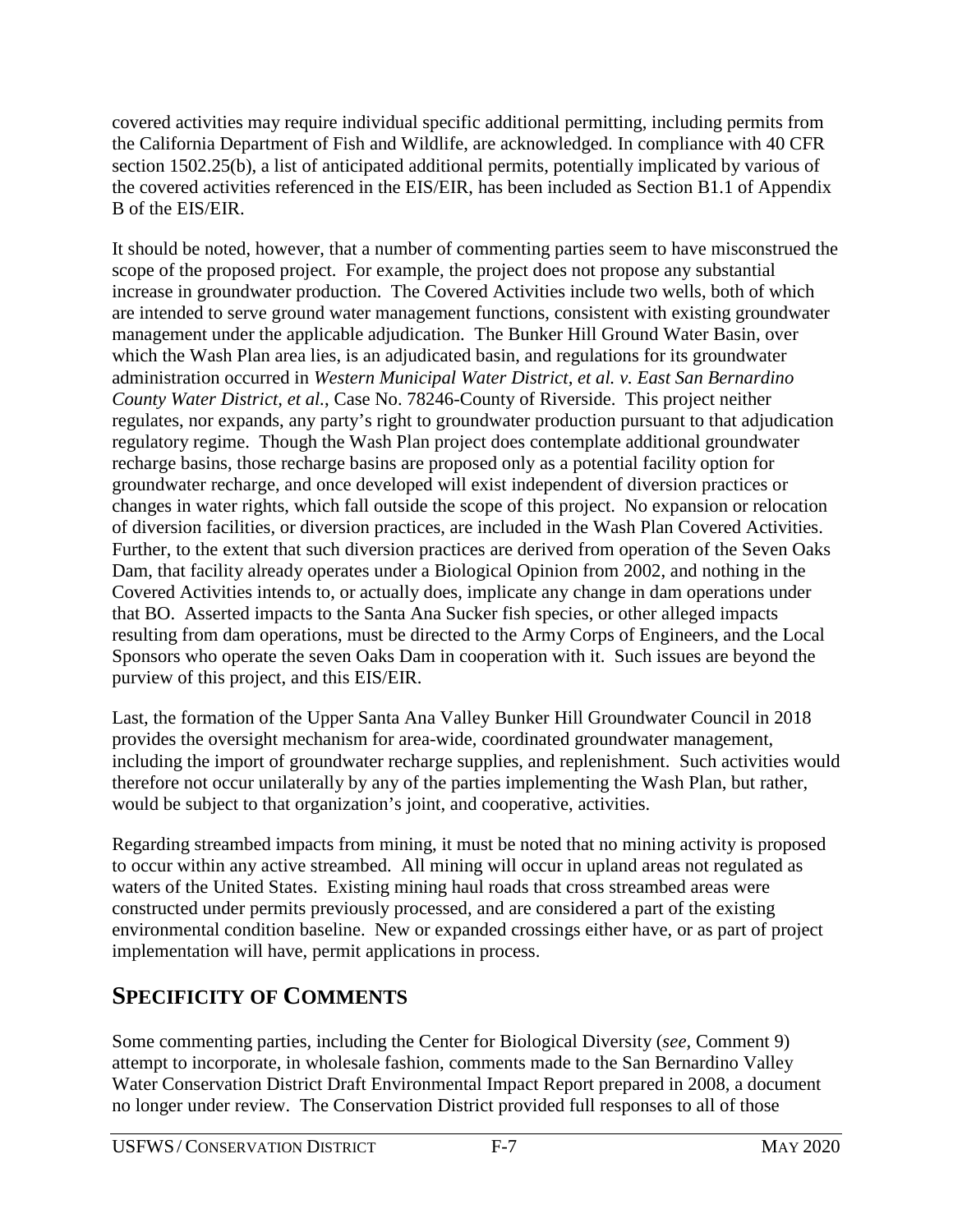covered activities may require individual specific additional permitting, including permits from the California Department of Fish and Wildlife, are acknowledged. In compliance with 40 CFR section 1502.25(b), a list of anticipated additional permits, potentially implicated by various of the covered activities referenced in the EIS/EIR, has been included as Section B1.1 of Appendix B of the EIS/EIR.

It should be noted, however, that a number of commenting parties seem to have misconstrued the scope of the proposed project. For example, the project does not propose any substantial increase in groundwater production. The Covered Activities include two wells, both of which are intended to serve ground water management functions, consistent with existing groundwater management under the applicable adjudication. The Bunker Hill Ground Water Basin, over which the Wash Plan area lies, is an adjudicated basin, and regulations for its groundwater administration occurred in *Western Municipal Water District, et al. v. East San Bernardino County Water District, et al.*, Case No. 78246-County of Riverside. This project neither regulates, nor expands, any party's right to groundwater production pursuant to that adjudication regulatory regime. Though the Wash Plan project does contemplate additional groundwater recharge basins, those recharge basins are proposed only as a potential facility option for groundwater recharge, and once developed will exist independent of diversion practices or changes in water rights, which fall outside the scope of this project. No expansion or relocation of diversion facilities, or diversion practices, are included in the Wash Plan Covered Activities. Further, to the extent that such diversion practices are derived from operation of the Seven Oaks Dam, that facility already operates under a Biological Opinion from 2002, and nothing in the Covered Activities intends to, or actually does, implicate any change in dam operations under that BO. Asserted impacts to the Santa Ana Sucker fish species, or other alleged impacts resulting from dam operations, must be directed to the Army Corps of Engineers, and the Local Sponsors who operate the seven Oaks Dam in cooperation with it. Such issues are beyond the purview of this project, and this EIS/EIR.

Last, the formation of the Upper Santa Ana Valley Bunker Hill Groundwater Council in 2018 provides the oversight mechanism for area-wide, coordinated groundwater management, including the import of groundwater recharge supplies, and replenishment. Such activities would therefore not occur unilaterally by any of the parties implementing the Wash Plan, but rather, would be subject to that organization's joint, and cooperative, activities.

Regarding streambed impacts from mining, it must be noted that no mining activity is proposed to occur within any active streambed. All mining will occur in upland areas not regulated as waters of the United States. Existing mining haul roads that cross streambed areas were constructed under permits previously processed, and are considered a part of the existing environmental condition baseline. New or expanded crossings either have, or as part of project implementation will have, permit applications in process.

## SPECIFICITY OF COMMENTS

Some commenting parties, including the Center for Biological Diversity (*see*, Comment 9) attempt to incorporate, in wholesale fashion, comments made to the San Bernardino Valley Water Conservation District Draft Environmental Impact Report prepared in 2008, a document no longer under review. The Conservation District provided full responses to all of those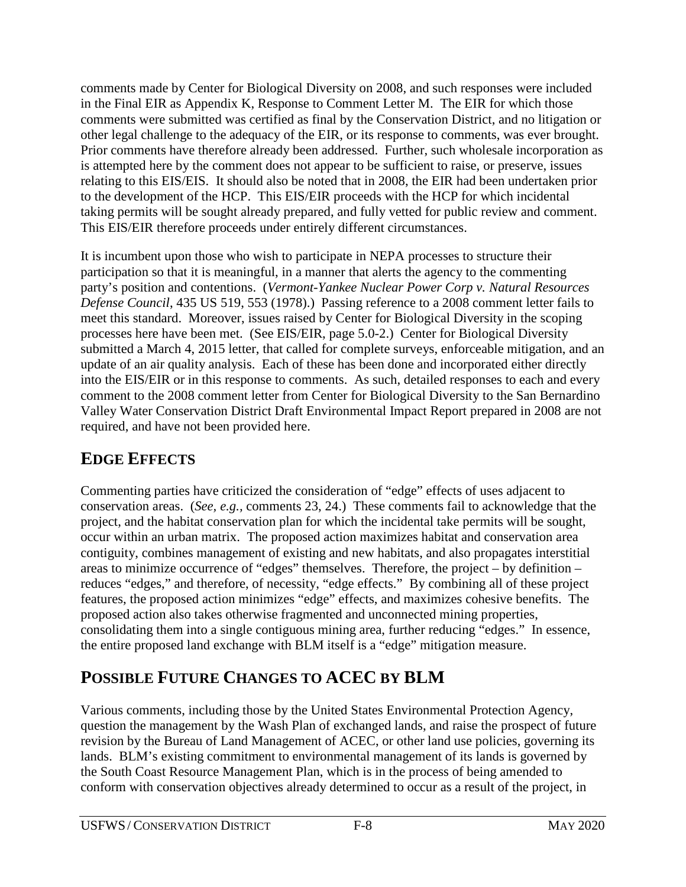comments made by Center for Biological Diversity on 2008, and such responses were included in the Final EIR as Appendix K, Response to Comment Letter M. The EIR for which those comments were submitted was certified as final by the Conservation District, and no litigation or other legal challenge to the adequacy of the EIR, or its response to comments, was ever brought. Prior comments have therefore already been addressed. Further, such wholesale incorporation as is attempted here by the comment does not appear to be sufficient to raise, or preserve, issues relating to this EIS/EIS. It should also be noted that in 2008, the EIR had been undertaken prior to the development of the HCP. This EIS/EIR proceeds with the HCP for which incidental taking permits will be sought already prepared, and fully vetted for public review and comment. This EIS/EIR therefore proceeds under entirely different circumstances.

It is incumbent upon those who wish to participate in NEPA processes to structure their participation so that it is meaningful, in a manner that alerts the agency to the commenting party's position and contentions. (*Vermont-Yankee Nuclear Power Corp v. Natural Resources Defense Council*, 435 US 519, 553 (1978).) Passing reference to a 2008 comment letter fails to meet this standard. Moreover, issues raised by Center for Biological Diversity in the scoping processes here have been met. (See EIS/EIR, page 5.0-2.) Center for Biological Diversity submitted a March 4, 2015 letter, that called for complete surveys, enforceable mitigation, and an update of an air quality analysis. Each of these has been done and incorporated either directly into the EIS/EIR or in this response to comments. As such, detailed responses to each and every comment to the 2008 comment letter from Center for Biological Diversity to the San Bernardino Valley Water Conservation District Draft Environmental Impact Report prepared in 2008 are not required, and have not been provided here.

## EDGE EFFECTS

Commenting parties have criticized the consideration of "edge" effects of uses adjacent to conservation areas. (*See, e.g.,* comments 23, 24.) These comments fail to acknowledge that the project, and the habitat conservation plan for which the incidental take permits will be sought, occur within an urban matrix. The proposed action maximizes habitat and conservation area contiguity, combines management of existing and new habitats, and also propagates interstitial areas to minimize occurrence of "edges" themselves. Therefore, the project – by definition – reduces "edges," and therefore, of necessity, "edge effects." By combining all of these project features, the proposed action minimizes "edge" effects, and maximizes cohesive benefits. The proposed action also takes otherwise fragmented and unconnected mining properties, consolidating them into a single contiguous mining area, further reducing "edges." In essence, the entire proposed land exchange with BLM itself is a "edge" mitigation measure.

## POSSIBLE FUTURE CHANGES TO ACEC BY BLM

Various comments, including those by the United States Environmental Protection Agency, question the management by the Wash Plan of exchanged lands, and raise the prospect of future revision by the Bureau of Land Management of ACEC, or other land use policies, governing its lands. BLM's existing commitment to environmental management of its lands is governed by the South Coast Resource Management Plan, which is in the process of being amended to conform with conservation objectives already determined to occur as a result of the project, in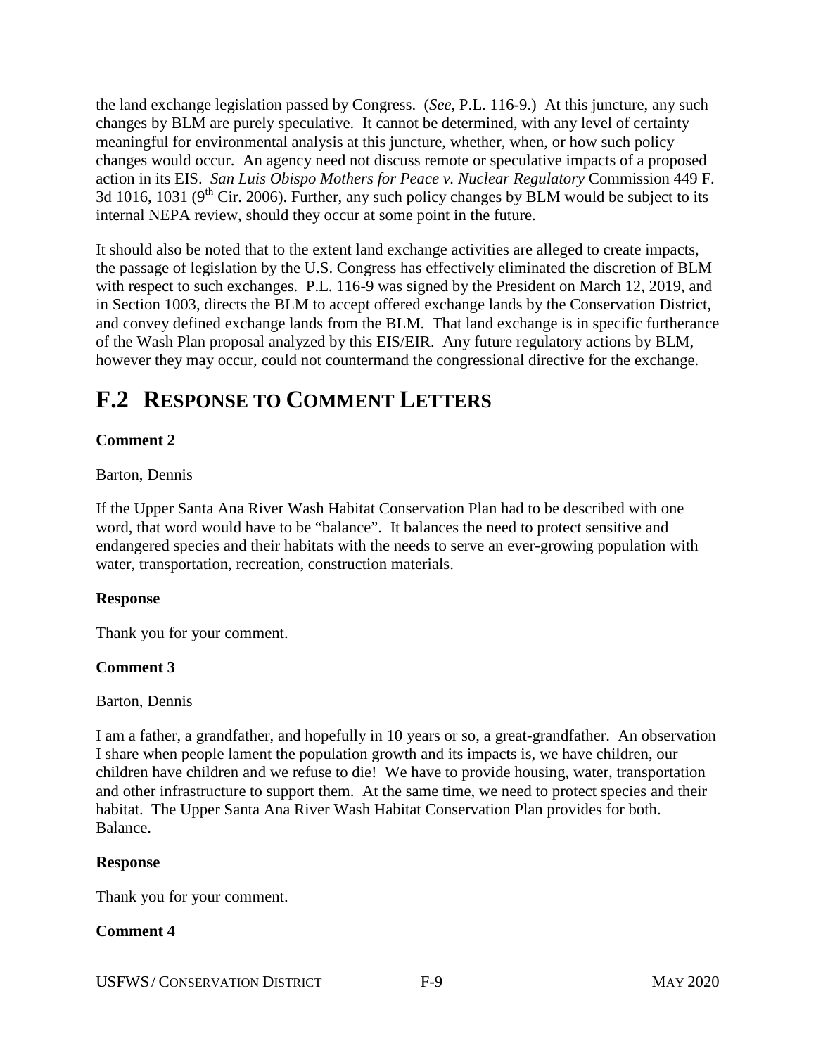the land exchange legislation passed by Congress. (*See*, P.L. 116-9.) At this juncture, any such changes by BLM are purely speculative. It cannot be determined, with any level of certainty meaningful for environmental analysis at this juncture, whether, when, or how such policy changes would occur. An agency need not discuss remote or speculative impacts of a proposed action in its EIS. *San Luis Obispo Mothers for Peace v. Nuclear Regulatory* Commission 449 F. 3d 1016, 1031 (9th Cir. 2006). Further, any such policy changes by BLM would be subject to its internal NEPA review, should they occur at some point in the future.

It should also be noted that to the extent land exchange activities are alleged to create impacts, the passage of legislation by the U.S. Congress has effectively eliminated the discretion of BLM with respect to such exchanges. P.L. 116-9 was signed by the President on March 12, 2019, and in Section 1003, directs the BLM to accept offered exchange lands by the Conservation District, and convey defined exchange lands from the BLM. That land exchange is in specific furtherance of the Wash Plan proposal analyzed by this EIS/EIR. Any future regulatory actions by BLM, however they may occur, could not countermand the congressional directive for the exchange.

## F.2 RESPONSE TO COMMENT LETTERS

**Comment 2**

Barton, Dennis

If the Upper Santa Ana River Wash Habitat Conservation Plan had to be described with one word, that word would have to be "balance". It balances the need to protect sensitive and endangered species and their habitats with the needs to serve an ever-growing population with water, transportation, recreation, construction materials.

**Response**

Thank you for your comment.

**Comment 3**

Barton, Dennis

I am a father, a grandfather, and hopefully in 10 years or so, a great-grandfather. An observation I share when people lament the population growth and its impacts is, we have children, our children have children and we refuse to die! We have to provide housing, water, transportation and other infrastructure to support them. At the same time, we need to protect species and their habitat. The Upper Santa Ana River Wash Habitat Conservation Plan provides for both. Balance.

**Response**

Thank you for your comment.

**Comment 4**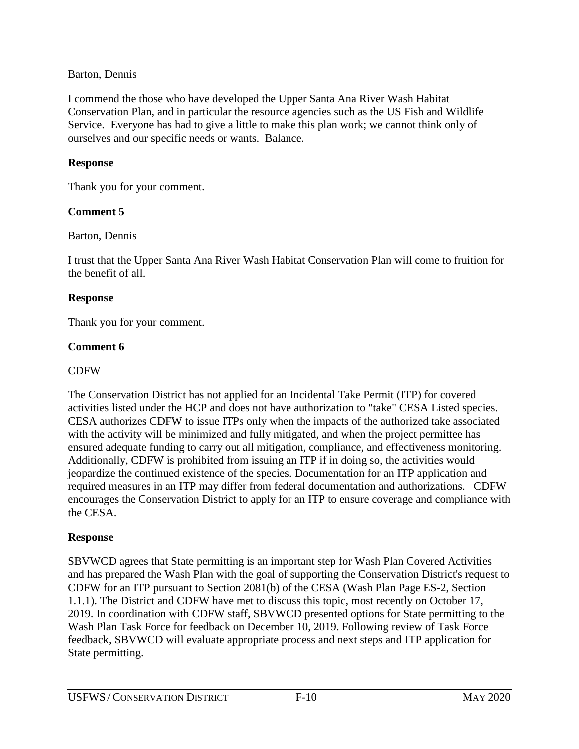Barton, Dennis

I commend the those who have developed the Upper Santa Ana River Wash Habitat Conservation Plan, and in particular the resource agencies such as the US Fish and Wildlife Service. Everyone has had to give a little to make this plan work; we cannot think only of ourselves and our specific needs or wants. Balance.

**Response**

Thank you for your comment.

**Comment 5**

Barton, Dennis

I trust that the Upper Santa Ana River Wash Habitat Conservation Plan will come to fruition for the benefit of all.

**Response**

Thank you for your comment.

**Comment 6**

CDFW

The Conservation District has not applied for an Incidental Take Permit (ITP) for covered activities listed under the HCP and does not have authorization to "take" CESA Listed species. CESA authorizes CDFW to issue ITPs only when the impacts of the authorized take associated with the activity will be minimized and fully mitigated, and when the project permittee has ensured adequate funding to carry out all mitigation, compliance, and effectiveness monitoring. Additionally, CDFW is prohibited from issuing an ITP if in doing so, the activities would jeopardize the continued existence of the species. Documentation for an ITP application and required measures in an ITP may differ from federal documentation and authorizations. CDFW encourages the Conservation District to apply for an ITP to ensure coverage and compliance with the CESA.

**Response**

SBVWCD agrees that State permitting is an important step for Wash Plan Covered Activities and has prepared the Wash Plan with the goal of supporting the Conservation District's request to CDFW for an ITP pursuant to Section 2081(b) of the CESA (Wash Plan Page ES-2, Section 1.1.1). The District and CDFW have met to discuss this topic, most recently on October 17, 2019. In coordination with CDFW staff, SBVWCD presented options for State permitting to the Wash Plan Task Force for feedback on December 10, 2019. Following review of Task Force feedback, SBVWCD will evaluate appropriate process and next steps and ITP application for State permitting.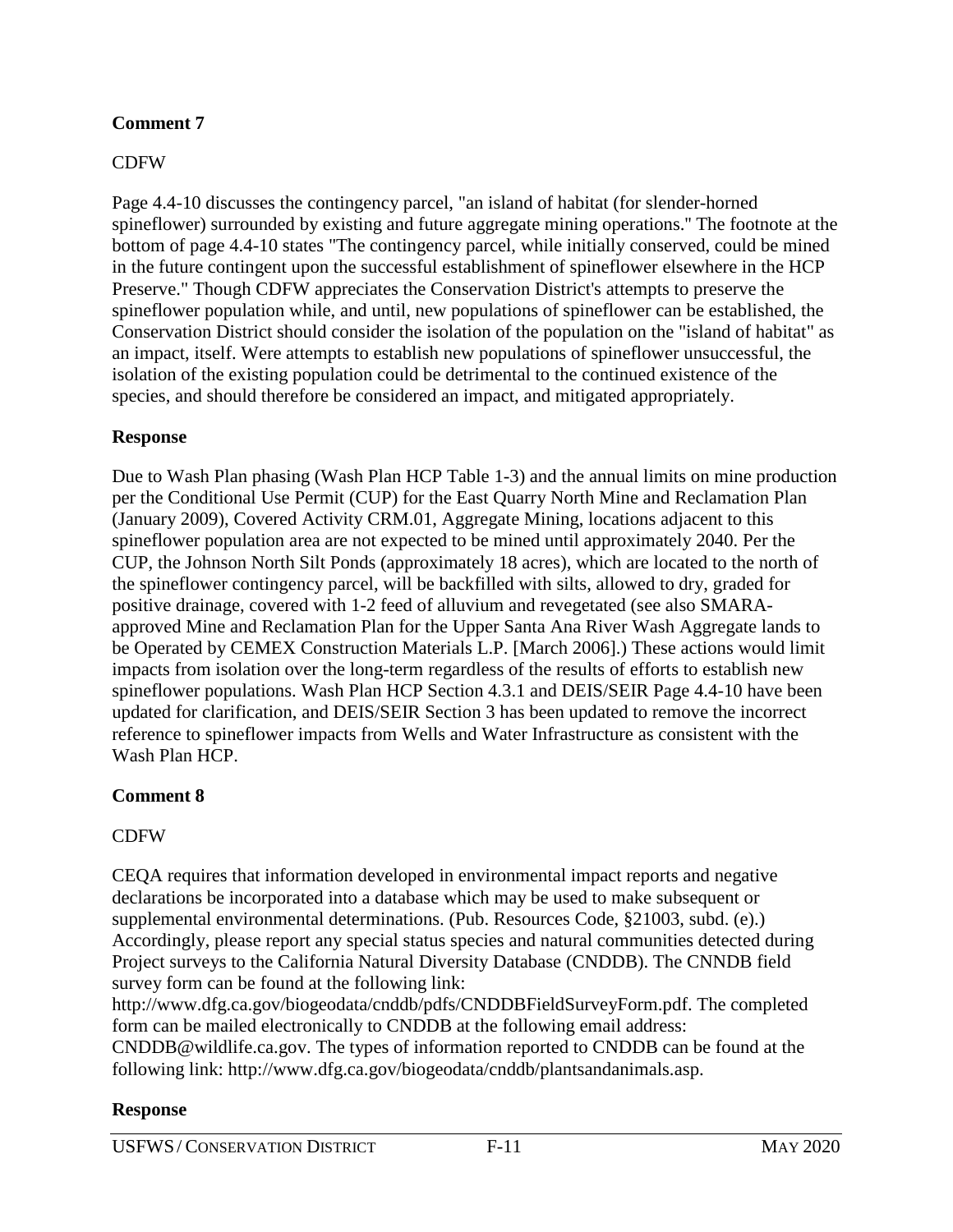**Comment 7**

CDFW

Page 4.4-10 discusses the contingency parcel, "an island of habitat (for slender-horned spineflower) surrounded by existing and future aggregate mining operations." The footnote at the bottom of page 4.4-10 states "The contingency parcel, while initially conserved, could be mined in the future contingent upon the successful establishment of spineflower elsewhere in the HCP Preserve." Though CDFW appreciates the Conservation District's attempts to preserve the spineflower population while, and until, new populations of spineflower can be established, the Conservation District should consider the isolation of the population on the "island of habitat" as an impact, itself. Were attempts to establish new populations of spineflower unsuccessful, the isolation of the existing population could be detrimental to the continued existence of the species, and should therefore be considered an impact, and mitigated appropriately.

**Response**

Due to Wash Plan phasing (Wash Plan HCP Table 1-3) and the annual limits on mine production per the Conditional Use Permit (CUP) for the East Quarry North Mine and Reclamation Plan (January 2009), Covered Activity CRM.01, Aggregate Mining, locations adjacent to this spineflower population area are not expected to be mined until approximately 2040. Per the CUP, the Johnson North Silt Ponds (approximately 18 acres), which are located to the north of the spineflower contingency parcel, will be backfilled with silts, allowed to dry, graded for positive drainage, covered with 1-2 feed of alluvium and revegetated (see also SMARA-approved Mine and Reclamation Plan for the Upper Santa Ana River Wash Aggregate lands to be Operated by CEMEX Construction Materials L.P. [March 2006].) These actions would limit impacts from isolation over the long-term regardless of the results of efforts to establish new spineflower populations. Wash Plan HCP Section 4.3.1 and DEIS/SEIR Page 4.4-10 have been updated for clarification, and DEIS/SEIR Section 3 has been updated to remove the incorrect reference to spineflower impacts from Wells and Water Infrastructure as consistent with the Wash Plan HCP.

**Comment 8**

CDFW

CEQA requires that information developed in environmental impact reports and negative declarations be incorporated into a database which may be used to make subsequent or supplemental environmental determinations. (Pub. Resources Code, §21003, subd. (e).) Accordingly, please report any special status species and natural communities detected during Project surveys to the California Natural Diversity Database (CNDDB). The CNNDB field survey form can be found at the following link: http://www.dfg.ca.gov/biogeodata/cnddb/pdfs/CNDDBFieldSurveyForm.pdf. The completed form can be mailed electronically to CNDDB at the following email address: CNDDB@wildlife.ca.gov. The types of information reported to CNDDB can be found at the following link: http://www.dfg.ca.gov/biogeodata/cnddb/plantsandanimals.asp.

**Response**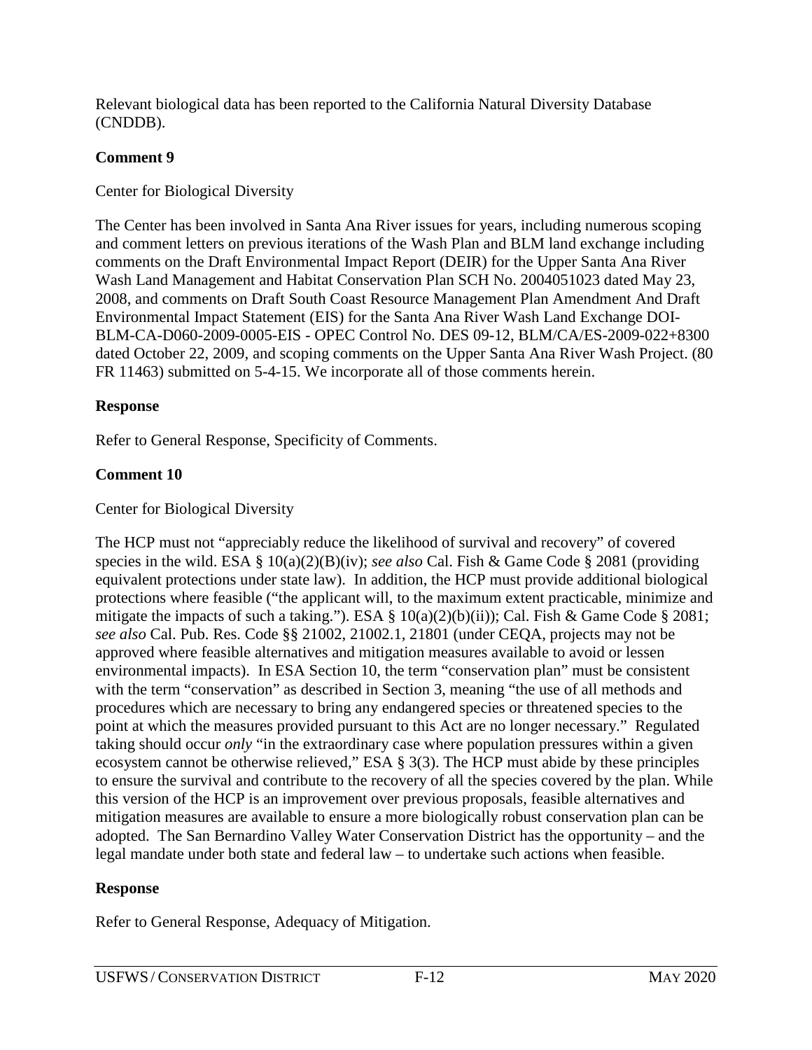Relevant biological data has been reported to the California Natural Diversity Database (CNDDB).

**Comment 9**

Center for Biological Diversity

The Center has been involved in Santa Ana River issues for years, including numerous scoping and comment letters on previous iterations of the Wash Plan and BLM land exchange including comments on the Draft Environmental Impact Report (DEIR) for the Upper Santa Ana River Wash Land Management and Habitat Conservation Plan SCH No. 2004051023 dated May 23, 2008, and comments on Draft South Coast Resource Management Plan Amendment And Draft Environmental Impact Statement (EIS) for the Santa Ana River Wash Land Exchange DOI-BLM-CA-D060-2009-0005-EIS - OPEC Control No. DES 09-12, BLM/CA/ES-2009-022+8300 dated October 22, 2009, and scoping comments on the Upper Santa Ana River Wash Project. (80 FR 11463) submitted on 5-4-15. We incorporate all of those comments herein.

**Response**

Refer to General Response, Specificity of Comments.

**Comment 10**

Center for Biological Diversity

The HCP must not "appreciably reduce the likelihood of survival and recovery" of covered species in the wild. ESA § 10(a)(2)(B)(iv); *see also* Cal. Fish & Game Code § 2081 (providing equivalent protections under state law). In addition, the HCP must provide additional biological protections where feasible ("the applicant will, to the maximum extent practicable, minimize and mitigate the impacts of such a taking."). ESA § 10(a)(2)(b)(ii)); Cal. Fish & Game Code § 2081; *see also* Cal. Pub. Res. Code §§ 21002, 21002.1, 21801 (under CEQA, projects may not be approved where feasible alternatives and mitigation measures available to avoid or lessen environmental impacts). In ESA Section 10, the term "conservation plan" must be consistent with the term "conservation" as described in Section 3, meaning "the use of all methods and procedures which are necessary to bring any endangered species or threatened species to the point at which the measures provided pursuant to this Act are no longer necessary." Regulated taking should occur *only* "in the extraordinary case where population pressures within a given ecosystem cannot be otherwise relieved," ESA § 3(3). The HCP must abide by these principles to ensure the survival and contribute to the recovery of all the species covered by the plan. While this version of the HCP is an improvement over previous proposals, feasible alternatives and mitigation measures are available to ensure a more biologically robust conservation plan can be adopted. The San Bernardino Valley Water Conservation District has the opportunity – and the legal mandate under both state and federal law – to undertake such actions when feasible.

**Response**

Refer to General Response, Adequacy of Mitigation.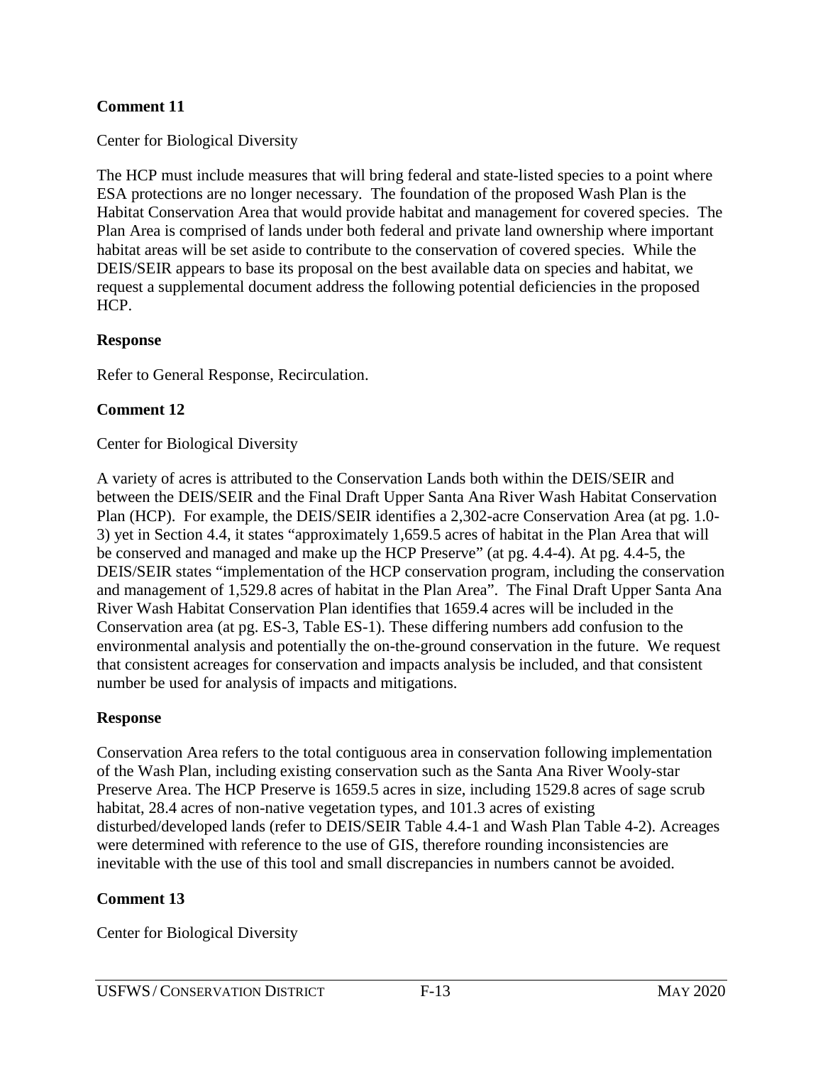**Comment 11**

Center for Biological Diversity

The HCP must include measures that will bring federal and state-listed species to a point where ESA protections are no longer necessary. The foundation of the proposed Wash Plan is the Habitat Conservation Area that would provide habitat and management for covered species. The Plan Area is comprised of lands under both federal and private land ownership where important habitat areas will be set aside to contribute to the conservation of covered species. While the DEIS/SEIR appears to base its proposal on the best available data on species and habitat, we request a supplemental document address the following potential deficiencies in the proposed HCP.

**Response**

Refer to General Response, Recirculation.

**Comment 12**

Center for Biological Diversity

A variety of acres is attributed to the Conservation Lands both within the DEIS/SEIR and between the DEIS/SEIR and the Final Draft Upper Santa Ana River Wash Habitat Conservation Plan (HCP). For example, the DEIS/SEIR identifies a 2,302-acre Conservation Area (at pg. 1.0-3) yet in Section 4.4, it states "approximately 1,659.5 acres of habitat in the Plan Area that will be conserved and managed and make up the HCP Preserve" (at pg. 4.4-4). At pg. 4.4-5, the DEIS/SEIR states "implementation of the HCP conservation program, including the conservation and management of 1,529.8 acres of habitat in the Plan Area". The Final Draft Upper Santa Ana River Wash Habitat Conservation Plan identifies that 1659.4 acres will be included in the Conservation area (at pg. ES-3, Table ES-1). These differing numbers add confusion to the environmental analysis and potentially the on-the-ground conservation in the future. We request that consistent acreages for conservation and impacts analysis be included, and that consistent number be used for analysis of impacts and mitigations.

**Response**

Conservation Area refers to the total contiguous area in conservation following implementation of the Wash Plan, including existing conservation such as the Santa Ana River Wooly-star Preserve Area. The HCP Preserve is 1659.5 acres in size, including 1529.8 acres of sage scrub habitat, 28.4 acres of non-native vegetation types, and 101.3 acres of existing disturbed/developed lands (refer to DEIS/SEIR Table 4.4-1 and Wash Plan Table 4-2). Acreages were determined with reference to the use of GIS, therefore rounding inconsistencies are inevitable with the use of this tool and small discrepancies in numbers cannot be avoided.

**Comment 13**

Center for Biological Diversity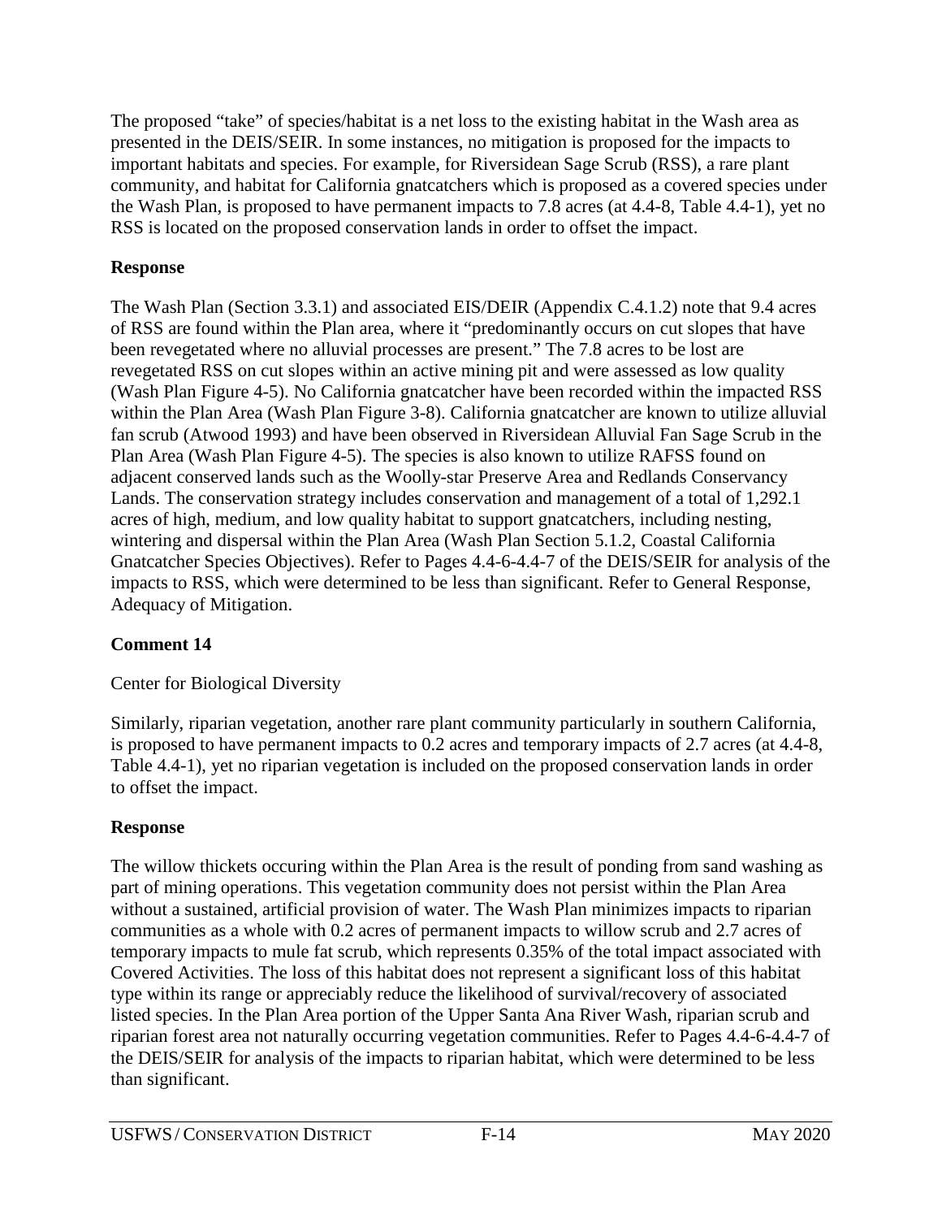The proposed "take" of species/habitat is a net loss to the existing habitat in the Wash area as presented in the DEIS/SEIR. In some instances, no mitigation is proposed for the impacts to important habitats and species. For example, for Riversidean Sage Scrub (RSS), a rare plant community, and habitat for California gnatcatchers which is proposed as a covered species under the Wash Plan, is proposed to have permanent impacts to 7.8 acres (at 4.4-8, Table 4.4-1), yet no RSS is located on the proposed conservation lands in order to offset the impact.

**Response**

The Wash Plan (Section 3.3.1) and associated EIS/DEIR (Appendix C.4.1.2) note that 9.4 acres of RSS are found within the Plan area, where it "predominantly occurs on cut slopes that have been revegetated where no alluvial processes are present." The 7.8 acres to be lost are revegetated RSS on cut slopes within an active mining pit and were assessed as low quality (Wash Plan Figure 4-5). No California gnatcatcher have been recorded within the impacted RSS within the Plan Area (Wash Plan Figure 3-8). California gnatcatcher are known to utilize alluvial fan scrub (Atwood 1993) and have been observed in Riversidean Alluvial Fan Sage Scrub in the Plan Area (Wash Plan Figure 4-5). The species is also known to utilize RAFSS found on adjacent conserved lands such as the Woolly-star Preserve Area and Redlands Conservancy Lands. The conservation strategy includes conservation and management of a total of 1,292.1 acres of high, medium, and low quality habitat to support gnatcatchers, including nesting, wintering and dispersal within the Plan Area (Wash Plan Section 5.1.2, Coastal California Gnatcatcher Species Objectives). Refer to Pages 4.4-6-4.4-7 of the DEIS/SEIR for analysis of the impacts to RSS, which were determined to be less than significant. Refer to General Response, Adequacy of Mitigation.

**Comment 14**

Center for Biological Diversity

Similarly, riparian vegetation, another rare plant community particularly in southern California, is proposed to have permanent impacts to 0.2 acres and temporary impacts of 2.7 acres (at 4.4-8, Table 4.4-1), yet no riparian vegetation is included on the proposed conservation lands in order to offset the impact.

**Response**

The willow thickets occuring within the Plan Area is the result of ponding from sand washing as part of mining operations. This vegetation community does not persist within the Plan Area without a sustained, artificial provision of water. The Wash Plan minimizes impacts to riparian communities as a whole with 0.2 acres of permanent impacts to willow scrub and 2.7 acres of temporary impacts to mule fat scrub, which represents 0.35% of the total impact associated with Covered Activities. The loss of this habitat does not represent a significant loss of this habitat type within its range or appreciably reduce the likelihood of survival/recovery of associated listed species. In the Plan Area portion of the Upper Santa Ana River Wash, riparian scrub and riparian forest area not naturally occurring vegetation communities. Refer to Pages 4.4-6-4.4-7 of the DEIS/SEIR for analysis of the impacts to riparian habitat, which were determined to be less than significant.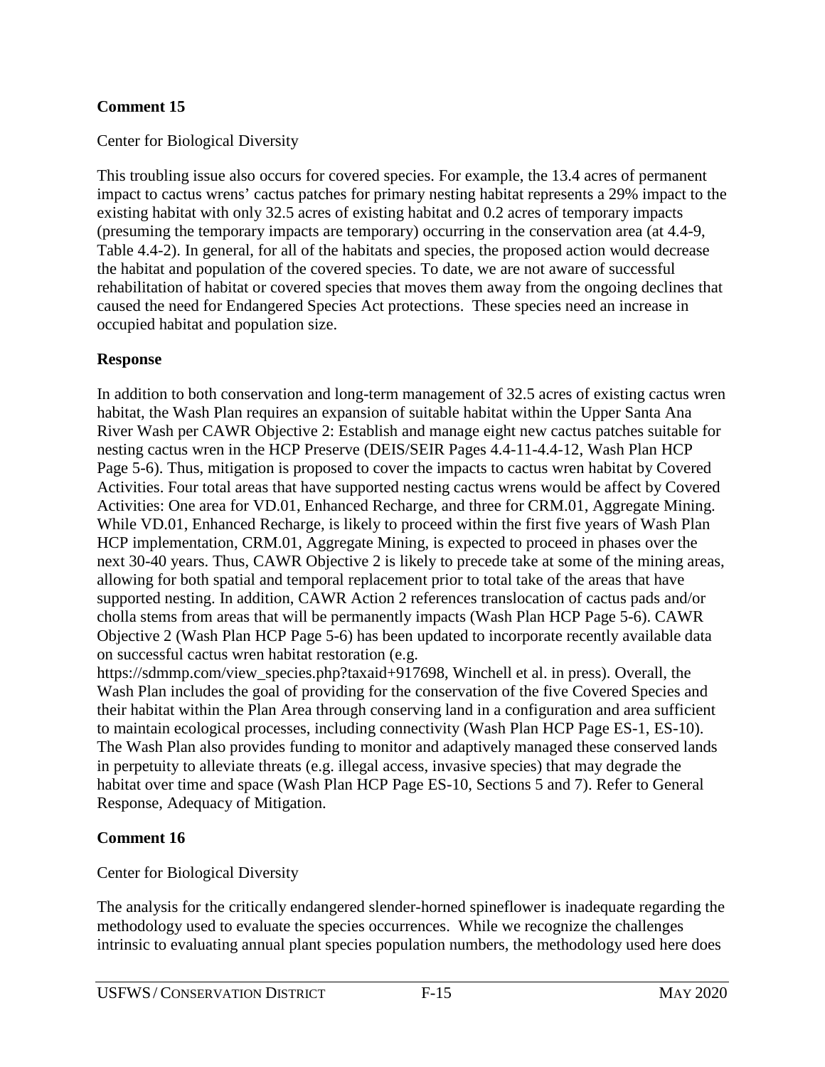**Comment 15**

Center for Biological Diversity

This troubling issue also occurs for covered species. For example, the 13.4 acres of permanent impact to cactus wrens' cactus patches for primary nesting habitat represents a 29% impact to the existing habitat with only 32.5 acres of existing habitat and 0.2 acres of temporary impacts (presuming the temporary impacts are temporary) occurring in the conservation area (at 4.4-9, Table 4.4-2). In general, for all of the habitats and species, the proposed action would decrease the habitat and population of the covered species. To date, we are not aware of successful rehabilitation of habitat or covered species that moves them away from the ongoing declines that caused the need for Endangered Species Act protections. These species need an increase in occupied habitat and population size.

**Response**

In addition to both conservation and long-term management of 32.5 acres of existing cactus wren habitat, the Wash Plan requires an expansion of suitable habitat within the Upper Santa Ana River Wash per CAWR Objective 2: Establish and manage eight new cactus patches suitable for nesting cactus wren in the HCP Preserve (DEIS/SEIR Pages 4.4-11-4.4-12, Wash Plan HCP Page 5-6). Thus, mitigation is proposed to cover the impacts to cactus wren habitat by Covered Activities. Four total areas that have supported nesting cactus wrens would be affect by Covered Activities: One area for VD.01, Enhanced Recharge, and three for CRM.01, Aggregate Mining. While VD.01, Enhanced Recharge, is likely to proceed within the first five years of Wash Plan HCP implementation, CRM.01, Aggregate Mining, is expected to proceed in phases over the next 30-40 years. Thus, CAWR Objective 2 is likely to precede take at some of the mining areas, allowing for both spatial and temporal replacement prior to total take of the areas that have supported nesting. In addition, CAWR Action 2 references translocation of cactus pads and/or cholla stems from areas that will be permanently impacts (Wash Plan HCP Page 5-6). CAWR Objective 2 (Wash Plan HCP Page 5-6) has been updated to incorporate recently available data on successful cactus wren habitat restoration (e.g. https://sdmmp.com/view_species.php?taxaid+917698, Winchell et al. in press). Overall, the Wash Plan includes the goal of providing for the conservation of the five Covered Species and their habitat within the Plan Area through conserving land in a configuration and area sufficient to maintain ecological processes, including connectivity (Wash Plan HCP Page ES-1, ES-10). The Wash Plan also provides funding to monitor and adaptively managed these conserved lands in perpetuity to alleviate threats (e.g. illegal access, invasive species) that may degrade the habitat over time and space (Wash Plan HCP Page ES-10, Sections 5 and 7). Refer to General Response, Adequacy of Mitigation.

**Comment 16**

Center for Biological Diversity

The analysis for the critically endangered slender-horned spineflower is inadequate regarding the methodology used to evaluate the species occurrences. While we recognize the challenges intrinsic to evaluating annual plant species population numbers, the methodology used here does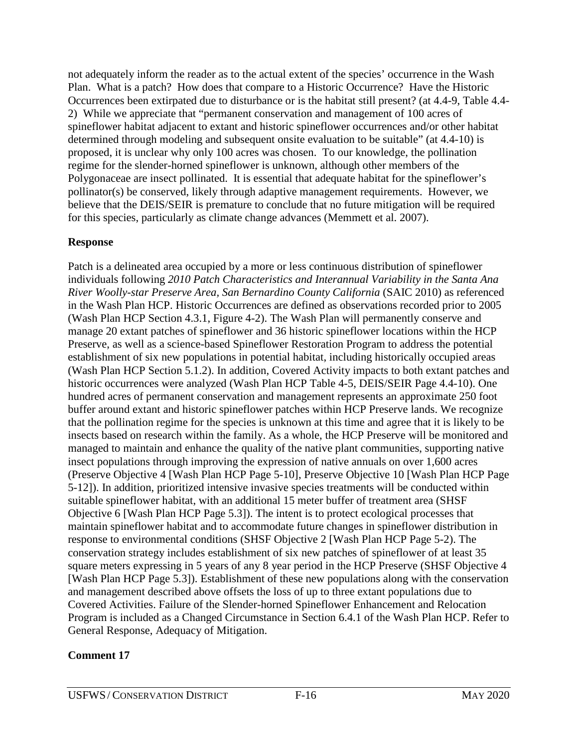not adequately inform the reader as to the actual extent of the species' occurrence in the Wash Plan. What is a patch? How does that compare to a Historic Occurrence? Have the Historic Occurrences been extirpated due to disturbance or is the habitat still present? (at 4.4-9, Table 4.4-2) While we appreciate that "permanent conservation and management of 100 acres of spineflower habitat adjacent to extant and historic spineflower occurrences and/or other habitat determined through modeling and subsequent onsite evaluation to be suitable" (at 4.4-10) is proposed, it is unclear why only 100 acres was chosen. To our knowledge, the pollination regime for the slender-horned spineflower is unknown, although other members of the Polygonaceae are insect pollinated. It is essential that adequate habitat for the spineflower's pollinator(s) be conserved, likely through adaptive management requirements. However, we believe that the DEIS/SEIR is premature to conclude that no future mitigation will be required for this species, particularly as climate change advances (Memmett et al. 2007).

**Response**

Patch is a delineated area occupied by a more or less continuous distribution of spineflower individuals following *2010 Patch Characteristics and Interannual Variability in the Santa Ana River Woolly-star Preserve Area, San Bernardino County California* (SAIC 2010) as referenced in the Wash Plan HCP. Historic Occurrences are defined as observations recorded prior to 2005 (Wash Plan HCP Section 4.3.1, Figure 4-2). The Wash Plan will permanently conserve and manage 20 extant patches of spineflower and 36 historic spineflower locations within the HCP Preserve, as well as a science-based Spineflower Restoration Program to address the potential establishment of six new populations in potential habitat, including historically occupied areas (Wash Plan HCP Section 5.1.2). In addition, Covered Activity impacts to both extant patches and historic occurrences were analyzed (Wash Plan HCP Table 4-5, DEIS/SEIR Page 4.4-10). One hundred acres of permanent conservation and management represents an approximate 250 foot buffer around extant and historic spineflower patches within HCP Preserve lands. We recognize that the pollination regime for the species is unknown at this time and agree that it is likely to be insects based on research within the family. As a whole, the HCP Preserve will be monitored and managed to maintain and enhance the quality of the native plant communities, supporting native insect populations through improving the expression of native annuals on over 1,600 acres (Preserve Objective 4 [Wash Plan HCP Page 5-10], Preserve Objective 10 [Wash Plan HCP Page 5-12]). In addition, prioritized intensive invasive species treatments will be conducted within suitable spineflower habitat, with an additional 15 meter buffer of treatment area (SHSF Objective 6 [Wash Plan HCP Page 5.3]). The intent is to protect ecological processes that maintain spineflower habitat and to accommodate future changes in spineflower distribution in response to environmental conditions (SHSF Objective 2 [Wash Plan HCP Page 5-2). The conservation strategy includes establishment of six new patches of spineflower of at least 35 square meters expressing in 5 years of any 8 year period in the HCP Preserve (SHSF Objective 4 [Wash Plan HCP Page 5.3]). Establishment of these new populations along with the conservation and management described above offsets the loss of up to three extant populations due to Covered Activities. Failure of the Slender-horned Spineflower Enhancement and Relocation Program is included as a Changed Circumstance in Section 6.4.1 of the Wash Plan HCP. Refer to General Response, Adequacy of Mitigation.

**Comment 17**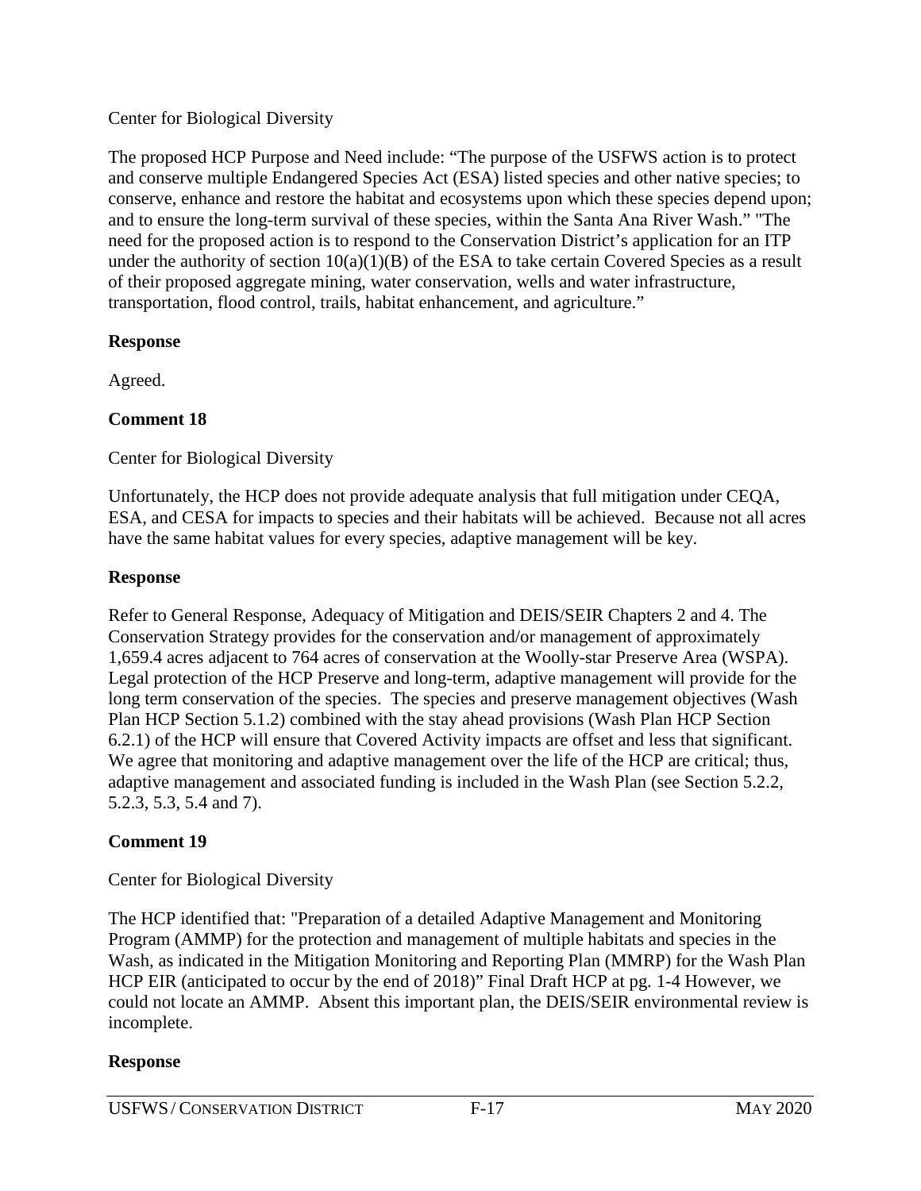Center for Biological Diversity

The proposed HCP Purpose and Need include: "The purpose of the USFWS action is to protect and conserve multiple Endangered Species Act (ESA) listed species and other native species; to conserve, enhance and restore the habitat and ecosystems upon which these species depend upon; and to ensure the long-term survival of these species, within the Santa Ana River Wash." "The need for the proposed action is to respond to the Conservation District's application for an ITP under the authority of section 10(a)(1)(B) of the ESA to take certain Covered Species as a result of their proposed aggregate mining, water conservation, wells and water infrastructure, transportation, flood control, trails, habitat enhancement, and agriculture."

**Response**

Agreed.

**Comment 18**

Center for Biological Diversity

Unfortunately, the HCP does not provide adequate analysis that full mitigation under CEQA, ESA, and CESA for impacts to species and their habitats will be achieved. Because not all acres have the same habitat values for every species, adaptive management will be key.

**Response**

Refer to General Response, Adequacy of Mitigation and DEIS/SEIR Chapters 2 and 4. The Conservation Strategy provides for the conservation and/or management of approximately 1,659.4 acres adjacent to 764 acres of conservation at the Woolly-star Preserve Area (WSPA). Legal protection of the HCP Preserve and long-term, adaptive management will provide for the long term conservation of the species. The species and preserve management objectives (Wash Plan HCP Section 5.1.2) combined with the stay ahead provisions (Wash Plan HCP Section 6.2.1) of the HCP will ensure that Covered Activity impacts are offset and less that significant. We agree that monitoring and adaptive management over the life of the HCP are critical; thus, adaptive management and associated funding is included in the Wash Plan (see Section 5.2.2, 5.2.3, 5.3, 5.4 and 7).

**Comment 19**

Center for Biological Diversity

The HCP identified that: "Preparation of a detailed Adaptive Management and Monitoring Program (AMMP) for the protection and management of multiple habitats and species in the Wash, as indicated in the Mitigation Monitoring and Reporting Plan (MMRP) for the Wash Plan HCP EIR (anticipated to occur by the end of 2018)" Final Draft HCP at pg. 1-4 However, we could not locate an AMMP. Absent this important plan, the DEIS/SEIR environmental review is incomplete.

**Response**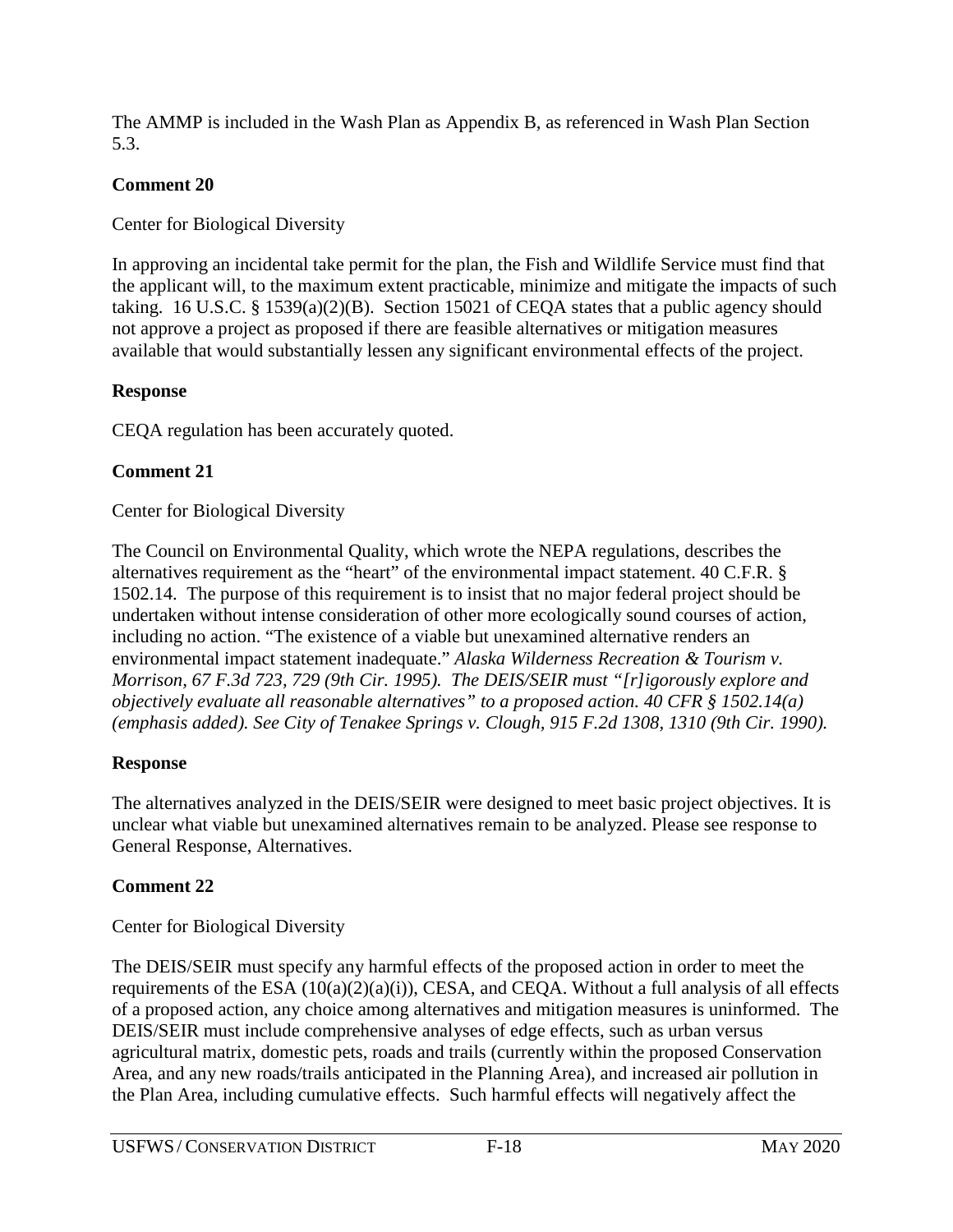The AMMP is included in the Wash Plan as Appendix B, as referenced in Wash Plan Section 5.3.

**Comment 20**

Center for Biological Diversity

In approving an incidental take permit for the plan, the Fish and Wildlife Service must find that the applicant will, to the maximum extent practicable, minimize and mitigate the impacts of such taking. 16 U.S.C. § 1539(a)(2)(B). Section 15021 of CEQA states that a public agency should not approve a project as proposed if there are feasible alternatives or mitigation measures available that would substantially lessen any significant environmental effects of the project.

**Response**

CEQA regulation has been accurately quoted.

**Comment 21**

Center for Biological Diversity

The Council on Environmental Quality, which wrote the NEPA regulations, describes the alternatives requirement as the "heart" of the environmental impact statement. 40 C.F.R. § 1502.14. The purpose of this requirement is to insist that no major federal project should be undertaken without intense consideration of other more ecologically sound courses of action, including no action. "The existence of a viable but unexamined alternative renders an environmental impact statement inadequate." *Alaska Wilderness Recreation & Tourism v. Morrison, 67 F.3d 723, 729 (9th Cir. 1995). The DEIS/SEIR must "[r]igorously explore and objectively evaluate all reasonable alternatives" to a proposed action. 40 CFR § 1502.14(a) (emphasis added). See City of Tenakee Springs v. Clough, 915 F.2d 1308, 1310 (9th Cir. 1990).*

**Response**

The alternatives analyzed in the DEIS/SEIR were designed to meet basic project objectives. It is unclear what viable but unexamined alternatives remain to be analyzed. Please see response to General Response, Alternatives.

**Comment 22**

Center for Biological Diversity

The DEIS/SEIR must specify any harmful effects of the proposed action in order to meet the requirements of the ESA (10(a)(2)(a)(i)), CESA, and CEQA. Without a full analysis of all effects of a proposed action, any choice among alternatives and mitigation measures is uninformed. The DEIS/SEIR must include comprehensive analyses of edge effects, such as urban versus agricultural matrix, domestic pets, roads and trails (currently within the proposed Conservation Area, and any new roads/trails anticipated in the Planning Area), and increased air pollution in the Plan Area, including cumulative effects. Such harmful effects will negatively affect the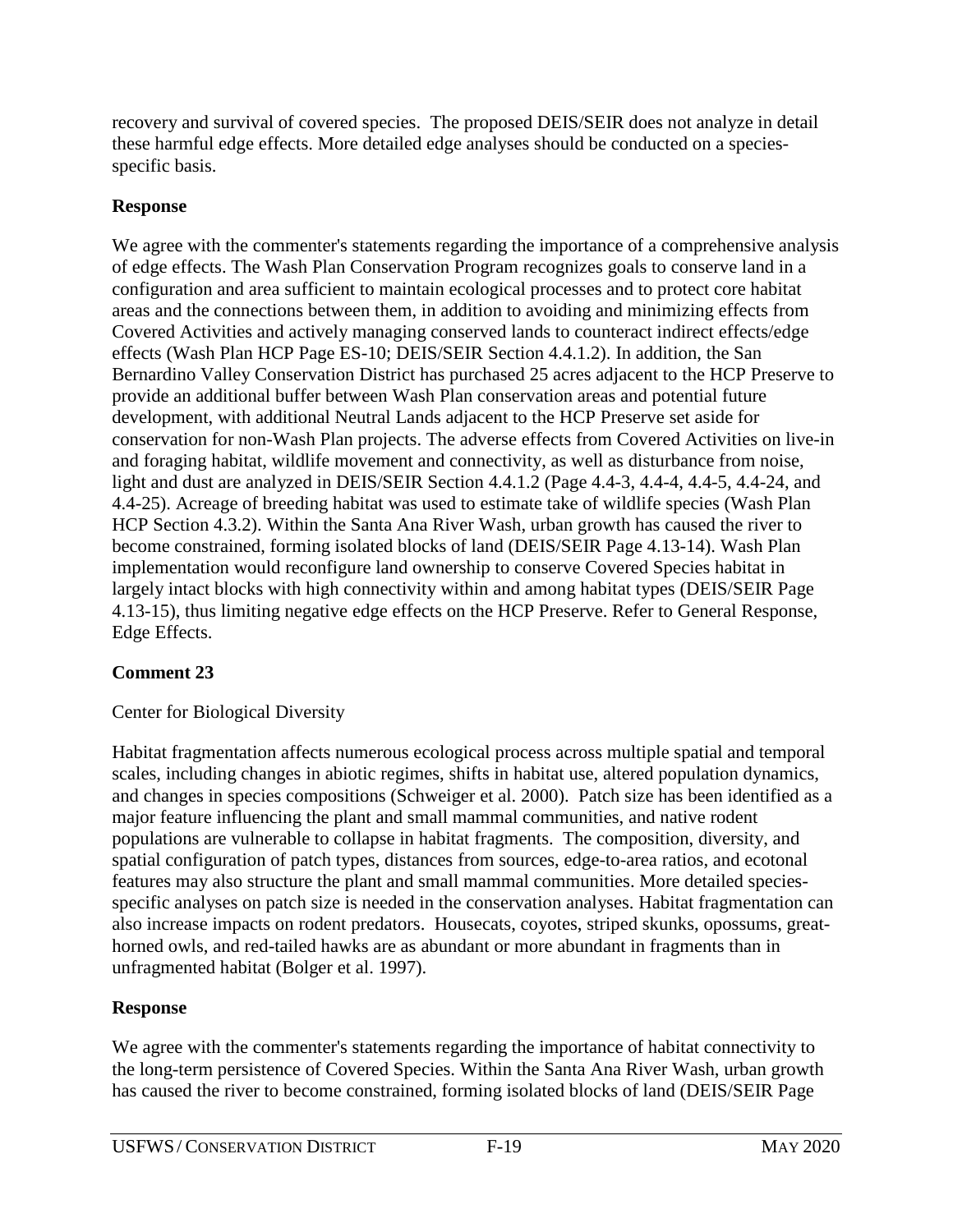recovery and survival of covered species. The proposed DEIS/SEIR does not analyze in detail these harmful edge effects. More detailed edge analyses should be conducted on a species-specific basis.

**Response**

We agree with the commenter's statements regarding the importance of a comprehensive analysis of edge effects. The Wash Plan Conservation Program recognizes goals to conserve land in a configuration and area sufficient to maintain ecological processes and to protect core habitat areas and the connections between them, in addition to avoiding and minimizing effects from Covered Activities and actively managing conserved lands to counteract indirect effects/edge effects (Wash Plan HCP Page ES-10; DEIS/SEIR Section 4.4.1.2). In addition, the San Bernardino Valley Conservation District has purchased 25 acres adjacent to the HCP Preserve to provide an additional buffer between Wash Plan conservation areas and potential future development, with additional Neutral Lands adjacent to the HCP Preserve set aside for conservation for non-Wash Plan projects. The adverse effects from Covered Activities on live-in and foraging habitat, wildlife movement and connectivity, as well as disturbance from noise, light and dust are analyzed in DEIS/SEIR Section 4.4.1.2 (Page 4.4-3, 4.4-4, 4.4-5, 4.4-24, and 4.4-25). Acreage of breeding habitat was used to estimate take of wildlife species (Wash Plan HCP Section 4.3.2). Within the Santa Ana River Wash, urban growth has caused the river to become constrained, forming isolated blocks of land (DEIS/SEIR Page 4.13-14). Wash Plan implementation would reconfigure land ownership to conserve Covered Species habitat in largely intact blocks with high connectivity within and among habitat types (DEIS/SEIR Page 4.13-15), thus limiting negative edge effects on the HCP Preserve. Refer to General Response, Edge Effects.

**Comment 23**

Center for Biological Diversity

Habitat fragmentation affects numerous ecological process across multiple spatial and temporal scales, including changes in abiotic regimes, shifts in habitat use, altered population dynamics, and changes in species compositions (Schweiger et al. 2000). Patch size has been identified as a major feature influencing the plant and small mammal communities, and native rodent populations are vulnerable to collapse in habitat fragments. The composition, diversity, and spatial configuration of patch types, distances from sources, edge-to-area ratios, and ecotonal features may also structure the plant and small mammal communities. More detailed species-specific analyses on patch size is needed in the conservation analyses. Habitat fragmentation can also increase impacts on rodent predators. Housecats, coyotes, striped skunks, opossums, great-horned owls, and red-tailed hawks are as abundant or more abundant in fragments than in unfragmented habitat (Bolger et al. 1997).

**Response**

We agree with the commenter's statements regarding the importance of habitat connectivity to the long-term persistence of Covered Species. Within the Santa Ana River Wash, urban growth has caused the river to become constrained, forming isolated blocks of land (DEIS/SEIR Page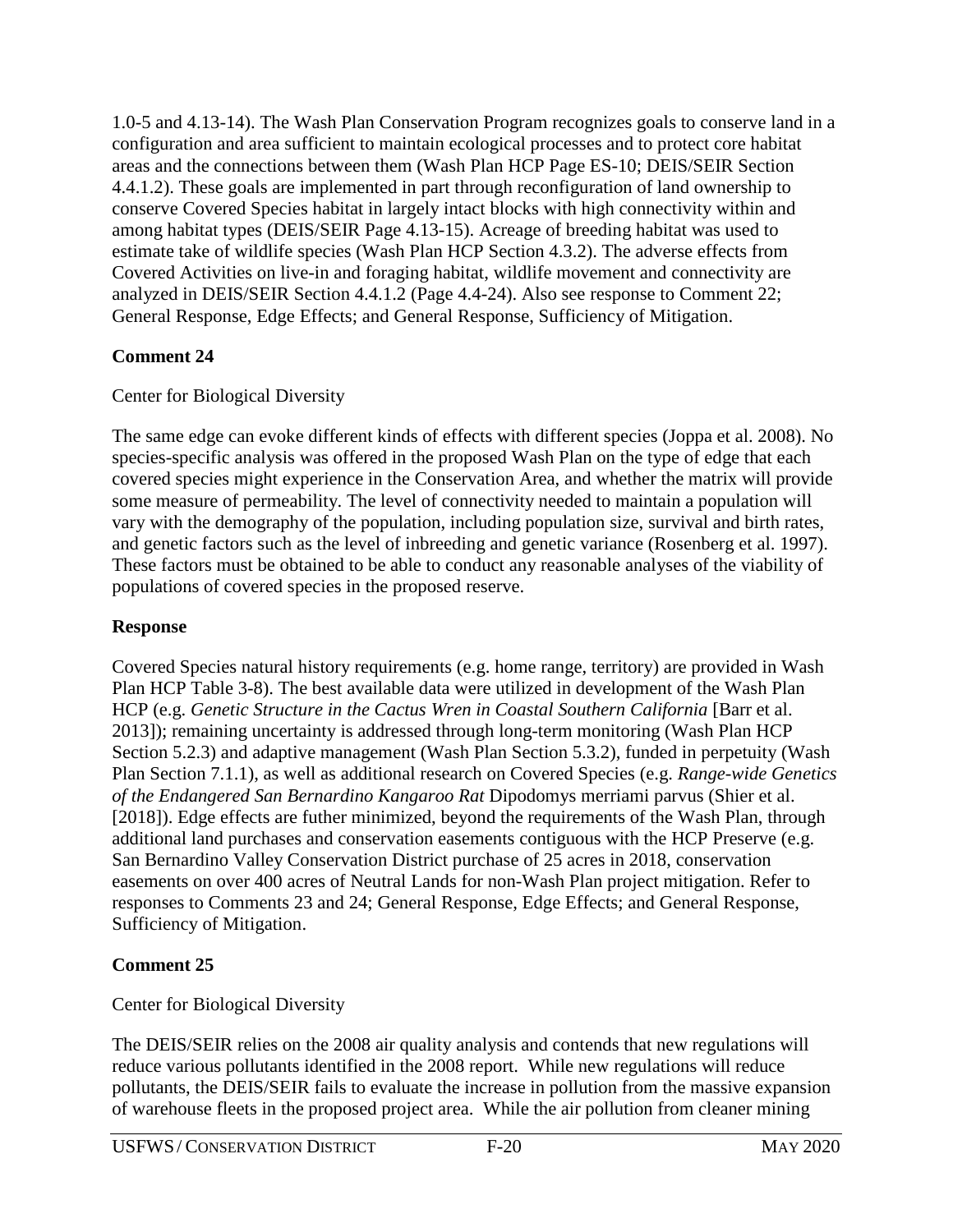1.0-5 and 4.13-14). The Wash Plan Conservation Program recognizes goals to conserve land in a configuration and area sufficient to maintain ecological processes and to protect core habitat areas and the connections between them (Wash Plan HCP Page ES-10; DEIS/SEIR Section 4.4.1.2). These goals are implemented in part through reconfiguration of land ownership to conserve Covered Species habitat in largely intact blocks with high connectivity within and among habitat types (DEIS/SEIR Page 4.13-15). Acreage of breeding habitat was used to estimate take of wildlife species (Wash Plan HCP Section 4.3.2). The adverse effects from Covered Activities on live-in and foraging habitat, wildlife movement and connectivity are analyzed in DEIS/SEIR Section 4.4.1.2 (Page 4.4-24). Also see response to Comment 22; General Response, Edge Effects; and General Response, Sufficiency of Mitigation.

**Comment 24**

Center for Biological Diversity

The same edge can evoke different kinds of effects with different species (Joppa et al. 2008). No species-specific analysis was offered in the proposed Wash Plan on the type of edge that each covered species might experience in the Conservation Area, and whether the matrix will provide some measure of permeability. The level of connectivity needed to maintain a population will vary with the demography of the population, including population size, survival and birth rates, and genetic factors such as the level of inbreeding and genetic variance (Rosenberg et al. 1997). These factors must be obtained to be able to conduct any reasonable analyses of the viability of populations of covered species in the proposed reserve.

**Response**

Covered Species natural history requirements (e.g. home range, territory) are provided in Wash Plan HCP Table 3-8). The best available data were utilized in development of the Wash Plan HCP (e.g. *Genetic Structure in the Cactus Wren in Coastal Southern California* [Barr et al. 2013]); remaining uncertainty is addressed through long-term monitoring (Wash Plan HCP Section 5.2.3) and adaptive management (Wash Plan Section 5.3.2), funded in perpetuity (Wash Plan Section 7.1.1), as well as additional research on Covered Species (e.g. *Range-wide Genetics of the Endangered San Bernardino Kangaroo Rat* Dipodomys merriami parvus (Shier et al. [2018]). Edge effects are futher minimized, beyond the requirements of the Wash Plan, through additional land purchases and conservation easements contiguous with the HCP Preserve (e.g. San Bernardino Valley Conservation District purchase of 25 acres in 2018, conservation easements on over 400 acres of Neutral Lands for non-Wash Plan project mitigation. Refer to responses to Comments 23 and 24; General Response, Edge Effects; and General Response, Sufficiency of Mitigation.

**Comment 25**

Center for Biological Diversity

The DEIS/SEIR relies on the 2008 air quality analysis and contends that new regulations will reduce various pollutants identified in the 2008 report. While new regulations will reduce pollutants, the DEIS/SEIR fails to evaluate the increase in pollution from the massive expansion of warehouse fleets in the proposed project area. While the air pollution from cleaner mining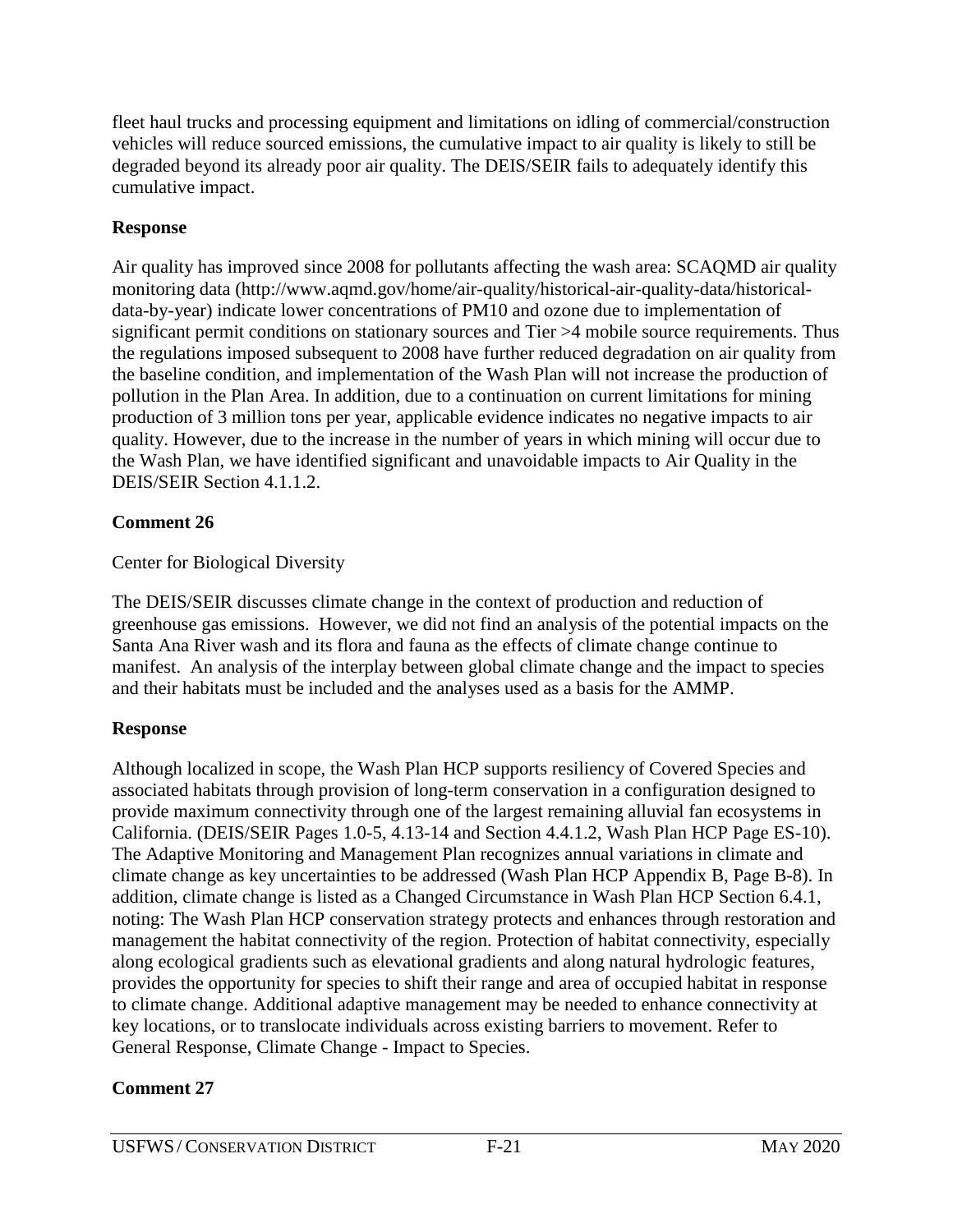fleet haul trucks and processing equipment and limitations on idling of commercial/construction vehicles will reduce sourced emissions, the cumulative impact to air quality is likely to still be degraded beyond its already poor air quality. The DEIS/SEIR fails to adequately identify this cumulative impact.

**Response**

Air quality has improved since 2008 for pollutants affecting the wash area: SCAQMD air quality monitoring data (http://www.aqmd.gov/home/air-quality/historical-air-quality-data/historical-data-by-year) indicate lower concentrations of PM10 and ozone due to implementation of significant permit conditions on stationary sources and Tier >4 mobile source requirements. Thus the regulations imposed subsequent to 2008 have further reduced degradation on air quality from the baseline condition, and implementation of the Wash Plan will not increase the production of pollution in the Plan Area. In addition, due to a continuation on current limitations for mining production of 3 million tons per year, applicable evidence indicates no negative impacts to air quality. However, due to the increase in the number of years in which mining will occur due to the Wash Plan, we have identified significant and unavoidable impacts to Air Quality in the DEIS/SEIR Section 4.1.1.2.

**Comment 26**

Center for Biological Diversity

The DEIS/SEIR discusses climate change in the context of production and reduction of greenhouse gas emissions. However, we did not find an analysis of the potential impacts on the Santa Ana River wash and its flora and fauna as the effects of climate change continue to manifest. An analysis of the interplay between global climate change and the impact to species and their habitats must be included and the analyses used as a basis for the AMMP.

**Response**

Although localized in scope, the Wash Plan HCP supports resiliency of Covered Species and associated habitats through provision of long-term conservation in a configuration designed to provide maximum connectivity through one of the largest remaining alluvial fan ecosystems in California. (DEIS/SEIR Pages 1.0-5, 4.13-14 and Section 4.4.1.2, Wash Plan HCP Page ES-10). The Adaptive Monitoring and Management Plan recognizes annual variations in climate and climate change as key uncertainties to be addressed (Wash Plan HCP Appendix B, Page B-8). In addition, climate change is listed as a Changed Circumstance in Wash Plan HCP Section 6.4.1, noting: The Wash Plan HCP conservation strategy protects and enhances through restoration and management the habitat connectivity of the region. Protection of habitat connectivity, especially along ecological gradients such as elevational gradients and along natural hydrologic features, provides the opportunity for species to shift their range and area of occupied habitat in response to climate change. Additional adaptive management may be needed to enhance connectivity at key locations, or to translocate individuals across existing barriers to movement. Refer to General Response, Climate Change - Impact to Species.

**Comment 27**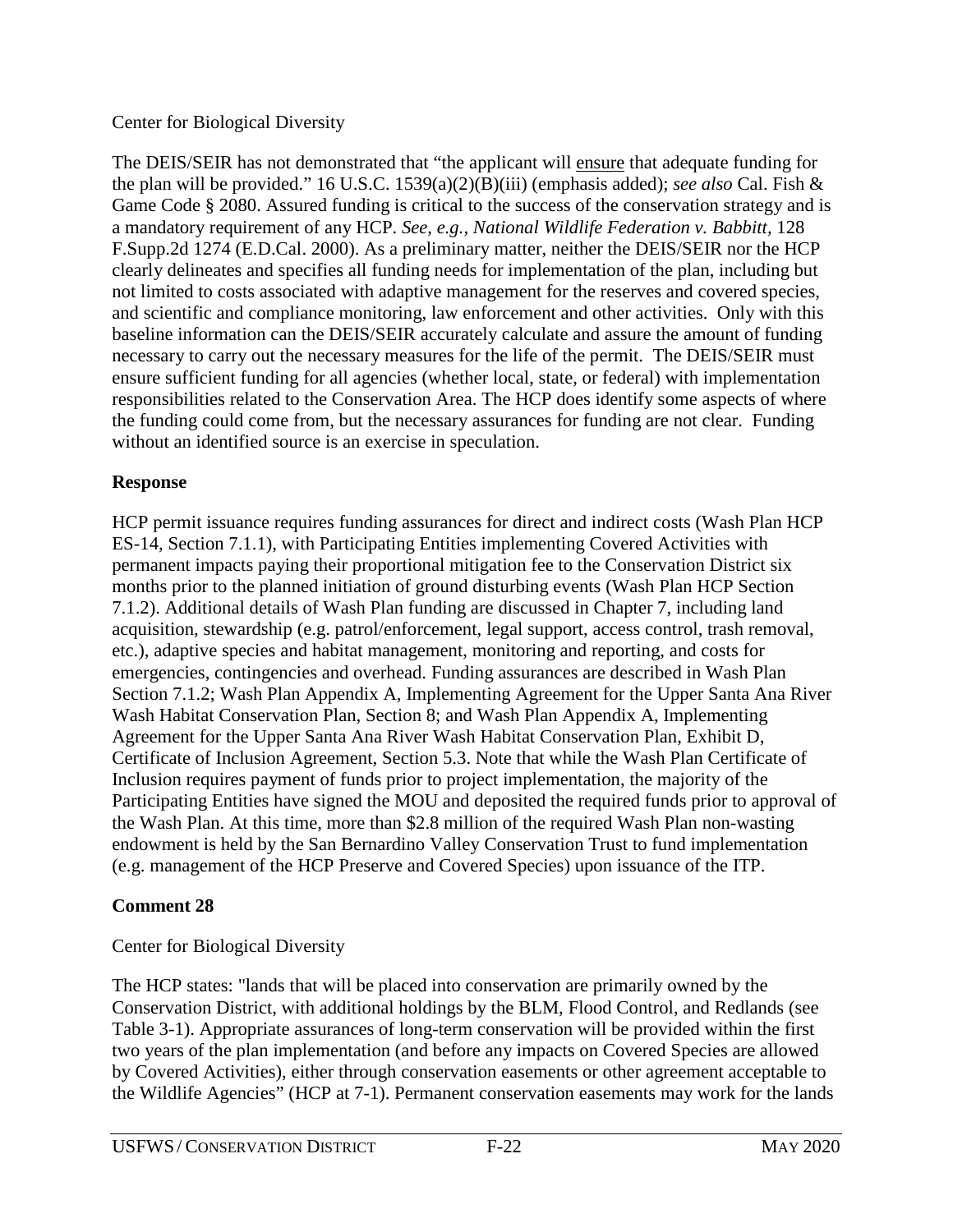Center for Biological Diversity

The DEIS/SEIR has not demonstrated that "the applicant will <u>ensure</u> that adequate funding for the plan will be provided." 16 U.S.C. 1539(a)(2)(B)(iii) (emphasis added); *see also* Cal. Fish & Game Code § 2080. Assured funding is critical to the success of the conservation strategy and is a mandatory requirement of any HCP. *See, e.g., National Wildlife Federation v. Babbitt*, 128 F.Supp.2d 1274 (E.D.Cal. 2000). As a preliminary matter, neither the DEIS/SEIR nor the HCP clearly delineates and specifies all funding needs for implementation of the plan, including but not limited to costs associated with adaptive management for the reserves and covered species, and scientific and compliance monitoring, law enforcement and other activities. Only with this baseline information can the DEIS/SEIR accurately calculate and assure the amount of funding necessary to carry out the necessary measures for the life of the permit. The DEIS/SEIR must ensure sufficient funding for all agencies (whether local, state, or federal) with implementation responsibilities related to the Conservation Area. The HCP does identify some aspects of where the funding could come from, but the necessary assurances for funding are not clear. Funding without an identified source is an exercise in speculation.

**Response**

HCP permit issuance requires funding assurances for direct and indirect costs (Wash Plan HCP ES-14, Section 7.1.1), with Participating Entities implementing Covered Activities with permanent impacts paying their proportional mitigation fee to the Conservation District six months prior to the planned initiation of ground disturbing events (Wash Plan HCP Section 7.1.2). Additional details of Wash Plan funding are discussed in Chapter 7, including land acquisition, stewardship (e.g. patrol/enforcement, legal support, access control, trash removal, etc.), adaptive species and habitat management, monitoring and reporting, and costs for emergencies, contingencies and overhead. Funding assurances are described in Wash Plan Section 7.1.2; Wash Plan Appendix A, Implementing Agreement for the Upper Santa Ana River Wash Habitat Conservation Plan, Section 8; and Wash Plan Appendix A, Implementing Agreement for the Upper Santa Ana River Wash Habitat Conservation Plan, Exhibit D, Certificate of Inclusion Agreement, Section 5.3. Note that while the Wash Plan Certificate of Inclusion requires payment of funds prior to project implementation, the majority of the Participating Entities have signed the MOU and deposited the required funds prior to approval of the Wash Plan. At this time, more than $2.8 million of the required Wash Plan non-wasting endowment is held by the San Bernardino Valley Conservation Trust to fund implementation (e.g. management of the HCP Preserve and Covered Species) upon issuance of the ITP.

**Comment 28**

Center for Biological Diversity

The HCP states: "lands that will be placed into conservation are primarily owned by the Conservation District, with additional holdings by the BLM, Flood Control, and Redlands (see Table 3-1). Appropriate assurances of long-term conservation will be provided within the first two years of the plan implementation (and before any impacts on Covered Species are allowed by Covered Activities), either through conservation easements or other agreement acceptable to the Wildlife Agencies" (HCP at 7-1). Permanent conservation easements may work for the lands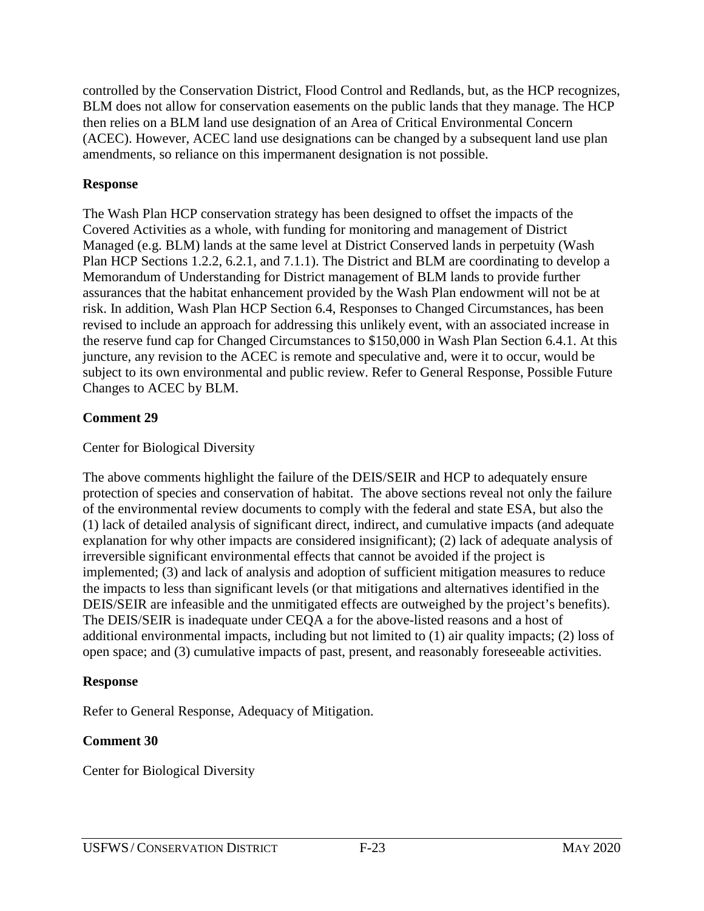controlled by the Conservation District, Flood Control and Redlands, but, as the HCP recognizes, BLM does not allow for conservation easements on the public lands that they manage. The HCP then relies on a BLM land use designation of an Area of Critical Environmental Concern (ACEC). However, ACEC land use designations can be changed by a subsequent land use plan amendments, so reliance on this impermanent designation is not possible.

**Response**

The Wash Plan HCP conservation strategy has been designed to offset the impacts of the Covered Activities as a whole, with funding for monitoring and management of District Managed (e.g. BLM) lands at the same level at District Conserved lands in perpetuity (Wash Plan HCP Sections 1.2.2, 6.2.1, and 7.1.1). The District and BLM are coordinating to develop a Memorandum of Understanding for District management of BLM lands to provide further assurances that the habitat enhancement provided by the Wash Plan endowment will not be at risk. In addition, Wash Plan HCP Section 6.4, Responses to Changed Circumstances, has been revised to include an approach for addressing this unlikely event, with an associated increase in the reserve fund cap for Changed Circumstances to $150,000 in Wash Plan Section 6.4.1. At this juncture, any revision to the ACEC is remote and speculative and, were it to occur, would be subject to its own environmental and public review. Refer to General Response, Possible Future Changes to ACEC by BLM.

**Comment 29**

Center for Biological Diversity

The above comments highlight the failure of the DEIS/SEIR and HCP to adequately ensure protection of species and conservation of habitat. The above sections reveal not only the failure of the environmental review documents to comply with the federal and state ESA, but also the (1) lack of detailed analysis of significant direct, indirect, and cumulative impacts (and adequate explanation for why other impacts are considered insignificant); (2) lack of adequate analysis of irreversible significant environmental effects that cannot be avoided if the project is implemented; (3) and lack of analysis and adoption of sufficient mitigation measures to reduce the impacts to less than significant levels (or that mitigations and alternatives identified in the DEIS/SEIR are infeasible and the unmitigated effects are outweighed by the project's benefits). The DEIS/SEIR is inadequate under CEQA a for the above-listed reasons and a host of additional environmental impacts, including but not limited to (1) air quality impacts; (2) loss of open space; and (3) cumulative impacts of past, present, and reasonably foreseeable activities.

**Response**

Refer to General Response, Adequacy of Mitigation.

**Comment 30**

Center for Biological Diversity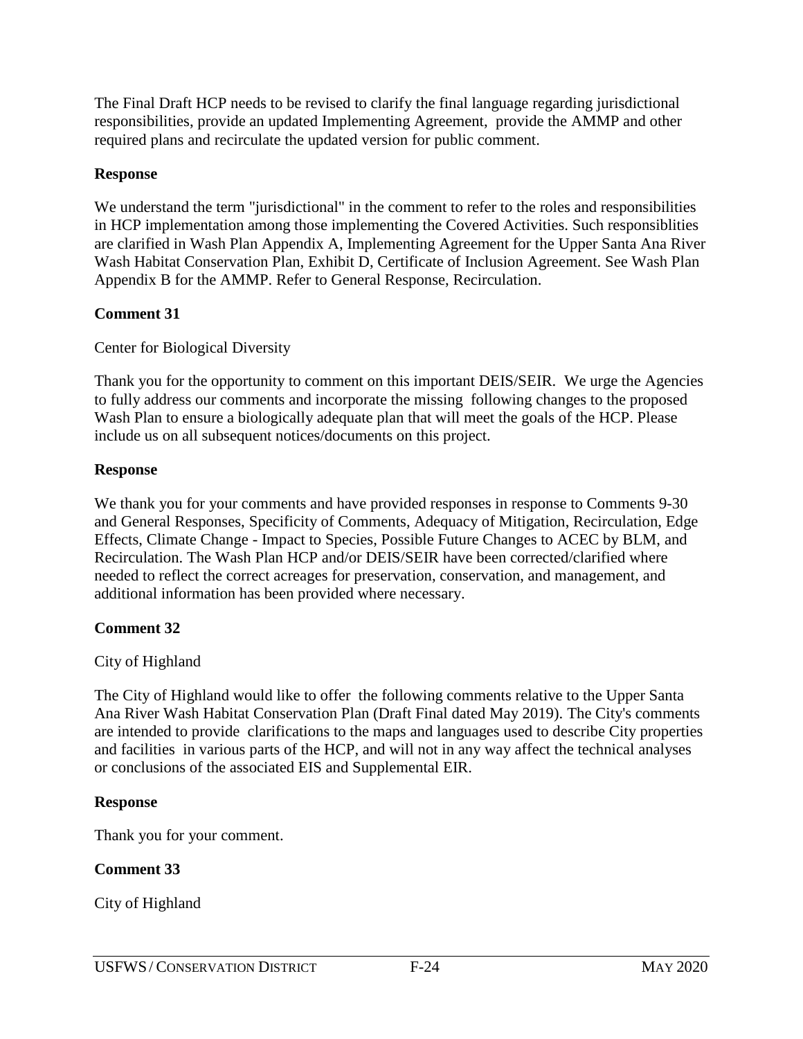The Final Draft HCP needs to be revised to clarify the final language regarding jurisdictional responsibilities, provide an updated Implementing Agreement, provide the AMMP and other required plans and recirculate the updated version for public comment.

**Response**

We understand the term "jurisdictional" in the comment to refer to the roles and responsibilities in HCP implementation among those implementing the Covered Activities. Such responsiblities are clarified in Wash Plan Appendix A, Implementing Agreement for the Upper Santa Ana River Wash Habitat Conservation Plan, Exhibit D, Certificate of Inclusion Agreement. See Wash Plan Appendix B for the AMMP. Refer to General Response, Recirculation.

**Comment 31**

Center for Biological Diversity

Thank you for the opportunity to comment on this important DEIS/SEIR. We urge the Agencies to fully address our comments and incorporate the missing following changes to the proposed Wash Plan to ensure a biologically adequate plan that will meet the goals of the HCP. Please include us on all subsequent notices/documents on this project.

**Response**

We thank you for your comments and have provided responses in response to Comments 9-30 and General Responses, Specificity of Comments, Adequacy of Mitigation, Recirculation, Edge Effects, Climate Change - Impact to Species, Possible Future Changes to ACEC by BLM, and Recirculation. The Wash Plan HCP and/or DEIS/SEIR have been corrected/clarified where needed to reflect the correct acreages for preservation, conservation, and management, and additional information has been provided where necessary.

**Comment 32**

City of Highland

The City of Highland would like to offer the following comments relative to the Upper Santa Ana River Wash Habitat Conservation Plan (Draft Final dated May 2019). The City's comments are intended to provide clarifications to the maps and languages used to describe City properties and facilities in various parts of the HCP, and will not in any way affect the technical analyses or conclusions of the associated EIS and Supplemental EIR.

**Response**

Thank you for your comment.

**Comment 33**

City of Highland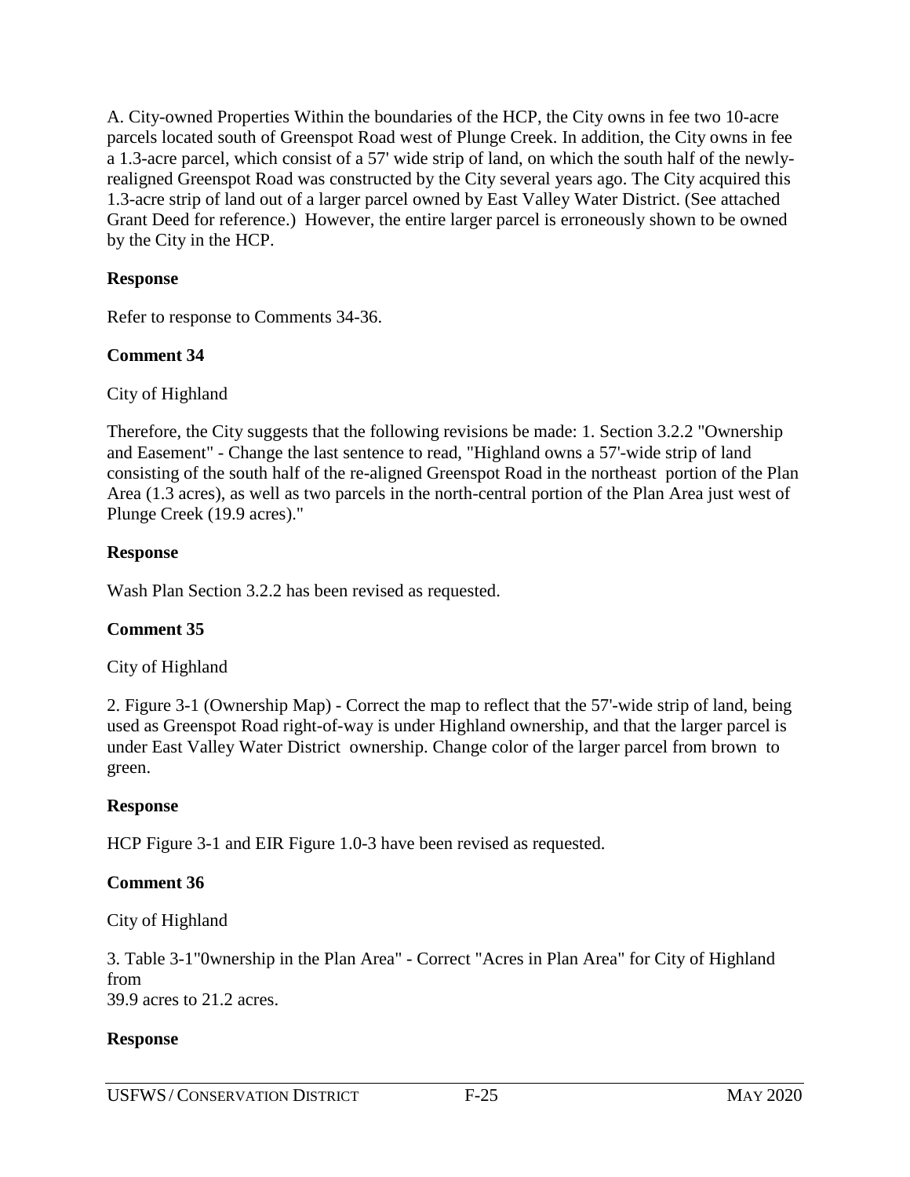A. City-owned Properties Within the boundaries of the HCP, the City owns in fee two 10-acre parcels located south of Greenspot Road west of Plunge Creek. In addition, the City owns in fee a 1.3-acre parcel, which consist of a 57' wide strip of land, on which the south half of the newly-realigned Greenspot Road was constructed by the City several years ago. The City acquired this 1.3-acre strip of land out of a larger parcel owned by East Valley Water District. (See attached Grant Deed for reference.) However, the entire larger parcel is erroneously shown to be owned by the City in the HCP.

**Response**

Refer to response to Comments 34-36.

**Comment 34**

City of Highland

Therefore, the City suggests that the following revisions be made: 1. Section 3.2.2 "Ownership and Easement" - Change the last sentence to read, "Highland owns a 57'-wide strip of land consisting of the south half of the re-aligned Greenspot Road in the northeast portion of the Plan Area (1.3 acres), as well as two parcels in the north-central portion of the Plan Area just west of Plunge Creek (19.9 acres)."

**Response**

Wash Plan Section 3.2.2 has been revised as requested.

**Comment 35**

City of Highland

2. Figure 3-1 (Ownership Map) - Correct the map to reflect that the 57'-wide strip of land, being used as Greenspot Road right-of-way is under Highland ownership, and that the larger parcel is under East Valley Water District ownership. Change color of the larger parcel from brown to green.

**Response**

HCP Figure 3-1 and EIR Figure 1.0-3 have been revised as requested.

**Comment 36**

City of Highland

3. Table 3-1"0wnership in the Plan Area" - Correct "Acres in Plan Area" for City of Highland from
39.9 acres to 21.2 acres.

**Response**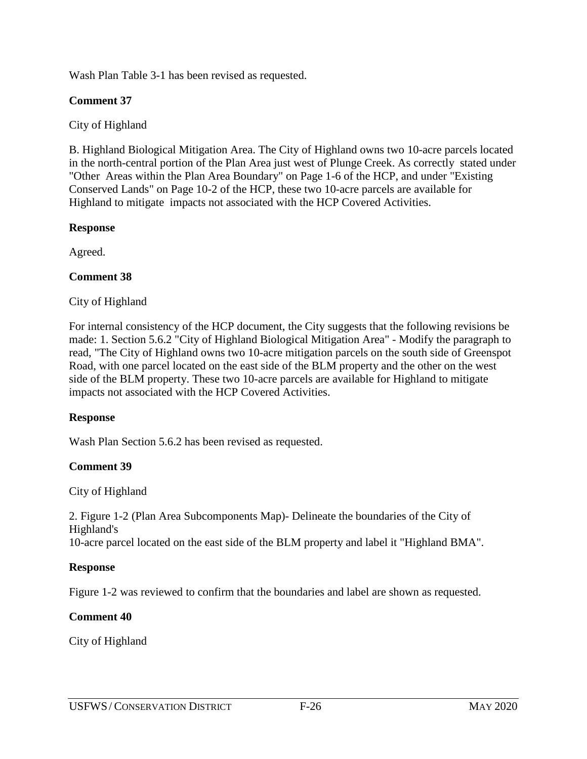Wash Plan Table 3-1 has been revised as requested.

**Comment 37**

City of Highland

B. Highland Biological Mitigation Area. The City of Highland owns two 10-acre parcels located in the north-central portion of the Plan Area just west of Plunge Creek. As correctly stated under "Other Areas within the Plan Area Boundary" on Page 1-6 of the HCP, and under "Existing Conserved Lands" on Page 10-2 of the HCP, these two 10-acre parcels are available for Highland to mitigate impacts not associated with the HCP Covered Activities.

**Response**

Agreed.

**Comment 38**

City of Highland

For internal consistency of the HCP document, the City suggests that the following revisions be made: 1. Section 5.6.2 "City of Highland Biological Mitigation Area" - Modify the paragraph to read, "The City of Highland owns two 10-acre mitigation parcels on the south side of Greenspot Road, with one parcel located on the east side of the BLM property and the other on the west side of the BLM property. These two 10-acre parcels are available for Highland to mitigate impacts not associated with the HCP Covered Activities.

**Response**

Wash Plan Section 5.6.2 has been revised as requested.

**Comment 39**

City of Highland

2. Figure 1-2 (Plan Area Subcomponents Map)- Delineate the boundaries of the City of Highland's
10-acre parcel located on the east side of the BLM property and label it "Highland BMA".

**Response**

Figure 1-2 was reviewed to confirm that the boundaries and label are shown as requested.

**Comment 40**

City of Highland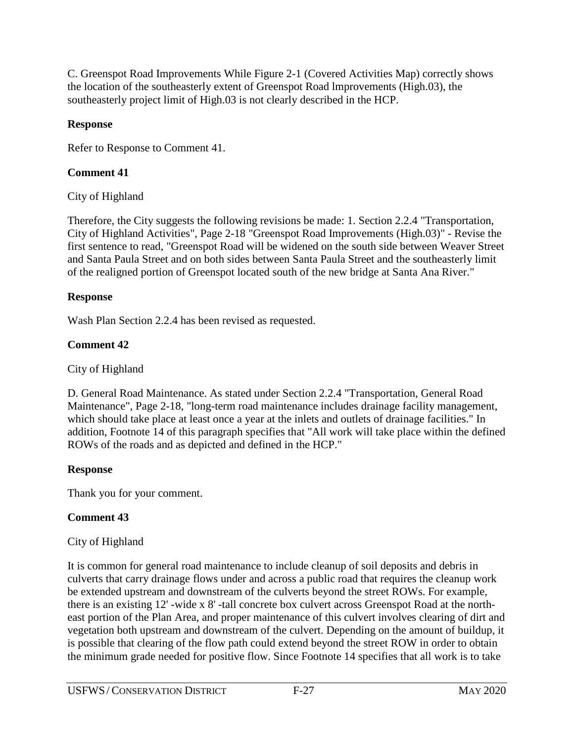C. Greenspot Road Improvements While Figure 2-1 (Covered Activities Map) correctly shows the location of the southeasterly extent of Greenspot Road lmprovements (High.03), the southeasterly project limit of High.03 is not clearly described in the HCP.

**Response**

Refer to Response to Comment 41.

**Comment 41**

City of Highland

Therefore, the City suggests the following revisions be made: 1. Section 2.2.4 "Transportation, City of Highland Activities", Page 2-18 "Greenspot Road Improvements (High.03)" - Revise the first sentence to read, "Greenspot Road will be widened on the south side between Weaver Street and Santa Paula Street and on both sides between Santa Paula Street and the southeasterly limit of the realigned portion of Greenspot located south of the new bridge at Santa Ana River."

**Response**

Wash Plan Section 2.2.4 has been revised as requested.

**Comment 42**

City of Highland

D. General Road Maintenance. As stated under Section 2.2.4 "Transportation, General Road Maintenance", Page 2-18, "long-term road maintenance includes drainage facility management, which should take place at least once a year at the inlets and outlets of drainage facilities." In addition, Footnote 14 of this paragraph specifies that "All work will take place within the defined ROWs of the roads and as depicted and defined in the HCP."

**Response**

Thank you for your comment.

**Comment 43**

City of Highland

It is common for general road maintenance to include cleanup of soil deposits and debris in culverts that carry drainage flows under and across a public road that requires the cleanup work be extended upstream and downstream of the culverts beyond the street ROWs. For example, there is an existing 12' -wide x 8' -tall concrete box culvert across Greenspot Road at the north-east portion of the Plan Area, and proper maintenance of this culvert involves clearing of dirt and vegetation both upstream and downstream of the culvert. Depending on the amount of buildup, it is possible that clearing of the flow path could extend beyond the street ROW in order to obtain the minimum grade needed for positive flow. Since Footnote 14 specifies that all work is to take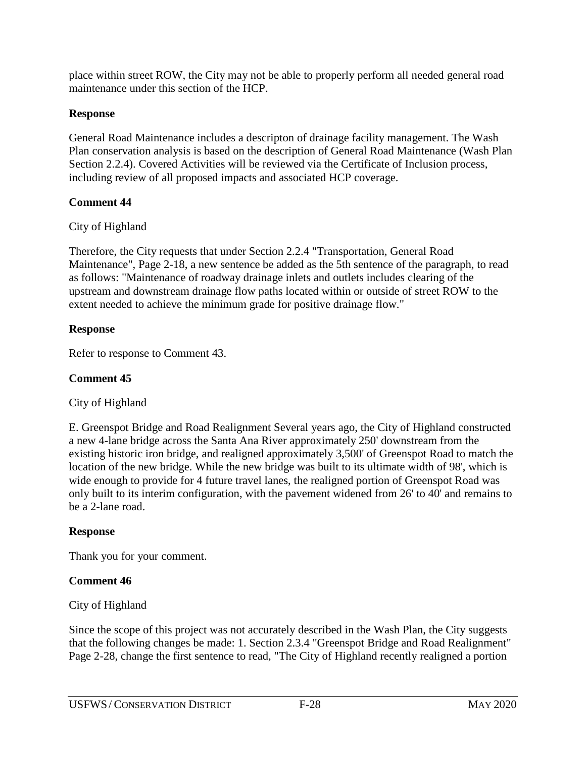place within street ROW, the City may not be able to properly perform all needed general road maintenance under this section of the HCP.

**Response**

General Road Maintenance includes a descripton of drainage facility management. The Wash Plan conservation analysis is based on the description of General Road Maintenance (Wash Plan Section 2.2.4). Covered Activities will be reviewed via the Certificate of Inclusion process, including review of all proposed impacts and associated HCP coverage.

**Comment 44**

City of Highland

Therefore, the City requests that under Section 2.2.4 "Transportation, General Road Maintenance", Page 2-18, a new sentence be added as the 5th sentence of the paragraph, to read as follows: "Maintenance of roadway drainage inlets and outlets includes clearing of the upstream and downstream drainage flow paths located within or outside of street ROW to the extent needed to achieve the minimum grade for positive drainage flow."

**Response**

Refer to response to Comment 43.

**Comment 45**

City of Highland

E. Greenspot Bridge and Road Realignment Several years ago, the City of Highland constructed a new 4-lane bridge across the Santa Ana River approximately 250' downstream from the existing historic iron bridge, and realigned approximately 3,500' of Greenspot Road to match the location of the new bridge. While the new bridge was built to its ultimate width of 98', which is wide enough to provide for 4 future travel lanes, the realigned portion of Greenspot Road was only built to its interim configuration, with the pavement widened from 26' to 40' and remains to be a 2-lane road.

**Response**

Thank you for your comment.

**Comment 46**

City of Highland

Since the scope of this project was not accurately described in the Wash Plan, the City suggests that the following changes be made: 1. Section 2.3.4 "Greenspot Bridge and Road Realignment" Page 2-28, change the first sentence to read, "The City of Highland recently realigned a portion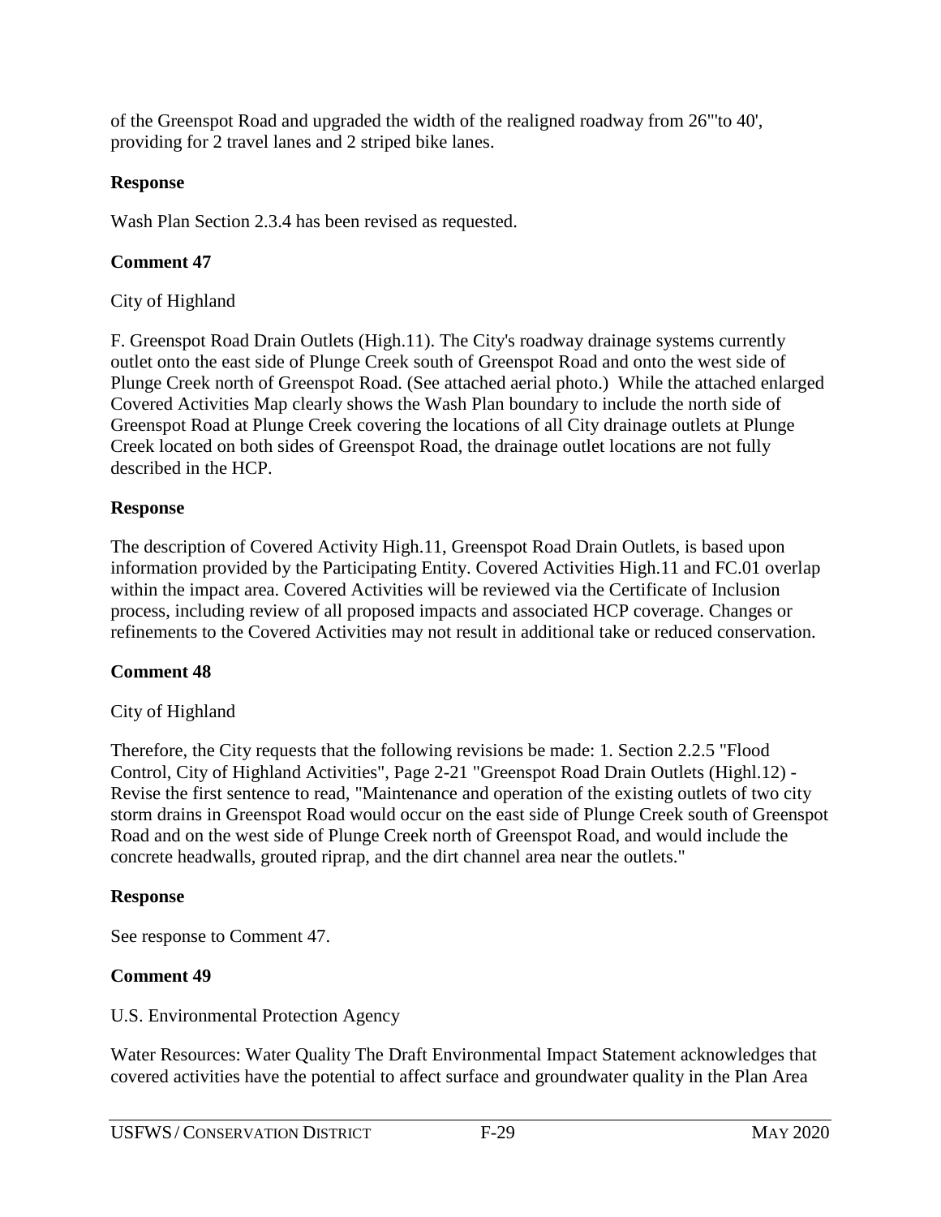of the Greenspot Road and upgraded the width of the realigned roadway from 26"'to 40', providing for 2 travel lanes and 2 striped bike lanes.

**Response**

Wash Plan Section 2.3.4 has been revised as requested.

**Comment 47**

City of Highland

F. Greenspot Road Drain Outlets (High.11). The City's roadway drainage systems currently outlet onto the east side of Plunge Creek south of Greenspot Road and onto the west side of Plunge Creek north of Greenspot Road. (See attached aerial photo.) While the attached enlarged Covered Activities Map clearly shows the Wash Plan boundary to include the north side of Greenspot Road at Plunge Creek covering the locations of all City drainage outlets at Plunge Creek located on both sides of Greenspot Road, the drainage outlet locations are not fully described in the HCP.

**Response**

The description of Covered Activity High.11, Greenspot Road Drain Outlets, is based upon information provided by the Participating Entity. Covered Activities High.11 and FC.01 overlap within the impact area. Covered Activities will be reviewed via the Certificate of Inclusion process, including review of all proposed impacts and associated HCP coverage. Changes or refinements to the Covered Activities may not result in additional take or reduced conservation.

**Comment 48**

City of Highland

Therefore, the City requests that the following revisions be made: 1. Section 2.2.5 "Flood Control, City of Highland Activities", Page 2-21 "Greenspot Road Drain Outlets (Highl.12) - Revise the first sentence to read, "Maintenance and operation of the existing outlets of two city storm drains in Greenspot Road would occur on the east side of Plunge Creek south of Greenspot Road and on the west side of Plunge Creek north of Greenspot Road, and would include the concrete headwalls, grouted riprap, and the dirt channel area near the outlets."

**Response**

See response to Comment 47.

**Comment 49**

U.S. Environmental Protection Agency

Water Resources: Water Quality The Draft Environmental Impact Statement acknowledges that covered activities have the potential to affect surface and groundwater quality in the Plan Area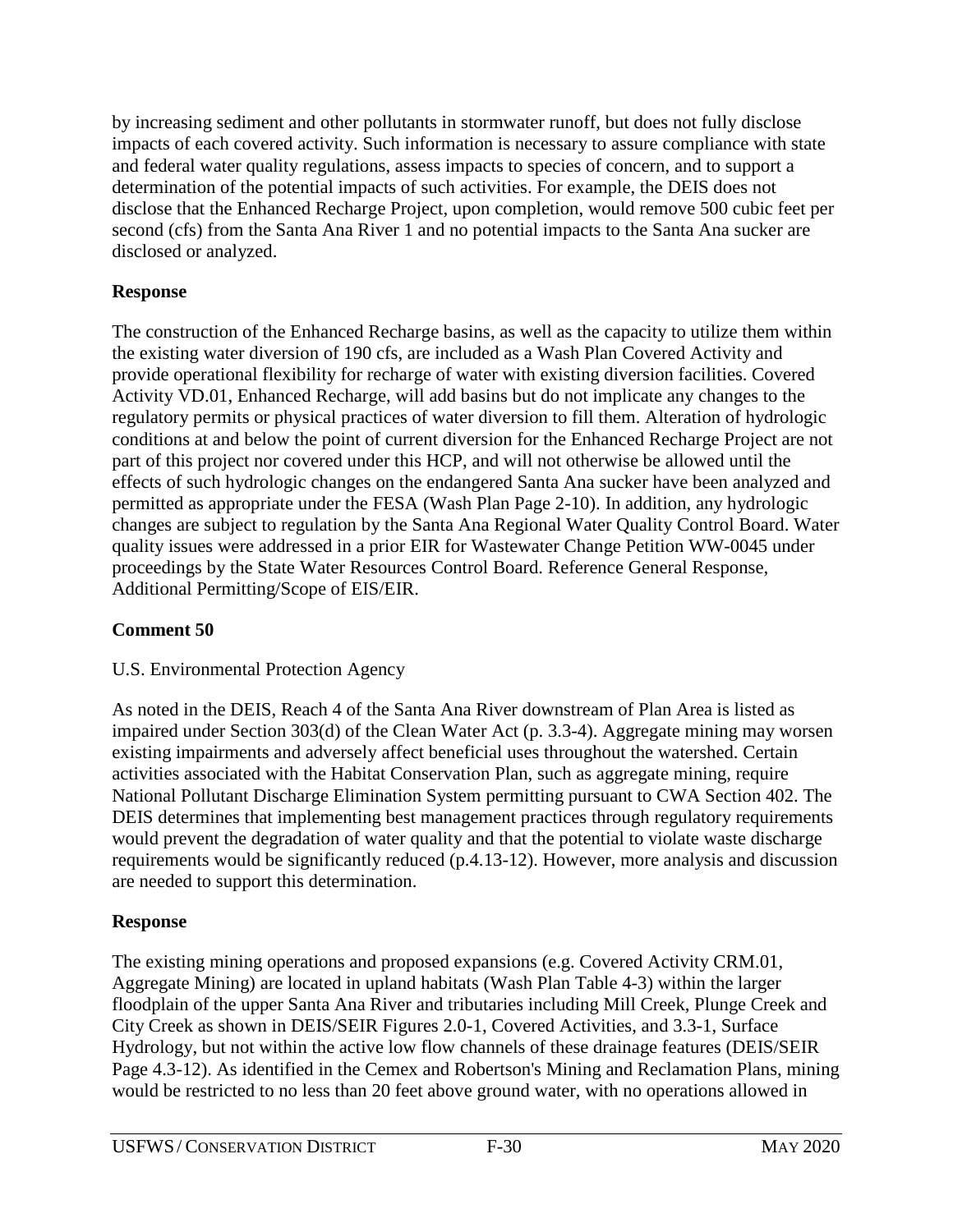by increasing sediment and other pollutants in stormwater runoff, but does not fully disclose impacts of each covered activity. Such information is necessary to assure compliance with state and federal water quality regulations, assess impacts to species of concern, and to support a determination of the potential impacts of such activities. For example, the DEIS does not disclose that the Enhanced Recharge Project, upon completion, would remove 500 cubic feet per second (cfs) from the Santa Ana River 1 and no potential impacts to the Santa Ana sucker are disclosed or analyzed.

**Response**

The construction of the Enhanced Recharge basins, as well as the capacity to utilize them within the existing water diversion of 190 cfs, are included as a Wash Plan Covered Activity and provide operational flexibility for recharge of water with existing diversion facilities. Covered Activity VD.01, Enhanced Recharge, will add basins but do not implicate any changes to the regulatory permits or physical practices of water diversion to fill them. Alteration of hydrologic conditions at and below the point of current diversion for the Enhanced Recharge Project are not part of this project nor covered under this HCP, and will not otherwise be allowed until the effects of such hydrologic changes on the endangered Santa Ana sucker have been analyzed and permitted as appropriate under the FESA (Wash Plan Page 2-10). In addition, any hydrologic changes are subject to regulation by the Santa Ana Regional Water Quality Control Board. Water quality issues were addressed in a prior EIR for Wastewater Change Petition WW-0045 under proceedings by the State Water Resources Control Board. Reference General Response, Additional Permitting/Scope of EIS/EIR.

**Comment 50**

U.S. Environmental Protection Agency

As noted in the DEIS, Reach 4 of the Santa Ana River downstream of Plan Area is listed as impaired under Section 303(d) of the Clean Water Act (p. 3.3-4). Aggregate mining may worsen existing impairments and adversely affect beneficial uses throughout the watershed. Certain activities associated with the Habitat Conservation Plan, such as aggregate mining, require National Pollutant Discharge Elimination System permitting pursuant to CWA Section 402. The DEIS determines that implementing best management practices through regulatory requirements would prevent the degradation of water quality and that the potential to violate waste discharge requirements would be significantly reduced (p.4.13-12). However, more analysis and discussion are needed to support this determination.

**Response**

The existing mining operations and proposed expansions (e.g. Covered Activity CRM.01, Aggregate Mining) are located in upland habitats (Wash Plan Table 4-3) within the larger floodplain of the upper Santa Ana River and tributaries including Mill Creek, Plunge Creek and City Creek as shown in DEIS/SEIR Figures 2.0-1, Covered Activities, and 3.3-1, Surface Hydrology, but not within the active low flow channels of these drainage features (DEIS/SEIR Page 4.3-12). As identified in the Cemex and Robertson's Mining and Reclamation Plans, mining would be restricted to no less than 20 feet above ground water, with no operations allowed in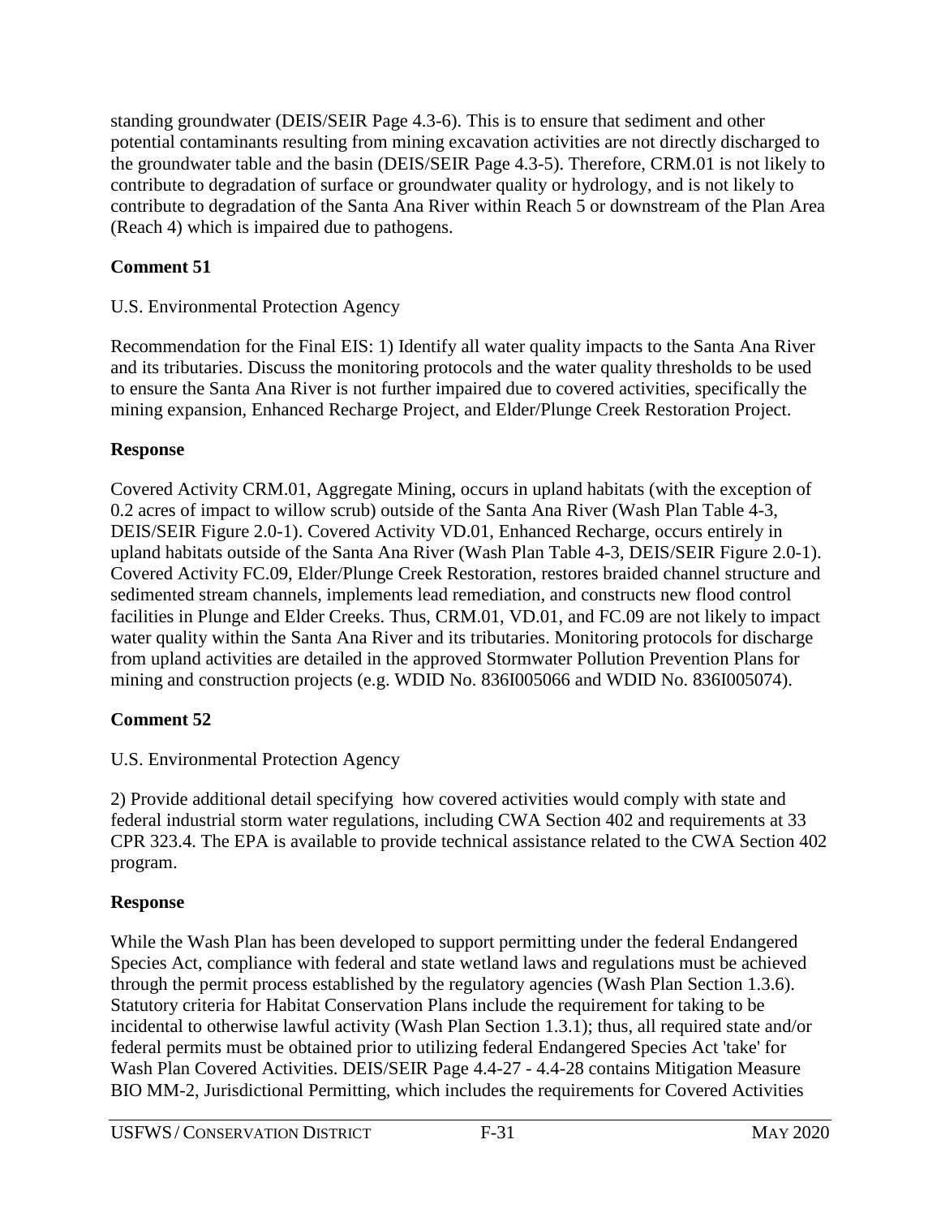standing groundwater (DEIS/SEIR Page 4.3-6). This is to ensure that sediment and other potential contaminants resulting from mining excavation activities are not directly discharged to the groundwater table and the basin (DEIS/SEIR Page 4.3-5). Therefore, CRM.01 is not likely to contribute to degradation of surface or groundwater quality or hydrology, and is not likely to contribute to degradation of the Santa Ana River within Reach 5 or downstream of the Plan Area (Reach 4) which is impaired due to pathogens.

**Comment 51**

U.S. Environmental Protection Agency

Recommendation for the Final EIS: 1) Identify all water quality impacts to the Santa Ana River and its tributaries. Discuss the monitoring protocols and the water quality thresholds to be used to ensure the Santa Ana River is not further impaired due to covered activities, specifically the mining expansion, Enhanced Recharge Project, and Elder/Plunge Creek Restoration Project.

**Response**

Covered Activity CRM.01, Aggregate Mining, occurs in upland habitats (with the exception of 0.2 acres of impact to willow scrub) outside of the Santa Ana River (Wash Plan Table 4-3, DEIS/SEIR Figure 2.0-1). Covered Activity VD.01, Enhanced Recharge, occurs entirely in upland habitats outside of the Santa Ana River (Wash Plan Table 4-3, DEIS/SEIR Figure 2.0-1). Covered Activity FC.09, Elder/Plunge Creek Restoration, restores braided channel structure and sedimented stream channels, implements lead remediation, and constructs new flood control facilities in Plunge and Elder Creeks. Thus, CRM.01, VD.01, and FC.09 are not likely to impact water quality within the Santa Ana River and its tributaries. Monitoring protocols for discharge from upland activities are detailed in the approved Stormwater Pollution Prevention Plans for mining and construction projects (e.g. WDID No. 836I005066 and WDID No. 836I005074).

**Comment 52**

U.S. Environmental Protection Agency

2) Provide additional detail specifying how covered activities would comply with state and federal industrial storm water regulations, including CWA Section 402 and requirements at 33 CPR 323.4. The EPA is available to provide technical assistance related to the CWA Section 402 program.

**Response**

While the Wash Plan has been developed to support permitting under the federal Endangered Species Act, compliance with federal and state wetland laws and regulations must be achieved through the permit process established by the regulatory agencies (Wash Plan Section 1.3.6). Statutory criteria for Habitat Conservation Plans include the requirement for taking to be incidental to otherwise lawful activity (Wash Plan Section 1.3.1); thus, all required state and/or federal permits must be obtained prior to utilizing federal Endangered Species Act 'take' for Wash Plan Covered Activities. DEIS/SEIR Page 4.4-27 - 4.4-28 contains Mitigation Measure BIO MM-2, Jurisdictional Permitting, which includes the requirements for Covered Activities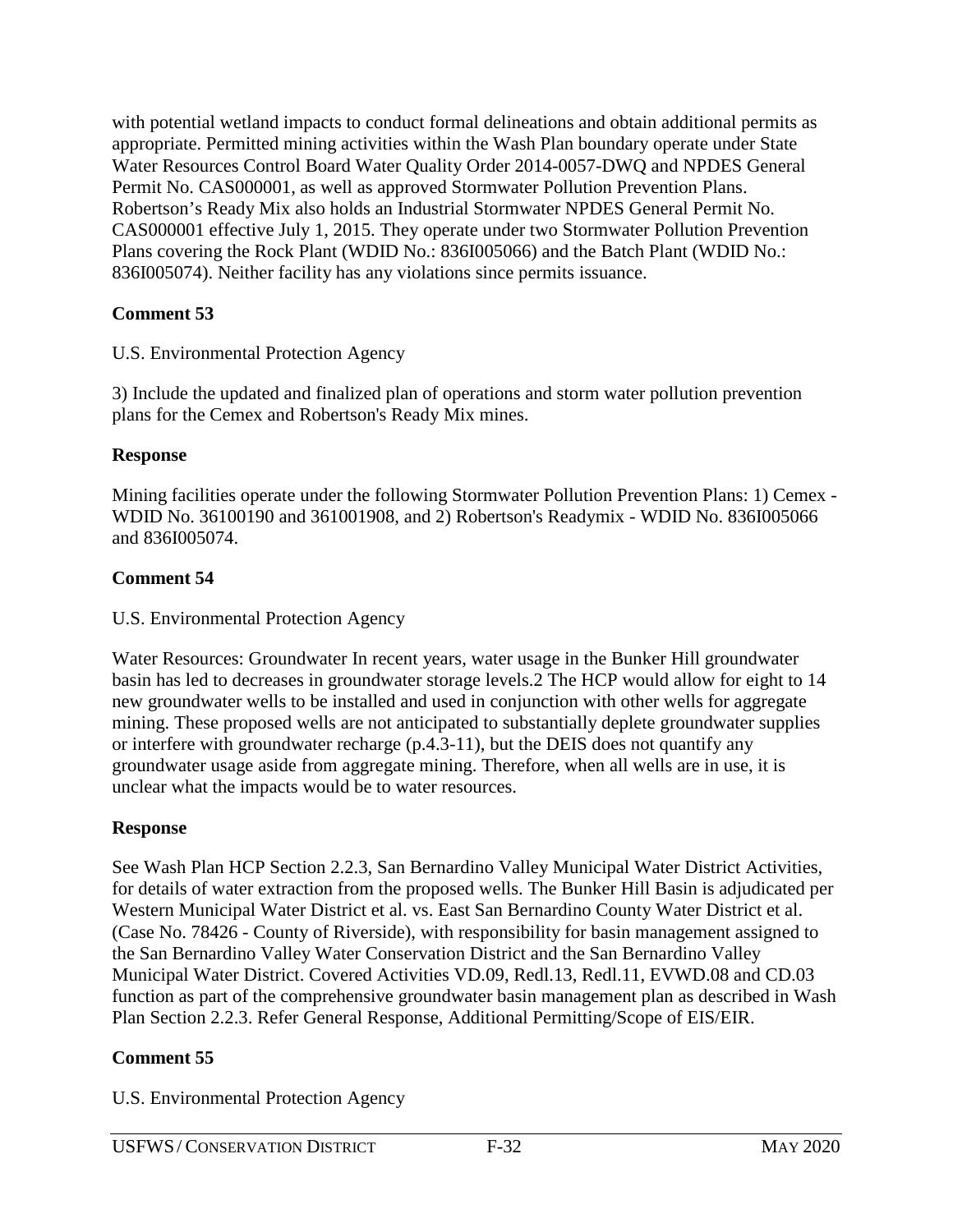with potential wetland impacts to conduct formal delineations and obtain additional permits as appropriate. Permitted mining activities within the Wash Plan boundary operate under State Water Resources Control Board Water Quality Order 2014-0057-DWQ and NPDES General Permit No. CAS000001, as well as approved Stormwater Pollution Prevention Plans. Robertson's Ready Mix also holds an Industrial Stormwater NPDES General Permit No. CAS000001 effective July 1, 2015. They operate under two Stormwater Pollution Prevention Plans covering the Rock Plant (WDID No.: 836I005066) and the Batch Plant (WDID No.: 836I005074). Neither facility has any violations since permits issuance.

**Comment 53**

U.S. Environmental Protection Agency

3) Include the updated and finalized plan of operations and storm water pollution prevention plans for the Cemex and Robertson's Ready Mix mines.

**Response**

Mining facilities operate under the following Stormwater Pollution Prevention Plans: 1) Cemex - WDID No. 36100190 and 361001908, and 2) Robertson's Readymix - WDID No. 836I005066 and 836I005074.

**Comment 54**

U.S. Environmental Protection Agency

Water Resources: Groundwater In recent years, water usage in the Bunker Hill groundwater basin has led to decreases in groundwater storage levels.2 The HCP would allow for eight to 14 new groundwater wells to be installed and used in conjunction with other wells for aggregate mining. These proposed wells are not anticipated to substantially deplete groundwater supplies or interfere with groundwater recharge (p.4.3-11), but the DEIS does not quantify any groundwater usage aside from aggregate mining. Therefore, when all wells are in use, it is unclear what the impacts would be to water resources.

**Response**

See Wash Plan HCP Section 2.2.3, San Bernardino Valley Municipal Water District Activities, for details of water extraction from the proposed wells. The Bunker Hill Basin is adjudicated per Western Municipal Water District et al. vs. East San Bernardino County Water District et al. (Case No. 78426 - County of Riverside), with responsibility for basin management assigned to the San Bernardino Valley Water Conservation District and the San Bernardino Valley Municipal Water District. Covered Activities VD.09, Redl.13, Redl.11, EVWD.08 and CD.03 function as part of the comprehensive groundwater basin management plan as described in Wash Plan Section 2.2.3. Refer General Response, Additional Permitting/Scope of EIS/EIR.

**Comment 55**

U.S. Environmental Protection Agency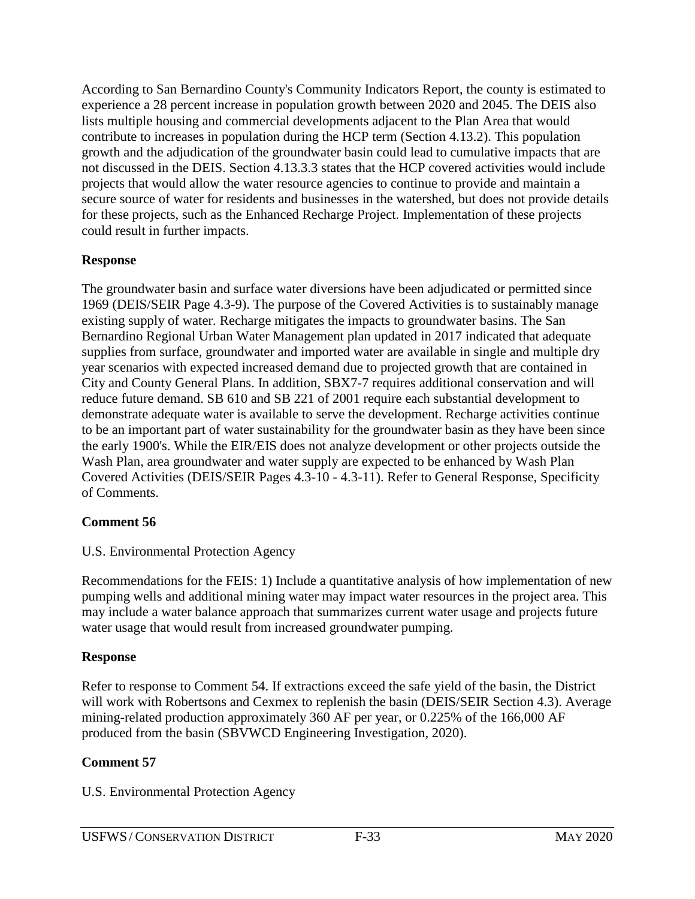According to San Bernardino County's Community Indicators Report, the county is estimated to experience a 28 percent increase in population growth between 2020 and 2045. The DEIS also lists multiple housing and commercial developments adjacent to the Plan Area that would contribute to increases in population during the HCP term (Section 4.13.2). This population growth and the adjudication of the groundwater basin could lead to cumulative impacts that are not discussed in the DEIS. Section 4.13.3.3 states that the HCP covered activities would include projects that would allow the water resource agencies to continue to provide and maintain a secure source of water for residents and businesses in the watershed, but does not provide details for these projects, such as the Enhanced Recharge Project. Implementation of these projects could result in further impacts.

**Response**

The groundwater basin and surface water diversions have been adjudicated or permitted since 1969 (DEIS/SEIR Page 4.3-9). The purpose of the Covered Activities is to sustainably manage existing supply of water. Recharge mitigates the impacts to groundwater basins. The San Bernardino Regional Urban Water Management plan updated in 2017 indicated that adequate supplies from surface, groundwater and imported water are available in single and multiple dry year scenarios with expected increased demand due to projected growth that are contained in City and County General Plans. In addition, SBX7-7 requires additional conservation and will reduce future demand. SB 610 and SB 221 of 2001 require each substantial development to demonstrate adequate water is available to serve the development. Recharge activities continue to be an important part of water sustainability for the groundwater basin as they have been since the early 1900's. While the EIR/EIS does not analyze development or other projects outside the Wash Plan, area groundwater and water supply are expected to be enhanced by Wash Plan Covered Activities (DEIS/SEIR Pages 4.3-10 - 4.3-11). Refer to General Response, Specificity of Comments.

**Comment 56**

U.S. Environmental Protection Agency

Recommendations for the FEIS: 1) Include a quantitative analysis of how implementation of new pumping wells and additional mining water may impact water resources in the project area. This may include a water balance approach that summarizes current water usage and projects future water usage that would result from increased groundwater pumping.

**Response**

Refer to response to Comment 54. If extractions exceed the safe yield of the basin, the District will work with Robertsons and Cexmex to replenish the basin (DEIS/SEIR Section 4.3). Average mining-related production approximately 360 AF per year, or 0.225% of the 166,000 AF produced from the basin (SBVWCD Engineering Investigation, 2020).

**Comment 57**

U.S. Environmental Protection Agency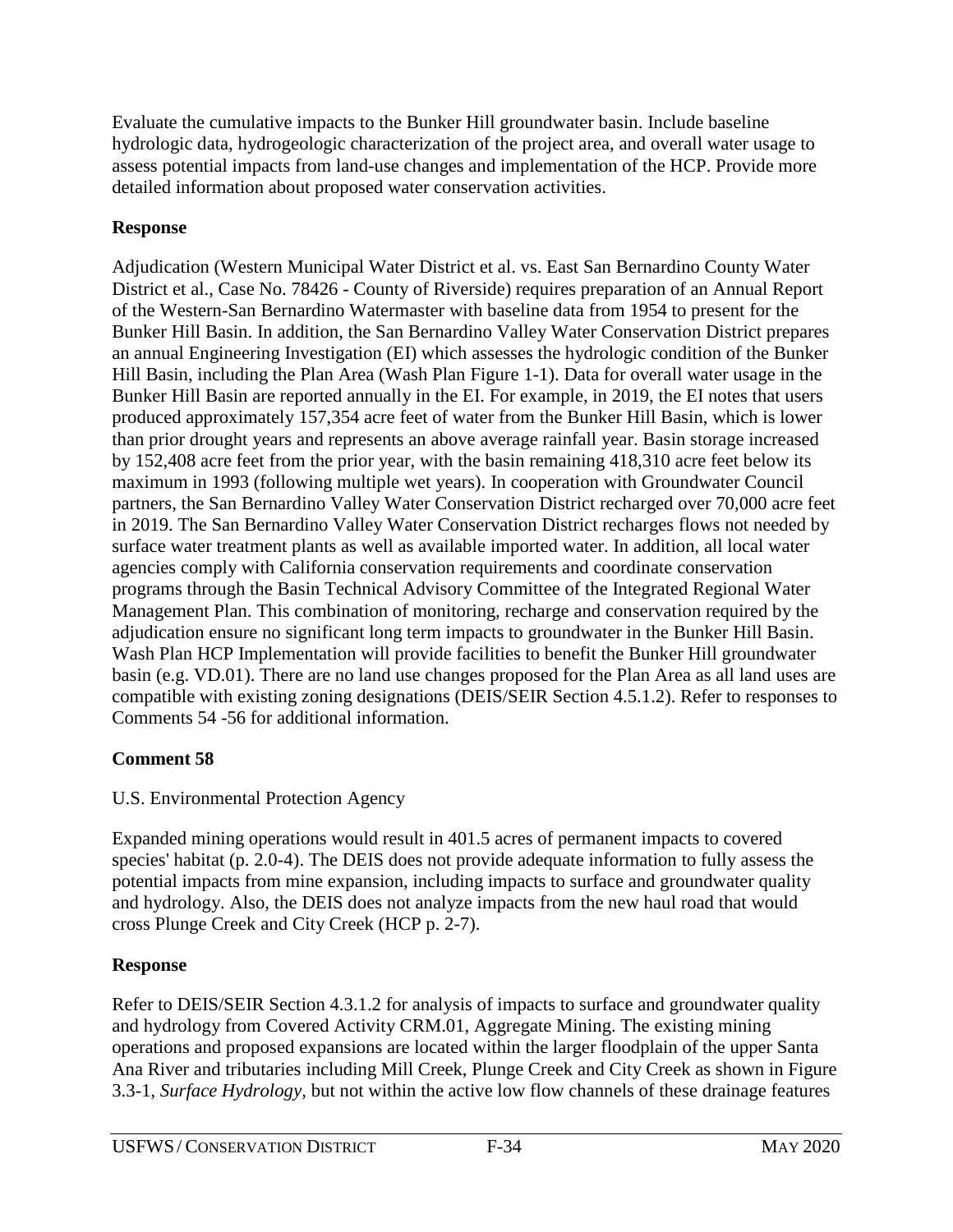Evaluate the cumulative impacts to the Bunker Hill groundwater basin. Include baseline hydrologic data, hydrogeologic characterization of the project area, and overall water usage to assess potential impacts from land-use changes and implementation of the HCP. Provide more detailed information about proposed water conservation activities.

**Response**

Adjudication (Western Municipal Water District et al. vs. East San Bernardino County Water District et al., Case No. 78426 - County of Riverside) requires preparation of an Annual Report of the Western-San Bernardino Watermaster with baseline data from 1954 to present for the Bunker Hill Basin. In addition, the San Bernardino Valley Water Conservation District prepares an annual Engineering Investigation (EI) which assesses the hydrologic condition of the Bunker Hill Basin, including the Plan Area (Wash Plan Figure 1-1). Data for overall water usage in the Bunker Hill Basin are reported annually in the EI. For example, in 2019, the EI notes that users produced approximately 157,354 acre feet of water from the Bunker Hill Basin, which is lower than prior drought years and represents an above average rainfall year. Basin storage increased by 152,408 acre feet from the prior year, with the basin remaining 418,310 acre feet below its maximum in 1993 (following multiple wet years). In cooperation with Groundwater Council partners, the San Bernardino Valley Water Conservation District recharged over 70,000 acre feet in 2019. The San Bernardino Valley Water Conservation District recharges flows not needed by surface water treatment plants as well as available imported water. In addition, all local water agencies comply with California conservation requirements and coordinate conservation programs through the Basin Technical Advisory Committee of the Integrated Regional Water Management Plan. This combination of monitoring, recharge and conservation required by the adjudication ensure no significant long term impacts to groundwater in the Bunker Hill Basin. Wash Plan HCP Implementation will provide facilities to benefit the Bunker Hill groundwater basin (e.g. VD.01). There are no land use changes proposed for the Plan Area as all land uses are compatible with existing zoning designations (DEIS/SEIR Section 4.5.1.2). Refer to responses to Comments 54 -56 for additional information.

**Comment 58**

U.S. Environmental Protection Agency

Expanded mining operations would result in 401.5 acres of permanent impacts to covered species' habitat (p. 2.0-4). The DEIS does not provide adequate information to fully assess the potential impacts from mine expansion, including impacts to surface and groundwater quality and hydrology. Also, the DEIS does not analyze impacts from the new haul road that would cross Plunge Creek and City Creek (HCP p. 2-7).

**Response**

Refer to DEIS/SEIR Section 4.3.1.2 for analysis of impacts to surface and groundwater quality and hydrology from Covered Activity CRM.01, Aggregate Mining. The existing mining operations and proposed expansions are located within the larger floodplain of the upper Santa Ana River and tributaries including Mill Creek, Plunge Creek and City Creek as shown in Figure 3.3-1, *Surface Hydrology,* but not within the active low flow channels of these drainage features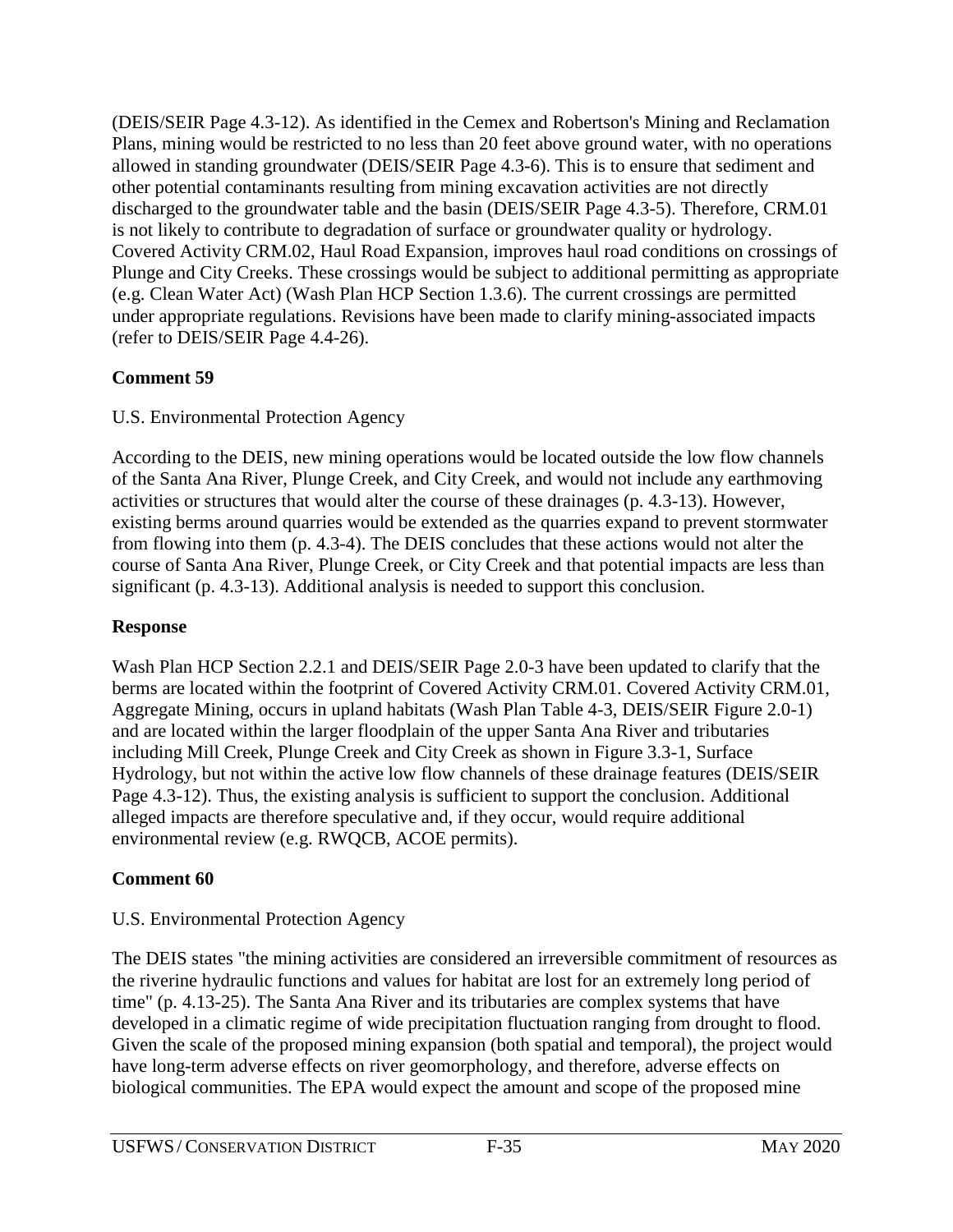(DEIS/SEIR Page 4.3-12). As identified in the Cemex and Robertson's Mining and Reclamation Plans, mining would be restricted to no less than 20 feet above ground water, with no operations allowed in standing groundwater (DEIS/SEIR Page 4.3-6). This is to ensure that sediment and other potential contaminants resulting from mining excavation activities are not directly discharged to the groundwater table and the basin (DEIS/SEIR Page 4.3-5). Therefore, CRM.01 is not likely to contribute to degradation of surface or groundwater quality or hydrology. Covered Activity CRM.02, Haul Road Expansion, improves haul road conditions on crossings of Plunge and City Creeks. These crossings would be subject to additional permitting as appropriate (e.g. Clean Water Act) (Wash Plan HCP Section 1.3.6). The current crossings are permitted under appropriate regulations. Revisions have been made to clarify mining-associated impacts (refer to DEIS/SEIR Page 4.4-26).

**Comment 59**

U.S. Environmental Protection Agency

According to the DEIS, new mining operations would be located outside the low flow channels of the Santa Ana River, Plunge Creek, and City Creek, and would not include any earthmoving activities or structures that would alter the course of these drainages (p. 4.3-13). However, existing berms around quarries would be extended as the quarries expand to prevent stormwater from flowing into them (p. 4.3-4). The DEIS concludes that these actions would not alter the course of Santa Ana River, Plunge Creek, or City Creek and that potential impacts are less than significant (p. 4.3-13). Additional analysis is needed to support this conclusion.

**Response**

Wash Plan HCP Section 2.2.1 and DEIS/SEIR Page 2.0-3 have been updated to clarify that the berms are located within the footprint of Covered Activity CRM.01. Covered Activity CRM.01, Aggregate Mining, occurs in upland habitats (Wash Plan Table 4-3, DEIS/SEIR Figure 2.0-1) and are located within the larger floodplain of the upper Santa Ana River and tributaries including Mill Creek, Plunge Creek and City Creek as shown in Figure 3.3-1, Surface Hydrology, but not within the active low flow channels of these drainage features (DEIS/SEIR Page 4.3-12). Thus, the existing analysis is sufficient to support the conclusion. Additional alleged impacts are therefore speculative and, if they occur, would require additional environmental review (e.g. RWQCB, ACOE permits).

**Comment 60**

U.S. Environmental Protection Agency

The DEIS states "the mining activities are considered an irreversible commitment of resources as the riverine hydraulic functions and values for habitat are lost for an extremely long period of time" (p. 4.13-25). The Santa Ana River and its tributaries are complex systems that have developed in a climatic regime of wide precipitation fluctuation ranging from drought to flood. Given the scale of the proposed mining expansion (both spatial and temporal), the project would have long-term adverse effects on river geomorphology, and therefore, adverse effects on biological communities. The EPA would expect the amount and scope of the proposed mine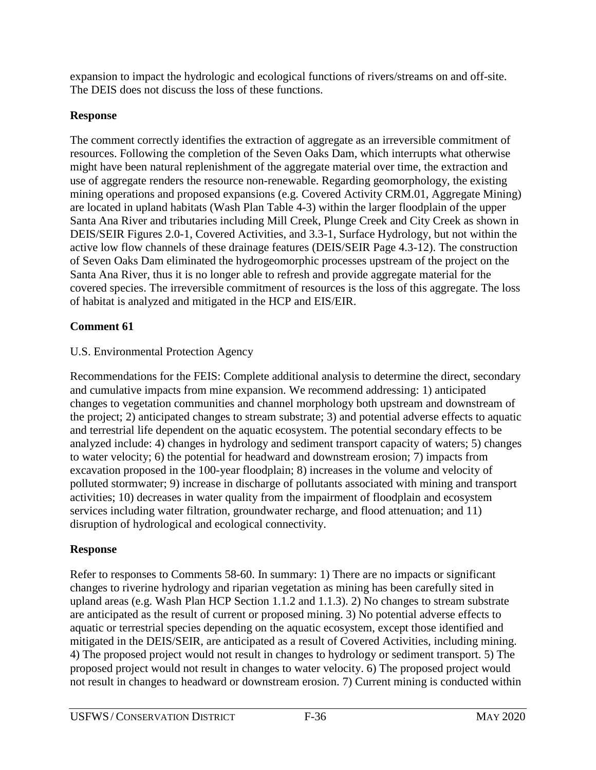expansion to impact the hydrologic and ecological functions of rivers/streams on and off-site. The DEIS does not discuss the loss of these functions.

**Response**

The comment correctly identifies the extraction of aggregate as an irreversible commitment of resources. Following the completion of the Seven Oaks Dam, which interrupts what otherwise might have been natural replenishment of the aggregate material over time, the extraction and use of aggregate renders the resource non-renewable. Regarding geomorphology, the existing mining operations and proposed expansions (e.g. Covered Activity CRM.01, Aggregate Mining) are located in upland habitats (Wash Plan Table 4-3) within the larger floodplain of the upper Santa Ana River and tributaries including Mill Creek, Plunge Creek and City Creek as shown in DEIS/SEIR Figures 2.0-1, Covered Activities, and 3.3-1, Surface Hydrology, but not within the active low flow channels of these drainage features (DEIS/SEIR Page 4.3-12). The construction of Seven Oaks Dam eliminated the hydrogeomorphic processes upstream of the project on the Santa Ana River, thus it is no longer able to refresh and provide aggregate material for the covered species. The irreversible commitment of resources is the loss of this aggregate. The loss of habitat is analyzed and mitigated in the HCP and EIS/EIR.

**Comment 61**

U.S. Environmental Protection Agency

Recommendations for the FEIS: Complete additional analysis to determine the direct, secondary and cumulative impacts from mine expansion. We recommend addressing: 1) anticipated changes to vegetation communities and channel morphology both upstream and downstream of the project; 2) anticipated changes to stream substrate; 3) and potential adverse effects to aquatic and terrestrial life dependent on the aquatic ecosystem. The potential secondary effects to be analyzed include: 4) changes in hydrology and sediment transport capacity of waters; 5) changes to water velocity; 6) the potential for headward and downstream erosion; 7) impacts from excavation proposed in the 100-year floodplain; 8) increases in the volume and velocity of polluted stormwater; 9) increase in discharge of pollutants associated with mining and transport activities; 10) decreases in water quality from the impairment of floodplain and ecosystem services including water filtration, groundwater recharge, and flood attenuation; and 11) disruption of hydrological and ecological connectivity.

**Response**

Refer to responses to Comments 58-60. In summary: 1) There are no impacts or significant changes to riverine hydrology and riparian vegetation as mining has been carefully sited in upland areas (e.g. Wash Plan HCP Section 1.1.2 and 1.1.3). 2) No changes to stream substrate are anticipated as the result of current or proposed mining. 3) No potential adverse effects to aquatic or terrestrial species depending on the aquatic ecosystem, except those identified and mitigated in the DEIS/SEIR, are anticipated as a result of Covered Activities, including mining. 4) The proposed project would not result in changes to hydrology or sediment transport. 5) The proposed project would not result in changes to water velocity. 6) The proposed project would not result in changes to headward or downstream erosion. 7) Current mining is conducted within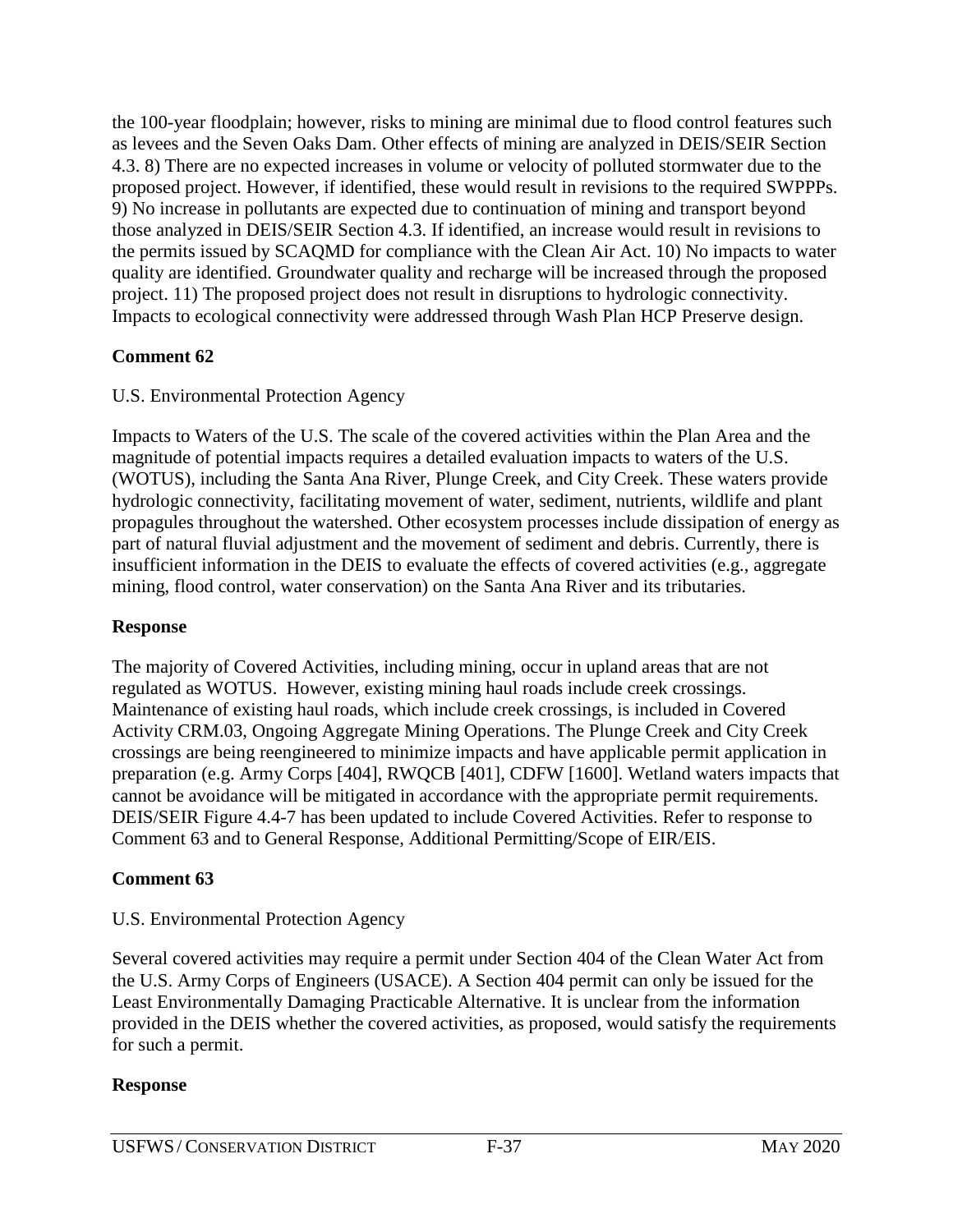the 100-year floodplain; however, risks to mining are minimal due to flood control features such as levees and the Seven Oaks Dam. Other effects of mining are analyzed in DEIS/SEIR Section 4.3. 8) There are no expected increases in volume or velocity of polluted stormwater due to the proposed project. However, if identified, these would result in revisions to the required SWPPPs. 9) No increase in pollutants are expected due to continuation of mining and transport beyond those analyzed in DEIS/SEIR Section 4.3. If identified, an increase would result in revisions to the permits issued by SCAQMD for compliance with the Clean Air Act. 10) No impacts to water quality are identified. Groundwater quality and recharge will be increased through the proposed project. 11) The proposed project does not result in disruptions to hydrologic connectivity. Impacts to ecological connectivity were addressed through Wash Plan HCP Preserve design.

**Comment 62**

U.S. Environmental Protection Agency

Impacts to Waters of the U.S. The scale of the covered activities within the Plan Area and the magnitude of potential impacts requires a detailed evaluation impacts to waters of the U.S. (WOTUS), including the Santa Ana River, Plunge Creek, and City Creek. These waters provide hydrologic connectivity, facilitating movement of water, sediment, nutrients, wildlife and plant propagules throughout the watershed. Other ecosystem processes include dissipation of energy as part of natural fluvial adjustment and the movement of sediment and debris. Currently, there is insufficient information in the DEIS to evaluate the effects of covered activities (e.g., aggregate mining, flood control, water conservation) on the Santa Ana River and its tributaries.

**Response**

The majority of Covered Activities, including mining, occur in upland areas that are not regulated as WOTUS. However, existing mining haul roads include creek crossings. Maintenance of existing haul roads, which include creek crossings, is included in Covered Activity CRM.03, Ongoing Aggregate Mining Operations. The Plunge Creek and City Creek crossings are being reengineered to minimize impacts and have applicable permit application in preparation (e.g. Army Corps [404], RWQCB [401], CDFW [1600]. Wetland waters impacts that cannot be avoidance will be mitigated in accordance with the appropriate permit requirements. DEIS/SEIR Figure 4.4-7 has been updated to include Covered Activities. Refer to response to Comment 63 and to General Response, Additional Permitting/Scope of EIR/EIS.

**Comment 63**

U.S. Environmental Protection Agency

Several covered activities may require a permit under Section 404 of the Clean Water Act from the U.S. Army Corps of Engineers (USACE). A Section 404 permit can only be issued for the Least Environmentally Damaging Practicable Alternative. It is unclear from the information provided in the DEIS whether the covered activities, as proposed, would satisfy the requirements for such a permit.

**Response**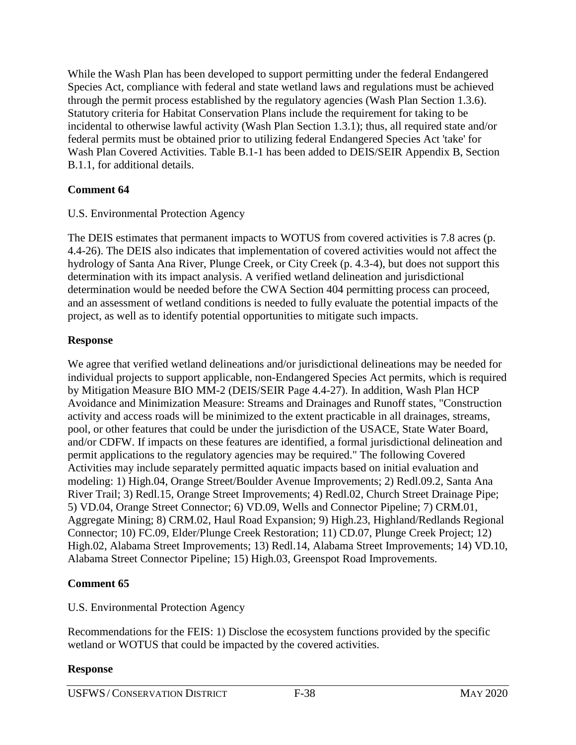While the Wash Plan has been developed to support permitting under the federal Endangered Species Act, compliance with federal and state wetland laws and regulations must be achieved through the permit process established by the regulatory agencies (Wash Plan Section 1.3.6). Statutory criteria for Habitat Conservation Plans include the requirement for taking to be incidental to otherwise lawful activity (Wash Plan Section 1.3.1); thus, all required state and/or federal permits must be obtained prior to utilizing federal Endangered Species Act 'take' for Wash Plan Covered Activities. Table B.1-1 has been added to DEIS/SEIR Appendix B, Section B.1.1, for additional details.

**Comment 64**

U.S. Environmental Protection Agency

The DEIS estimates that permanent impacts to WOTUS from covered activities is 7.8 acres (p. 4.4-26). The DEIS also indicates that implementation of covered activities would not affect the hydrology of Santa Ana River, Plunge Creek, or City Creek (p. 4.3-4), but does not support this determination with its impact analysis. A verified wetland delineation and jurisdictional determination would be needed before the CWA Section 404 permitting process can proceed, and an assessment of wetland conditions is needed to fully evaluate the potential impacts of the project, as well as to identify potential opportunities to mitigate such impacts.

**Response**

We agree that verified wetland delineations and/or jurisdictional delineations may be needed for individual projects to support applicable, non-Endangered Species Act permits, which is required by Mitigation Measure BIO MM-2 (DEIS/SEIR Page 4.4-27). In addition, Wash Plan HCP Avoidance and Minimization Measure: Streams and Drainages and Runoff states, "Construction activity and access roads will be minimized to the extent practicable in all drainages, streams, pool, or other features that could be under the jurisdiction of the USACE, State Water Board, and/or CDFW. If impacts on these features are identified, a formal jurisdictional delineation and permit applications to the regulatory agencies may be required." The following Covered Activities may include separately permitted aquatic impacts based on initial evaluation and modeling: 1) High.04, Orange Street/Boulder Avenue Improvements; 2) Redl.09.2, Santa Ana River Trail; 3) Redl.15, Orange Street Improvements; 4) Redl.02, Church Street Drainage Pipe; 5) VD.04, Orange Street Connector; 6) VD.09, Wells and Connector Pipeline; 7) CRM.01, Aggregate Mining; 8) CRM.02, Haul Road Expansion; 9) High.23, Highland/Redlands Regional Connector; 10) FC.09, Elder/Plunge Creek Restoration; 11) CD.07, Plunge Creek Project; 12) High.02, Alabama Street Improvements; 13) Redl.14, Alabama Street Improvements; 14) VD.10, Alabama Street Connector Pipeline; 15) High.03, Greenspot Road Improvements.

**Comment 65**

U.S. Environmental Protection Agency

Recommendations for the FEIS: 1) Disclose the ecosystem functions provided by the specific wetland or WOTUS that could be impacted by the covered activities.

**Response**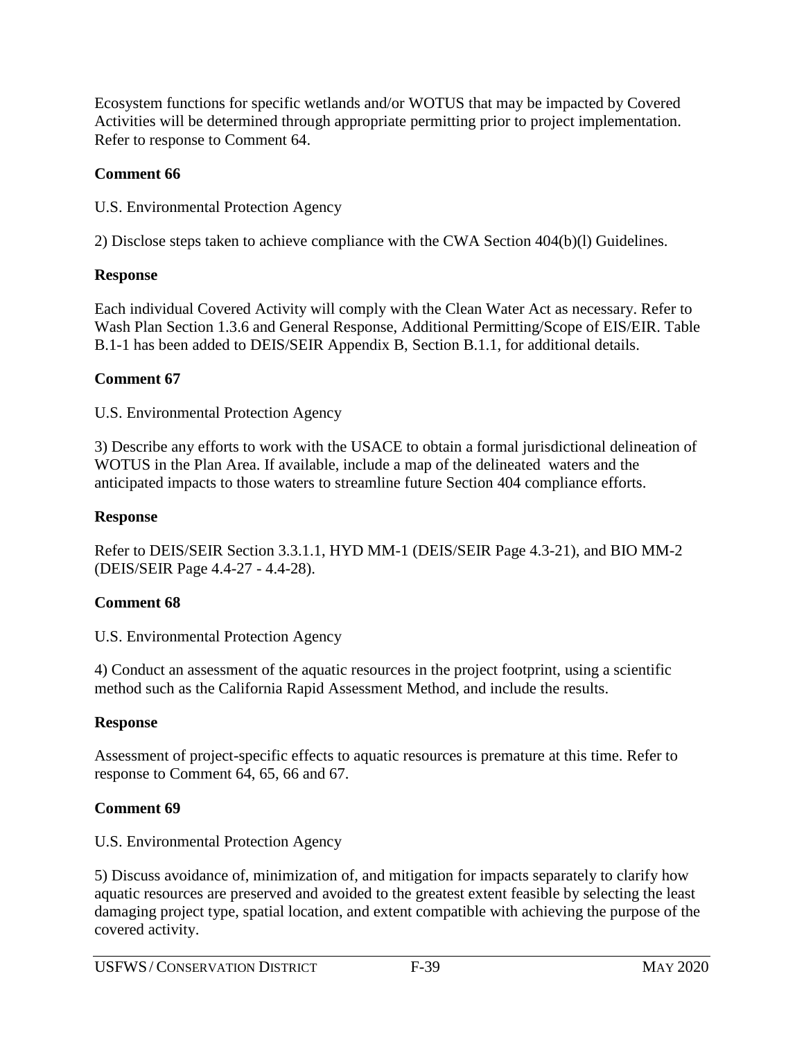Ecosystem functions for specific wetlands and/or WOTUS that may be impacted by Covered Activities will be determined through appropriate permitting prior to project implementation. Refer to response to Comment 64.

**Comment 66**

U.S. Environmental Protection Agency

2) Disclose steps taken to achieve compliance with the CWA Section 404(b)(l) Guidelines.

**Response**

Each individual Covered Activity will comply with the Clean Water Act as necessary. Refer to Wash Plan Section 1.3.6 and General Response, Additional Permitting/Scope of EIS/EIR. Table B.1-1 has been added to DEIS/SEIR Appendix B, Section B.1.1, for additional details.

**Comment 67**

U.S. Environmental Protection Agency

3) Describe any efforts to work with the USACE to obtain a formal jurisdictional delineation of WOTUS in the Plan Area. If available, include a map of the delineated waters and the anticipated impacts to those waters to streamline future Section 404 compliance efforts.

**Response**

Refer to DEIS/SEIR Section 3.3.1.1, HYD MM-1 (DEIS/SEIR Page 4.3-21), and BIO MM-2 (DEIS/SEIR Page 4.4-27 - 4.4-28).

**Comment 68**

U.S. Environmental Protection Agency

4) Conduct an assessment of the aquatic resources in the project footprint, using a scientific method such as the California Rapid Assessment Method, and include the results.

**Response**

Assessment of project-specific effects to aquatic resources is premature at this time. Refer to response to Comment 64, 65, 66 and 67.

**Comment 69**

U.S. Environmental Protection Agency

5) Discuss avoidance of, minimization of, and mitigation for impacts separately to clarify how aquatic resources are preserved and avoided to the greatest extent feasible by selecting the least damaging project type, spatial location, and extent compatible with achieving the purpose of the covered activity.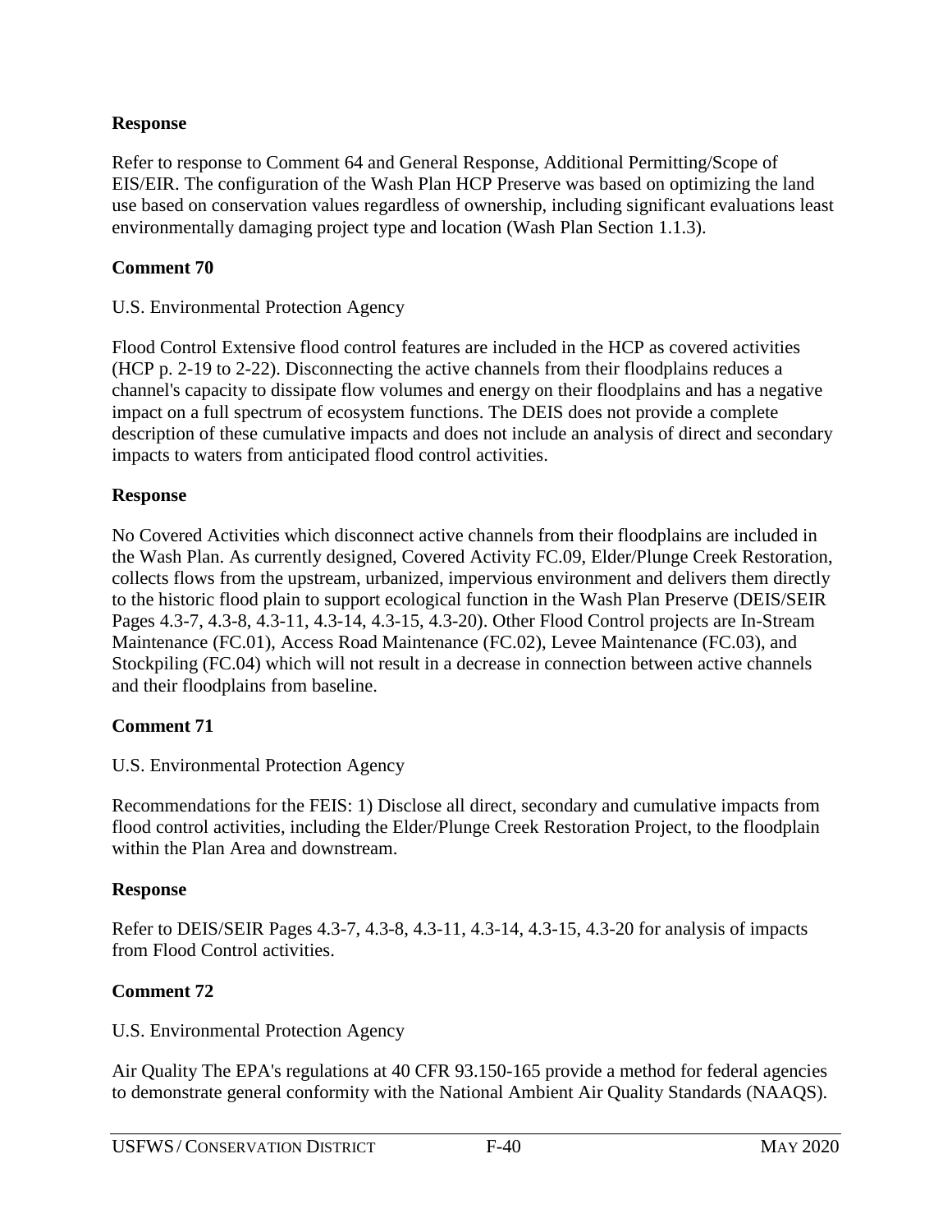**Response**

Refer to response to Comment 64 and General Response, Additional Permitting/Scope of EIS/EIR. The configuration of the Wash Plan HCP Preserve was based on optimizing the land use based on conservation values regardless of ownership, including significant evaluations least environmentally damaging project type and location (Wash Plan Section 1.1.3).

**Comment 70**

U.S. Environmental Protection Agency

Flood Control Extensive flood control features are included in the HCP as covered activities (HCP p. 2-19 to 2-22). Disconnecting the active channels from their floodplains reduces a channel's capacity to dissipate flow volumes and energy on their floodplains and has a negative impact on a full spectrum of ecosystem functions. The DEIS does not provide a complete description of these cumulative impacts and does not include an analysis of direct and secondary impacts to waters from anticipated flood control activities.

**Response**

No Covered Activities which disconnect active channels from their floodplains are included in the Wash Plan. As currently designed, Covered Activity FC.09, Elder/Plunge Creek Restoration, collects flows from the upstream, urbanized, impervious environment and delivers them directly to the historic flood plain to support ecological function in the Wash Plan Preserve (DEIS/SEIR Pages 4.3-7, 4.3-8, 4.3-11, 4.3-14, 4.3-15, 4.3-20). Other Flood Control projects are In-Stream Maintenance (FC.01), Access Road Maintenance (FC.02), Levee Maintenance (FC.03), and Stockpiling (FC.04) which will not result in a decrease in connection between active channels and their floodplains from baseline.

**Comment 71**

U.S. Environmental Protection Agency

Recommendations for the FEIS: 1) Disclose all direct, secondary and cumulative impacts from flood control activities, including the Elder/Plunge Creek Restoration Project, to the floodplain within the Plan Area and downstream.

**Response**

Refer to DEIS/SEIR Pages 4.3-7, 4.3-8, 4.3-11, 4.3-14, 4.3-15, 4.3-20 for analysis of impacts from Flood Control activities.

**Comment 72**

U.S. Environmental Protection Agency

Air Quality The EPA's regulations at 40 CFR 93.150-165 provide a method for federal agencies to demonstrate general conformity with the National Ambient Air Quality Standards (NAAQS).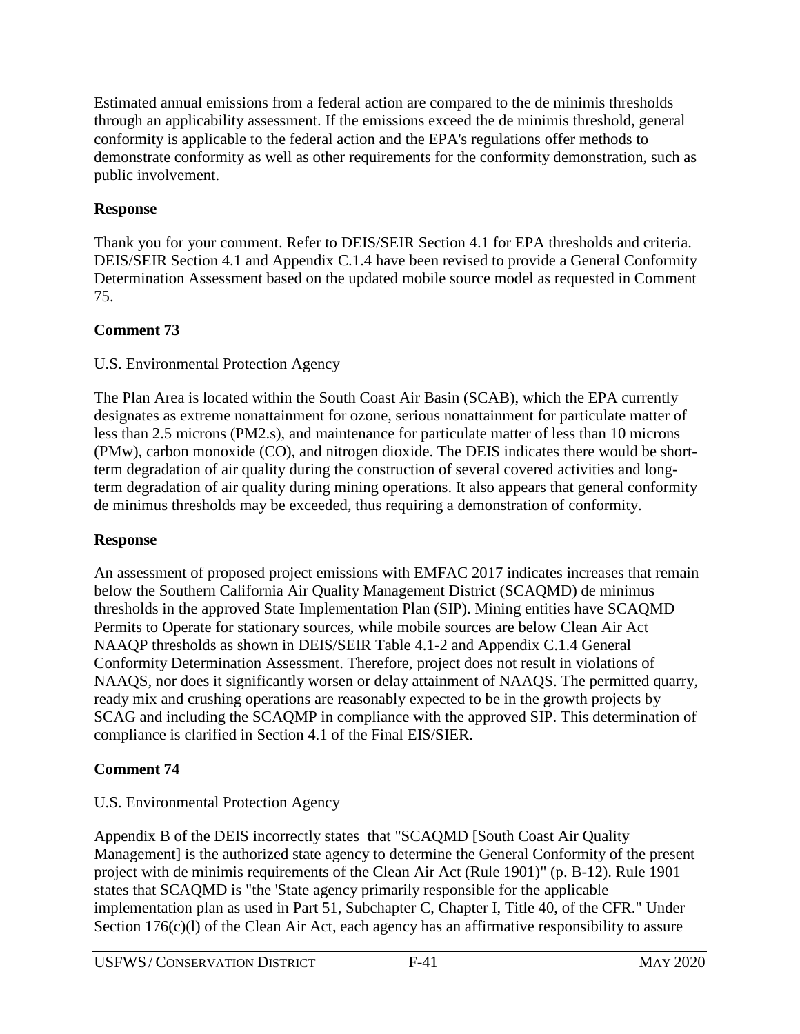Estimated annual emissions from a federal action are compared to the de minimis thresholds through an applicability assessment. If the emissions exceed the de minimis threshold, general conformity is applicable to the federal action and the EPA's regulations offer methods to demonstrate conformity as well as other requirements for the conformity demonstration, such as public involvement.

**Response**

Thank you for your comment. Refer to DEIS/SEIR Section 4.1 for EPA thresholds and criteria. DEIS/SEIR Section 4.1 and Appendix C.1.4 have been revised to provide a General Conformity Determination Assessment based on the updated mobile source model as requested in Comment 75.

**Comment 73**

U.S. Environmental Protection Agency

The Plan Area is located within the South Coast Air Basin (SCAB), which the EPA currently designates as extreme nonattainment for ozone, serious nonattainment for particulate matter of less than 2.5 microns (PM2.s), and maintenance for particulate matter of less than 10 microns (PMw), carbon monoxide (CO), and nitrogen dioxide. The DEIS indicates there would be short-term degradation of air quality during the construction of several covered activities and long-term degradation of air quality during mining operations. It also appears that general conformity de minimus thresholds may be exceeded, thus requiring a demonstration of conformity.

**Response**

An assessment of proposed project emissions with EMFAC 2017 indicates increases that remain below the Southern California Air Quality Management District (SCAQMD) de minimus thresholds in the approved State Implementation Plan (SIP). Mining entities have SCAQMD Permits to Operate for stationary sources, while mobile sources are below Clean Air Act NAAQP thresholds as shown in DEIS/SEIR Table 4.1-2 and Appendix C.1.4 General Conformity Determination Assessment. Therefore, project does not result in violations of NAAQS, nor does it significantly worsen or delay attainment of NAAQS. The permitted quarry, ready mix and crushing operations are reasonably expected to be in the growth projects by SCAG and including the SCAQMP in compliance with the approved SIP. This determination of compliance is clarified in Section 4.1 of the Final EIS/SIER.

**Comment 74**

U.S. Environmental Protection Agency

Appendix B of the DEIS incorrectly states that "SCAQMD [South Coast Air Quality Management] is the authorized state agency to determine the General Conformity of the present project with de minimis requirements of the Clean Air Act (Rule 1901)" (p. B-12). Rule 1901 states that SCAQMD is "the 'State agency primarily responsible for the applicable implementation plan as used in Part 51, Subchapter C, Chapter I, Title 40, of the CFR." Under Section 176(c)(l) of the Clean Air Act, each agency has an affirmative responsibility to assure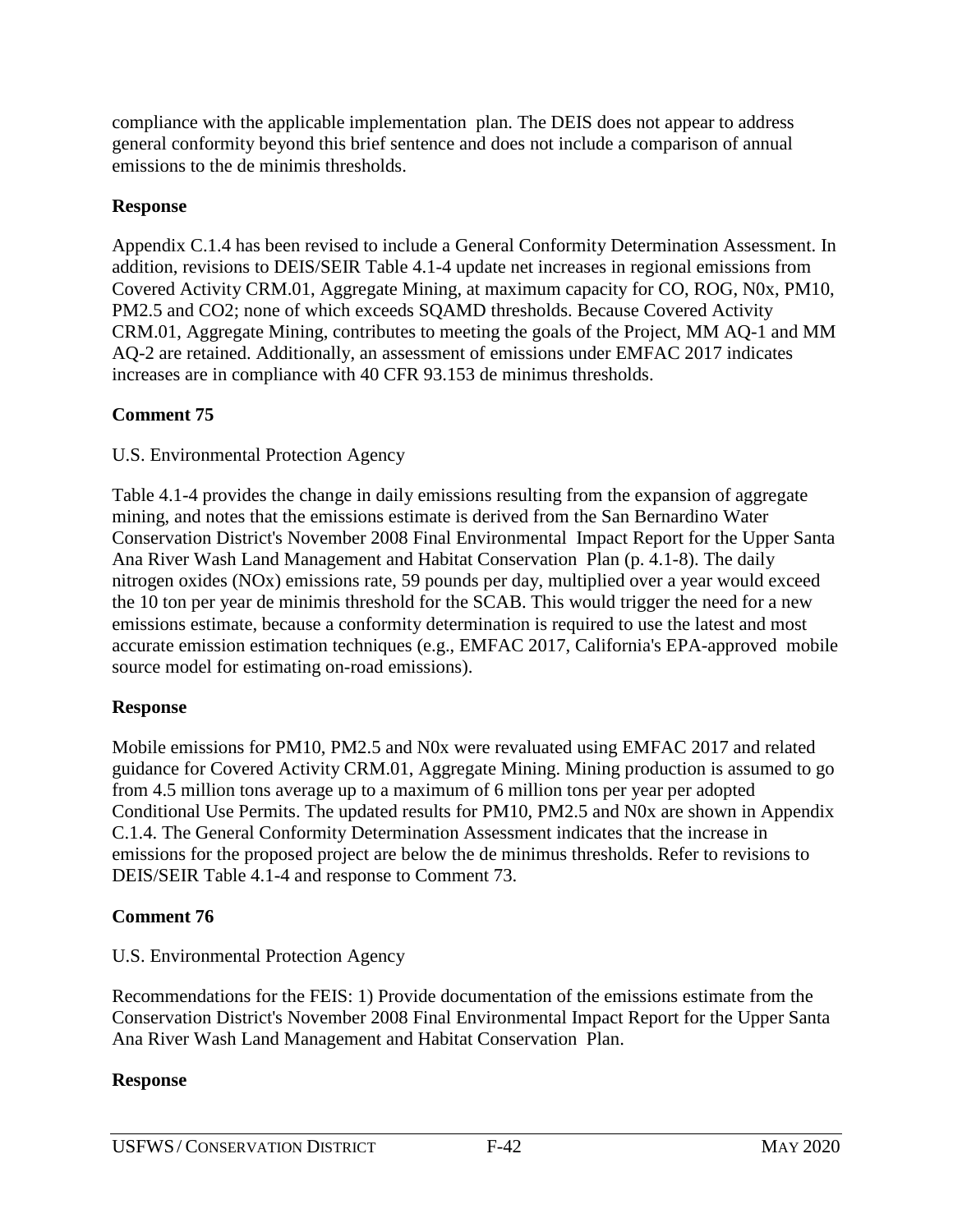compliance with the applicable implementation plan. The DEIS does not appear to address general conformity beyond this brief sentence and does not include a comparison of annual emissions to the de minimis thresholds.

**Response**

Appendix C.1.4 has been revised to include a General Conformity Determination Assessment. In addition, revisions to DEIS/SEIR Table 4.1-4 update net increases in regional emissions from Covered Activity CRM.01, Aggregate Mining, at maximum capacity for CO, ROG, N0x, PM10, PM2.5 and CO2; none of which exceeds SQAMD thresholds. Because Covered Activity CRM.01, Aggregate Mining, contributes to meeting the goals of the Project, MM AQ-1 and MM AQ-2 are retained. Additionally, an assessment of emissions under EMFAC 2017 indicates increases are in compliance with 40 CFR 93.153 de minimus thresholds.

**Comment 75**

U.S. Environmental Protection Agency

Table 4.1-4 provides the change in daily emissions resulting from the expansion of aggregate mining, and notes that the emissions estimate is derived from the San Bernardino Water Conservation District's November 2008 Final Environmental Impact Report for the Upper Santa Ana River Wash Land Management and Habitat Conservation Plan (p. 4.1-8). The daily nitrogen oxides (NOx) emissions rate, 59 pounds per day, multiplied over a year would exceed the 10 ton per year de minimis threshold for the SCAB. This would trigger the need for a new emissions estimate, because a conformity determination is required to use the latest and most accurate emission estimation techniques (e.g., EMFAC 2017, California's EPA-approved mobile source model for estimating on-road emissions).

**Response**

Mobile emissions for PM10, PM2.5 and N0x were revaluated using EMFAC 2017 and related guidance for Covered Activity CRM.01, Aggregate Mining. Mining production is assumed to go from 4.5 million tons average up to a maximum of 6 million tons per year per adopted Conditional Use Permits. The updated results for PM10, PM2.5 and N0x are shown in Appendix C.1.4. The General Conformity Determination Assessment indicates that the increase in emissions for the proposed project are below the de minimus thresholds. Refer to revisions to DEIS/SEIR Table 4.1-4 and response to Comment 73.

**Comment 76**

U.S. Environmental Protection Agency

Recommendations for the FEIS: 1) Provide documentation of the emissions estimate from the Conservation District's November 2008 Final Environmental Impact Report for the Upper Santa Ana River Wash Land Management and Habitat Conservation Plan.

**Response**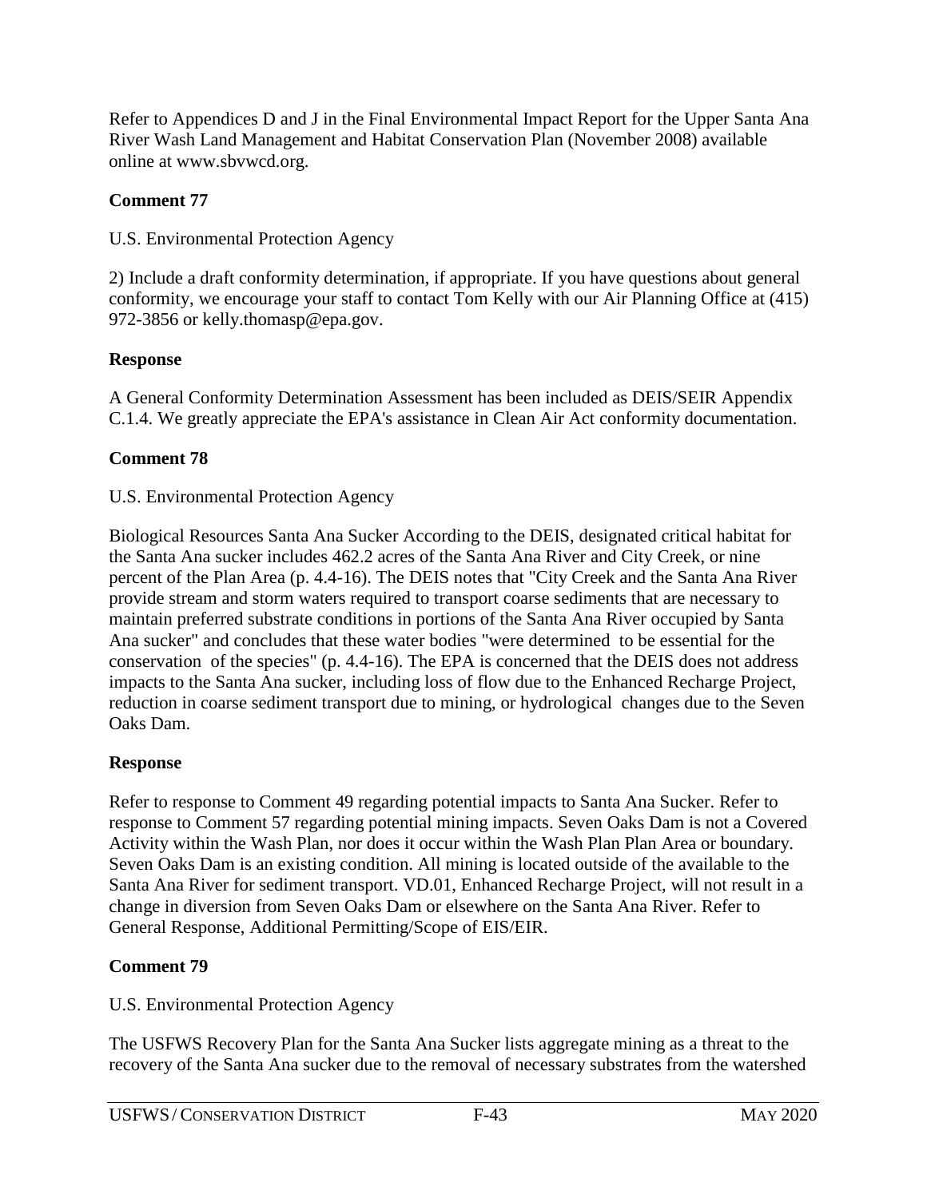Refer to Appendices D and J in the Final Environmental Impact Report for the Upper Santa Ana River Wash Land Management and Habitat Conservation Plan (November 2008) available online at www.sbvwcd.org.

**Comment 77**

U.S. Environmental Protection Agency

2) Include a draft conformity determination, if appropriate. If you have questions about general conformity, we encourage your staff to contact Tom Kelly with our Air Planning Office at (415) 972-3856 or kelly.thomasp@epa.gov.

**Response**

A General Conformity Determination Assessment has been included as DEIS/SEIR Appendix C.1.4. We greatly appreciate the EPA's assistance in Clean Air Act conformity documentation.

**Comment 78**

U.S. Environmental Protection Agency

Biological Resources Santa Ana Sucker According to the DEIS, designated critical habitat for the Santa Ana sucker includes 462.2 acres of the Santa Ana River and City Creek, or nine percent of the Plan Area (p. 4.4-16). The DEIS notes that "City Creek and the Santa Ana River provide stream and storm waters required to transport coarse sediments that are necessary to maintain preferred substrate conditions in portions of the Santa Ana River occupied by Santa Ana sucker" and concludes that these water bodies "were determined to be essential for the conservation of the species" (p. 4.4-16). The EPA is concerned that the DEIS does not address impacts to the Santa Ana sucker, including loss of flow due to the Enhanced Recharge Project, reduction in coarse sediment transport due to mining, or hydrological changes due to the Seven Oaks Dam.

**Response**

Refer to response to Comment 49 regarding potential impacts to Santa Ana Sucker. Refer to response to Comment 57 regarding potential mining impacts. Seven Oaks Dam is not a Covered Activity within the Wash Plan, nor does it occur within the Wash Plan Plan Area or boundary. Seven Oaks Dam is an existing condition. All mining is located outside of the available to the Santa Ana River for sediment transport. VD.01, Enhanced Recharge Project, will not result in a change in diversion from Seven Oaks Dam or elsewhere on the Santa Ana River. Refer to General Response, Additional Permitting/Scope of EIS/EIR.

**Comment 79**

U.S. Environmental Protection Agency

The USFWS Recovery Plan for the Santa Ana Sucker lists aggregate mining as a threat to the recovery of the Santa Ana sucker due to the removal of necessary substrates from the watershed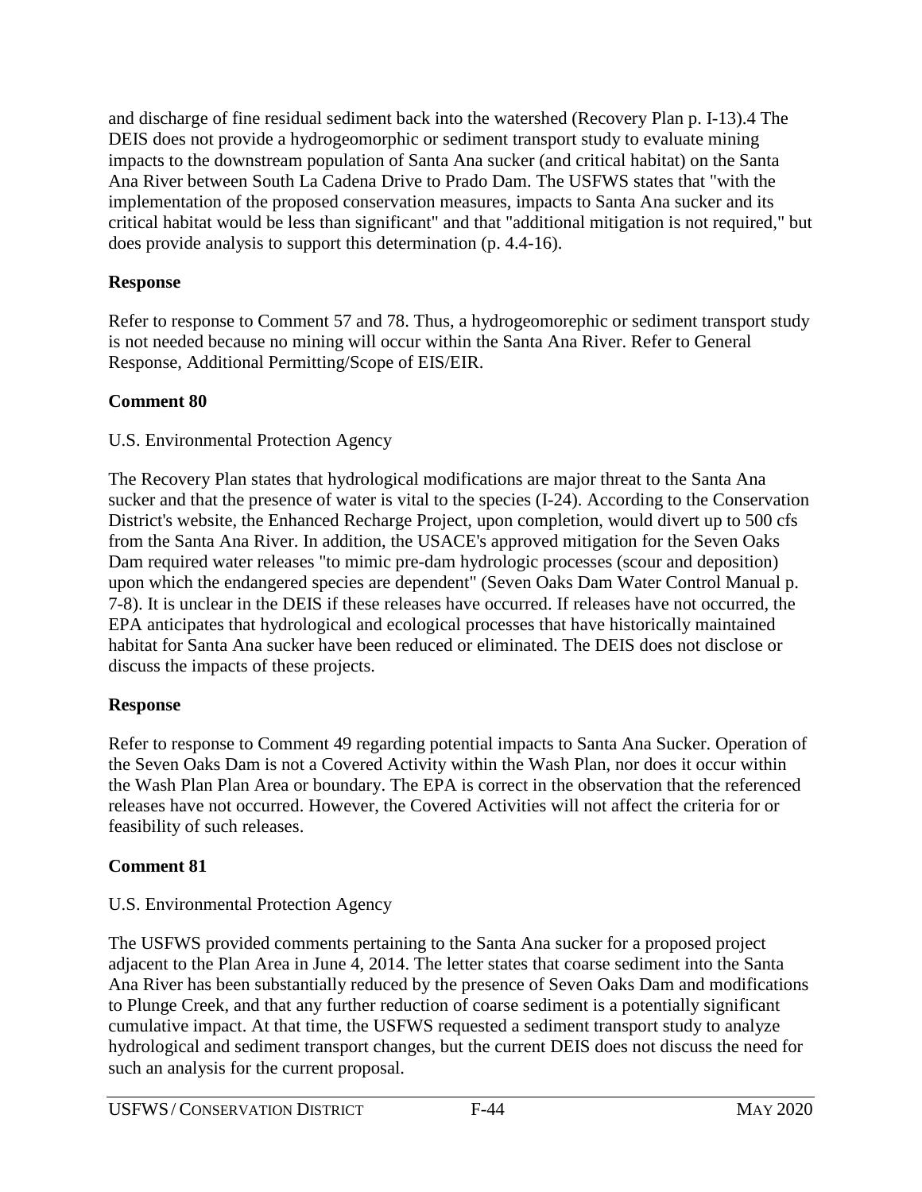and discharge of fine residual sediment back into the watershed (Recovery Plan p. I-13).4 The DEIS does not provide a hydrogeomorphic or sediment transport study to evaluate mining impacts to the downstream population of Santa Ana sucker (and critical habitat) on the Santa Ana River between South La Cadena Drive to Prado Dam. The USFWS states that "with the implementation of the proposed conservation measures, impacts to Santa Ana sucker and its critical habitat would be less than significant" and that "additional mitigation is not required," but does provide analysis to support this determination (p. 4.4-16).

**Response**

Refer to response to Comment 57 and 78. Thus, a hydrogeomorephic or sediment transport study is not needed because no mining will occur within the Santa Ana River. Refer to General Response, Additional Permitting/Scope of EIS/EIR.

**Comment 80**

U.S. Environmental Protection Agency

The Recovery Plan states that hydrological modifications are major threat to the Santa Ana sucker and that the presence of water is vital to the species (I-24). According to the Conservation District's website, the Enhanced Recharge Project, upon completion, would divert up to 500 cfs from the Santa Ana River. In addition, the USACE's approved mitigation for the Seven Oaks Dam required water releases "to mimic pre-dam hydrologic processes (scour and deposition) upon which the endangered species are dependent" (Seven Oaks Dam Water Control Manual p. 7-8). It is unclear in the DEIS if these releases have occurred. If releases have not occurred, the EPA anticipates that hydrological and ecological processes that have historically maintained habitat for Santa Ana sucker have been reduced or eliminated. The DEIS does not disclose or discuss the impacts of these projects.

**Response**

Refer to response to Comment 49 regarding potential impacts to Santa Ana Sucker. Operation of the Seven Oaks Dam is not a Covered Activity within the Wash Plan, nor does it occur within the Wash Plan Plan Area or boundary. The EPA is correct in the observation that the referenced releases have not occurred. However, the Covered Activities will not affect the criteria for or feasibility of such releases.

**Comment 81**

U.S. Environmental Protection Agency

The USFWS provided comments pertaining to the Santa Ana sucker for a proposed project adjacent to the Plan Area in June 4, 2014. The letter states that coarse sediment into the Santa Ana River has been substantially reduced by the presence of Seven Oaks Dam and modifications to Plunge Creek, and that any further reduction of coarse sediment is a potentially significant cumulative impact. At that time, the USFWS requested a sediment transport study to analyze hydrological and sediment transport changes, but the current DEIS does not discuss the need for such an analysis for the current proposal.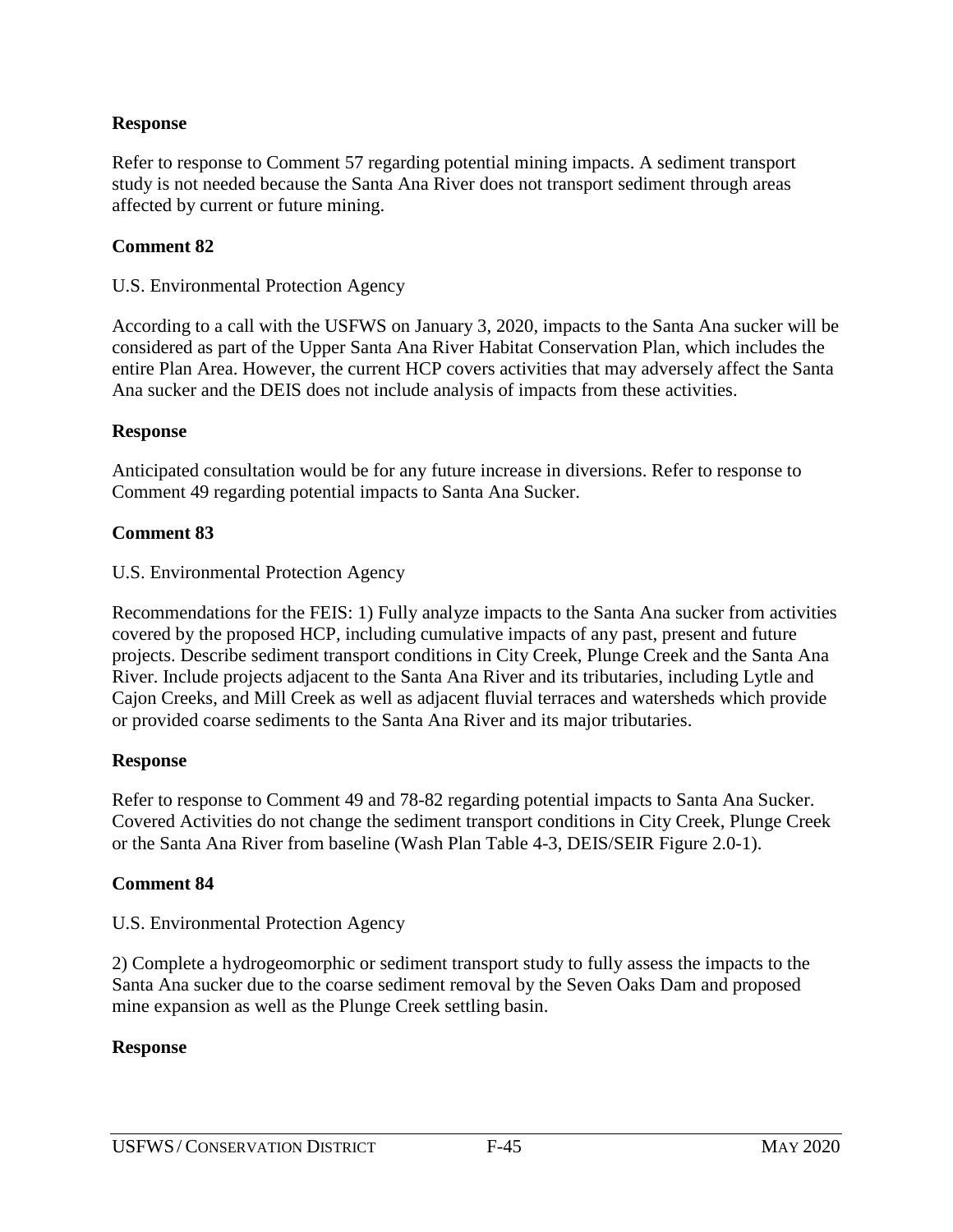**Response**

Refer to response to Comment 57 regarding potential mining impacts. A sediment transport study is not needed because the Santa Ana River does not transport sediment through areas affected by current or future mining.

**Comment 82**

U.S. Environmental Protection Agency

According to a call with the USFWS on January 3, 2020, impacts to the Santa Ana sucker will be considered as part of the Upper Santa Ana River Habitat Conservation Plan, which includes the entire Plan Area. However, the current HCP covers activities that may adversely affect the Santa Ana sucker and the DEIS does not include analysis of impacts from these activities.

**Response**

Anticipated consultation would be for any future increase in diversions. Refer to response to Comment 49 regarding potential impacts to Santa Ana Sucker.

**Comment 83**

U.S. Environmental Protection Agency

Recommendations for the FEIS: 1) Fully analyze impacts to the Santa Ana sucker from activities covered by the proposed HCP, including cumulative impacts of any past, present and future projects. Describe sediment transport conditions in City Creek, Plunge Creek and the Santa Ana River. Include projects adjacent to the Santa Ana River and its tributaries, including Lytle and Cajon Creeks, and Mill Creek as well as adjacent fluvial terraces and watersheds which provide or provided coarse sediments to the Santa Ana River and its major tributaries.

**Response**

Refer to response to Comment 49 and 78-82 regarding potential impacts to Santa Ana Sucker. Covered Activities do not change the sediment transport conditions in City Creek, Plunge Creek or the Santa Ana River from baseline (Wash Plan Table 4-3, DEIS/SEIR Figure 2.0-1).

**Comment 84**

U.S. Environmental Protection Agency

2) Complete a hydrogeomorphic or sediment transport study to fully assess the impacts to the Santa Ana sucker due to the coarse sediment removal by the Seven Oaks Dam and proposed mine expansion as well as the Plunge Creek settling basin.

**Response**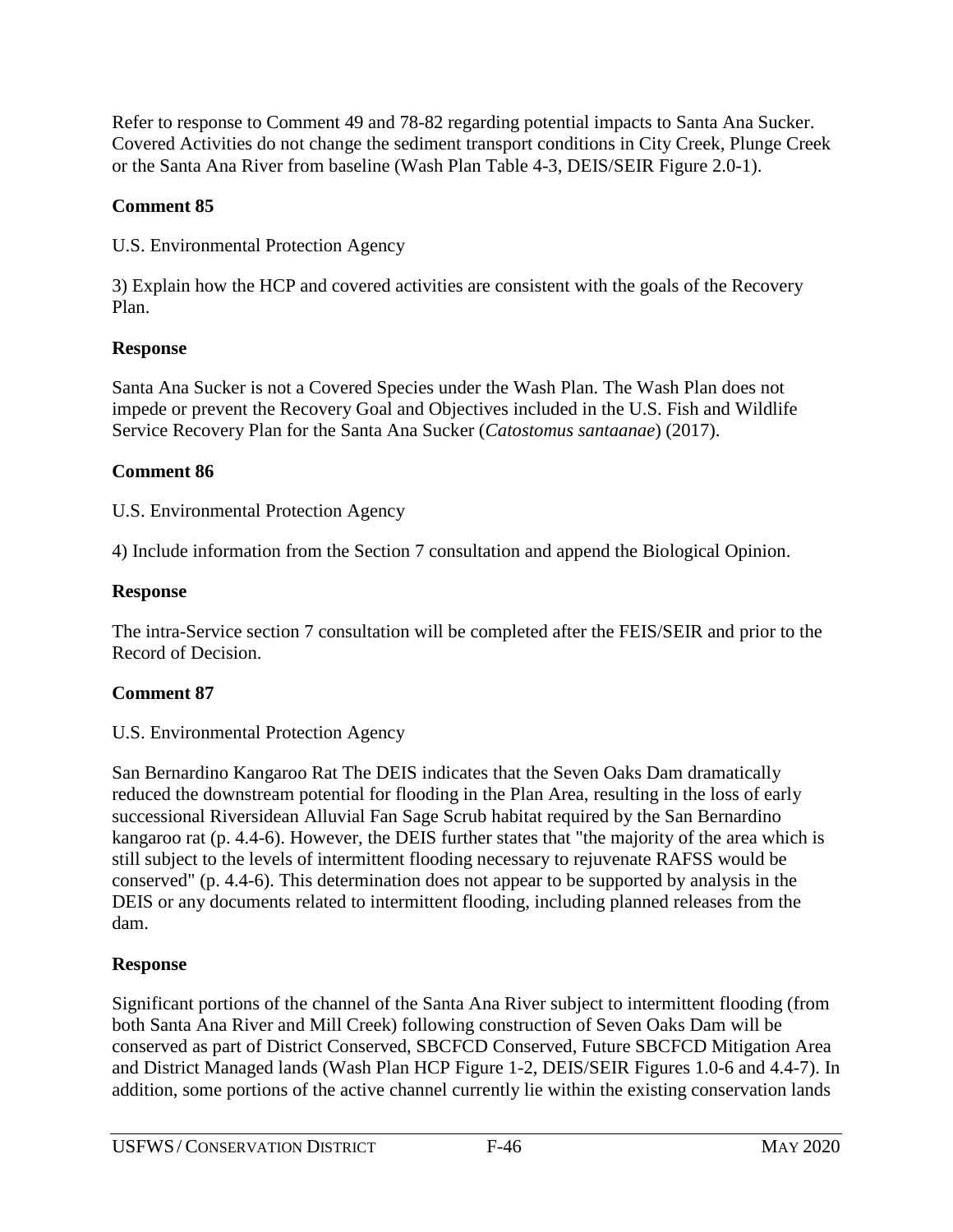Refer to response to Comment 49 and 78-82 regarding potential impacts to Santa Ana Sucker. Covered Activities do not change the sediment transport conditions in City Creek, Plunge Creek or the Santa Ana River from baseline (Wash Plan Table 4-3, DEIS/SEIR Figure 2.0-1).

**Comment 85**

U.S. Environmental Protection Agency

3) Explain how the HCP and covered activities are consistent with the goals of the Recovery Plan.

**Response**

Santa Ana Sucker is not a Covered Species under the Wash Plan. The Wash Plan does not impede or prevent the Recovery Goal and Objectives included in the U.S. Fish and Wildlife Service Recovery Plan for the Santa Ana Sucker (*Catostomus santaanae*) (2017).

**Comment 86**

U.S. Environmental Protection Agency

4) Include information from the Section 7 consultation and append the Biological Opinion.

**Response**

The intra-Service section 7 consultation will be completed after the FEIS/SEIR and prior to the Record of Decision.

**Comment 87**

U.S. Environmental Protection Agency

San Bernardino Kangaroo Rat The DEIS indicates that the Seven Oaks Dam dramatically reduced the downstream potential for flooding in the Plan Area, resulting in the loss of early successional Riversidean Alluvial Fan Sage Scrub habitat required by the San Bernardino kangaroo rat (p. 4.4-6). However, the DEIS further states that "the majority of the area which is still subject to the levels of intermittent flooding necessary to rejuvenate RAFSS would be conserved" (p. 4.4-6). This determination does not appear to be supported by analysis in the DEIS or any documents related to intermittent flooding, including planned releases from the dam.

**Response**

Significant portions of the channel of the Santa Ana River subject to intermittent flooding (from both Santa Ana River and Mill Creek) following construction of Seven Oaks Dam will be conserved as part of District Conserved, SBCFCD Conserved, Future SBCFCD Mitigation Area and District Managed lands (Wash Plan HCP Figure 1-2, DEIS/SEIR Figures 1.0-6 and 4.4-7). In addition, some portions of the active channel currently lie within the existing conservation lands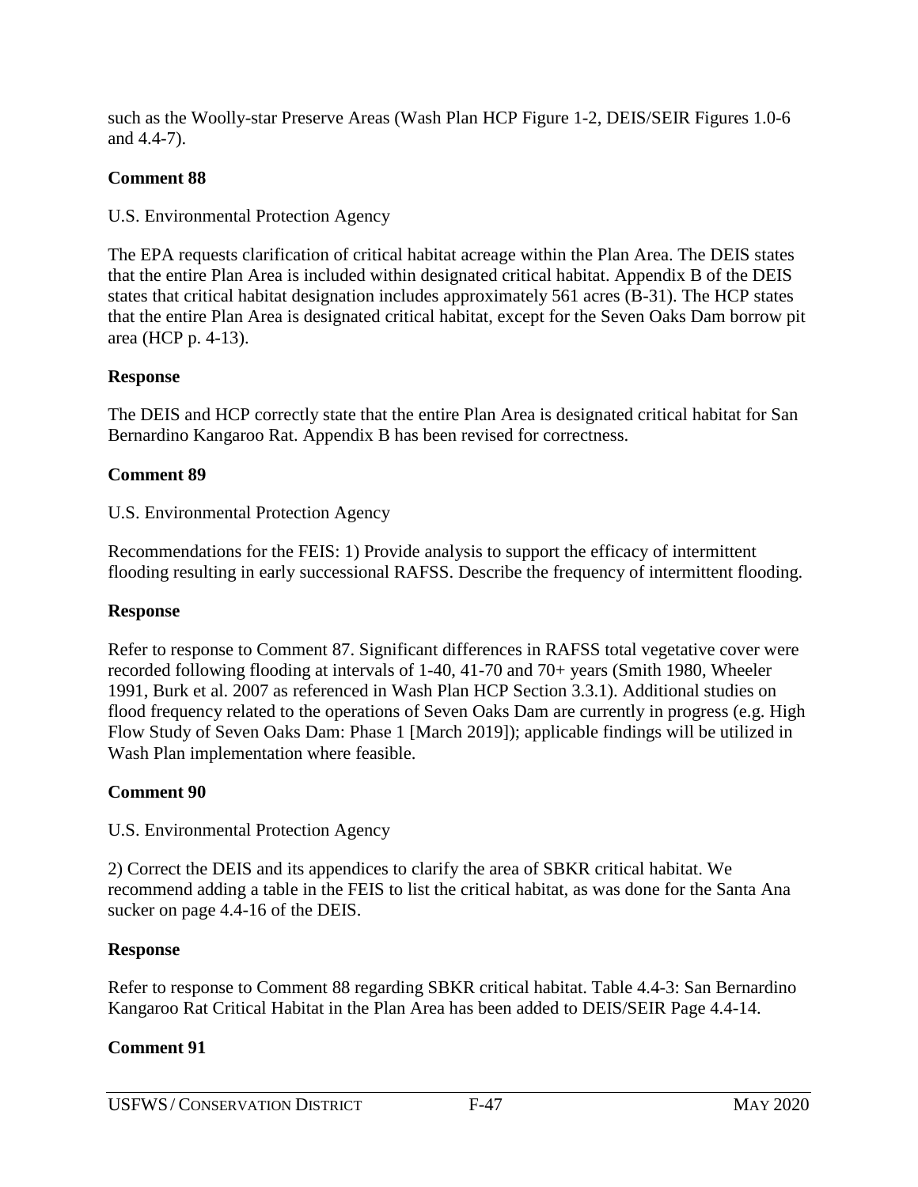such as the Woolly-star Preserve Areas (Wash Plan HCP Figure 1-2, DEIS/SEIR Figures 1.0-6 and 4.4-7).

**Comment 88**

U.S. Environmental Protection Agency

The EPA requests clarification of critical habitat acreage within the Plan Area. The DEIS states that the entire Plan Area is included within designated critical habitat. Appendix B of the DEIS states that critical habitat designation includes approximately 561 acres (B-31). The HCP states that the entire Plan Area is designated critical habitat, except for the Seven Oaks Dam borrow pit area (HCP p. 4-13).

**Response**

The DEIS and HCP correctly state that the entire Plan Area is designated critical habitat for San Bernardino Kangaroo Rat. Appendix B has been revised for correctness.

**Comment 89**

U.S. Environmental Protection Agency

Recommendations for the FEIS: 1) Provide analysis to support the efficacy of intermittent flooding resulting in early successional RAFSS. Describe the frequency of intermittent flooding.

**Response**

Refer to response to Comment 87. Significant differences in RAFSS total vegetative cover were recorded following flooding at intervals of 1-40, 41-70 and 70+ years (Smith 1980, Wheeler 1991, Burk et al. 2007 as referenced in Wash Plan HCP Section 3.3.1). Additional studies on flood frequency related to the operations of Seven Oaks Dam are currently in progress (e.g. High Flow Study of Seven Oaks Dam: Phase 1 [March 2019]); applicable findings will be utilized in Wash Plan implementation where feasible.

**Comment 90**

U.S. Environmental Protection Agency

2) Correct the DEIS and its appendices to clarify the area of SBKR critical habitat. We recommend adding a table in the FEIS to list the critical habitat, as was done for the Santa Ana sucker on page 4.4-16 of the DEIS.

**Response**

Refer to response to Comment 88 regarding SBKR critical habitat. Table 4.4-3: San Bernardino Kangaroo Rat Critical Habitat in the Plan Area has been added to DEIS/SEIR Page 4.4-14.

**Comment 91**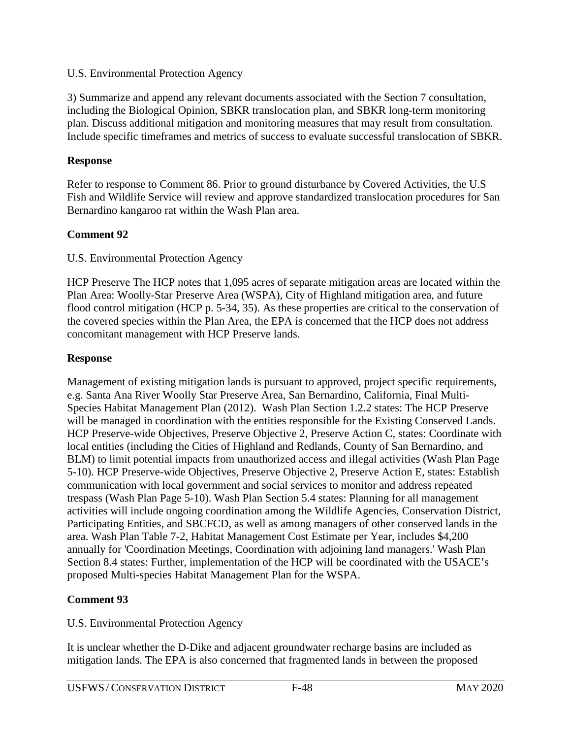U.S. Environmental Protection Agency

3) Summarize and append any relevant documents associated with the Section 7 consultation, including the Biological Opinion, SBKR translocation plan, and SBKR long-term monitoring plan. Discuss additional mitigation and monitoring measures that may result from consultation. Include specific timeframes and metrics of success to evaluate successful translocation of SBKR.

**Response**

Refer to response to Comment 86. Prior to ground disturbance by Covered Activities, the U.S Fish and Wildlife Service will review and approve standardized translocation procedures for San Bernardino kangaroo rat within the Wash Plan area.

**Comment 92**

U.S. Environmental Protection Agency

HCP Preserve The HCP notes that 1,095 acres of separate mitigation areas are located within the Plan Area: Woolly-Star Preserve Area (WSPA), City of Highland mitigation area, and future flood control mitigation (HCP p. 5-34, 35). As these properties are critical to the conservation of the covered species within the Plan Area, the EPA is concerned that the HCP does not address concomitant management with HCP Preserve lands.

**Response**

Management of existing mitigation lands is pursuant to approved, project specific requirements, e.g. Santa Ana River Woolly Star Preserve Area, San Bernardino, California, Final Multi-Species Habitat Management Plan (2012). Wash Plan Section 1.2.2 states: The HCP Preserve will be managed in coordination with the entities responsible for the Existing Conserved Lands. HCP Preserve-wide Objectives, Preserve Objective 2, Preserve Action C, states: Coordinate with local entities (including the Cities of Highland and Redlands, County of San Bernardino, and BLM) to limit potential impacts from unauthorized access and illegal activities (Wash Plan Page 5-10). HCP Preserve-wide Objectives, Preserve Objective 2, Preserve Action E, states: Establish communication with local government and social services to monitor and address repeated trespass (Wash Plan Page 5-10). Wash Plan Section 5.4 states: Planning for all management activities will include ongoing coordination among the Wildlife Agencies, Conservation District, Participating Entities, and SBCFCD, as well as among managers of other conserved lands in the area. Wash Plan Table 7-2, Habitat Management Cost Estimate per Year, includes $4,200 annually for 'Coordination Meetings, Coordination with adjoining land managers.' Wash Plan Section 8.4 states: Further, implementation of the HCP will be coordinated with the USACE's proposed Multi-species Habitat Management Plan for the WSPA.

**Comment 93**

U.S. Environmental Protection Agency

It is unclear whether the D-Dike and adjacent groundwater recharge basins are included as mitigation lands. The EPA is also concerned that fragmented lands in between the proposed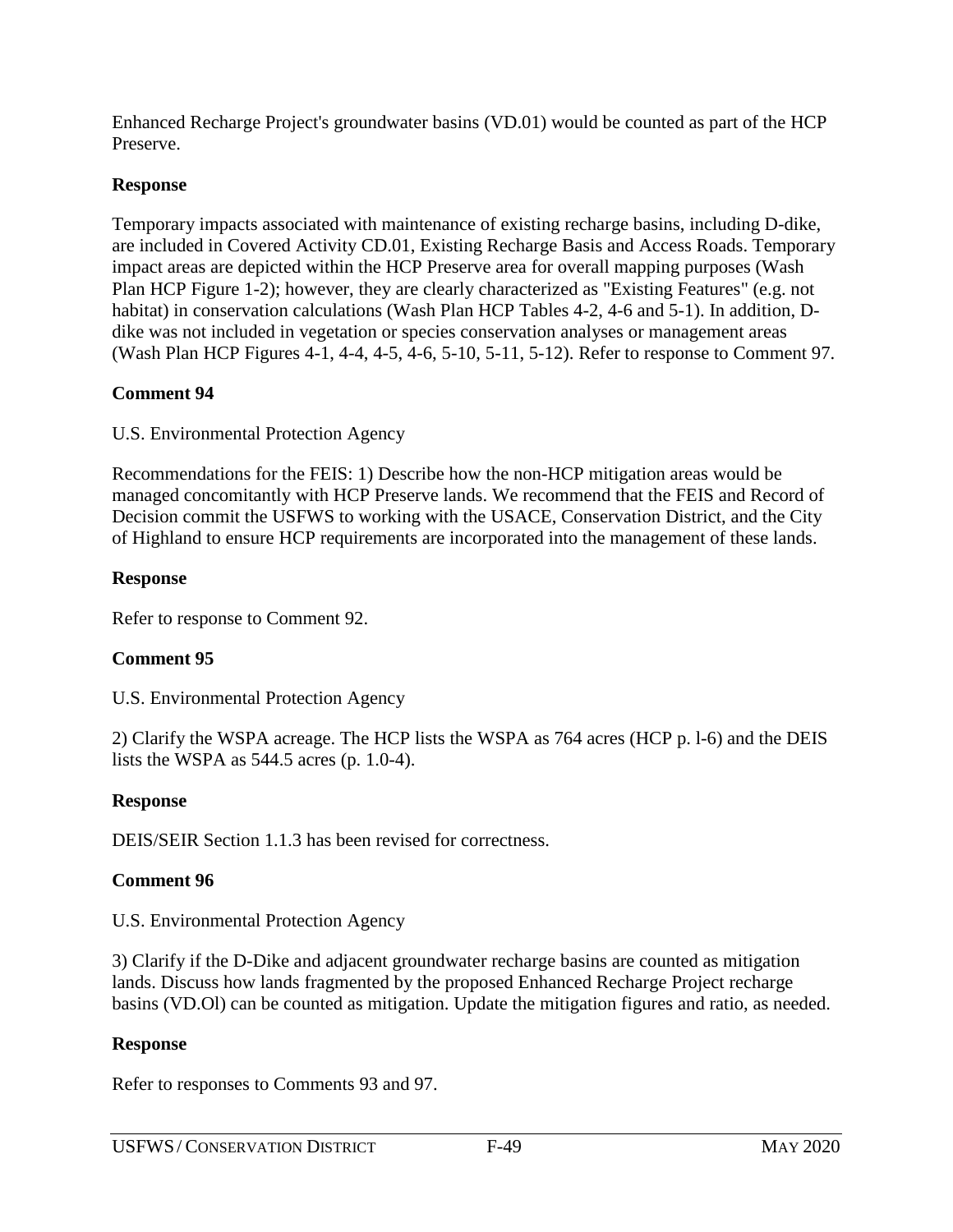Enhanced Recharge Project's groundwater basins (VD.01) would be counted as part of the HCP Preserve.

**Response**

Temporary impacts associated with maintenance of existing recharge basins, including D-dike, are included in Covered Activity CD.01, Existing Recharge Basis and Access Roads. Temporary impact areas are depicted within the HCP Preserve area for overall mapping purposes (Wash Plan HCP Figure 1-2); however, they are clearly characterized as "Existing Features" (e.g. not habitat) in conservation calculations (Wash Plan HCP Tables 4-2, 4-6 and 5-1). In addition, D-dike was not included in vegetation or species conservation analyses or management areas (Wash Plan HCP Figures 4-1, 4-4, 4-5, 4-6, 5-10, 5-11, 5-12). Refer to response to Comment 97.

**Comment 94**

U.S. Environmental Protection Agency

Recommendations for the FEIS: 1) Describe how the non-HCP mitigation areas would be managed concomitantly with HCP Preserve lands. We recommend that the FEIS and Record of Decision commit the USFWS to working with the USACE, Conservation District, and the City of Highland to ensure HCP requirements are incorporated into the management of these lands.

**Response**

Refer to response to Comment 92.

**Comment 95**

U.S. Environmental Protection Agency

2) Clarify the WSPA acreage. The HCP lists the WSPA as 764 acres (HCP p. l-6) and the DEIS lists the WSPA as 544.5 acres (p. 1.0-4).

**Response**

DEIS/SEIR Section 1.1.3 has been revised for correctness.

**Comment 96**

U.S. Environmental Protection Agency

3) Clarify if the D-Dike and adjacent groundwater recharge basins are counted as mitigation lands. Discuss how lands fragmented by the proposed Enhanced Recharge Project recharge basins (VD.Ol) can be counted as mitigation. Update the mitigation figures and ratio, as needed.

**Response**

Refer to responses to Comments 93 and 97.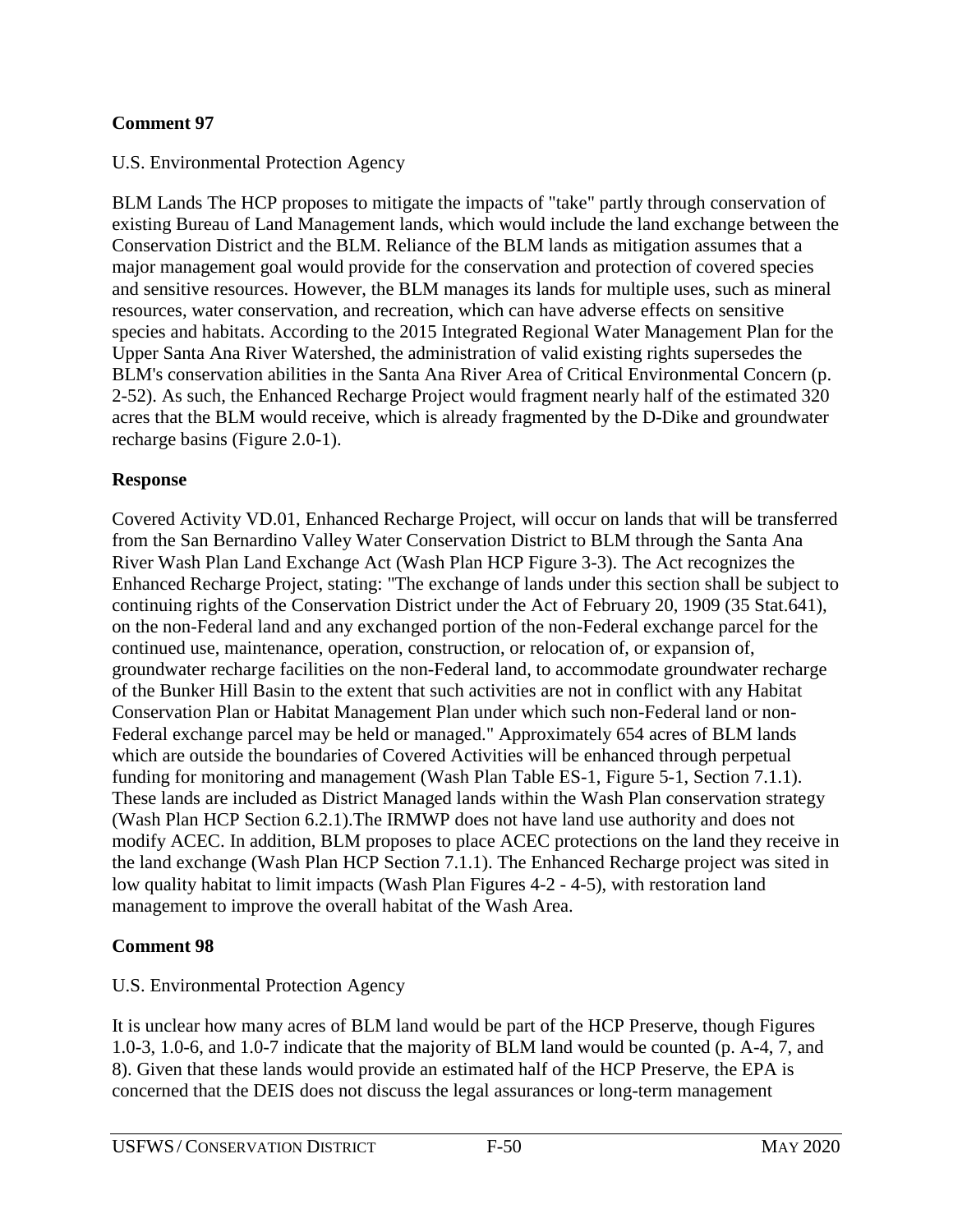**Comment 97**

U.S. Environmental Protection Agency

BLM Lands The HCP proposes to mitigate the impacts of "take" partly through conservation of existing Bureau of Land Management lands, which would include the land exchange between the Conservation District and the BLM. Reliance of the BLM lands as mitigation assumes that a major management goal would provide for the conservation and protection of covered species and sensitive resources. However, the BLM manages its lands for multiple uses, such as mineral resources, water conservation, and recreation, which can have adverse effects on sensitive species and habitats. According to the 2015 Integrated Regional Water Management Plan for the Upper Santa Ana River Watershed, the administration of valid existing rights supersedes the BLM's conservation abilities in the Santa Ana River Area of Critical Environmental Concern (p. 2-52). As such, the Enhanced Recharge Project would fragment nearly half of the estimated 320 acres that the BLM would receive, which is already fragmented by the D-Dike and groundwater recharge basins (Figure 2.0-1).

**Response**

Covered Activity VD.01, Enhanced Recharge Project, will occur on lands that will be transferred from the San Bernardino Valley Water Conservation District to BLM through the Santa Ana River Wash Plan Land Exchange Act (Wash Plan HCP Figure 3-3). The Act recognizes the Enhanced Recharge Project, stating: "The exchange of lands under this section shall be subject to continuing rights of the Conservation District under the Act of February 20, 1909 (35 Stat.641), on the non-Federal land and any exchanged portion of the non-Federal exchange parcel for the continued use, maintenance, operation, construction, or relocation of, or expansion of, groundwater recharge facilities on the non-Federal land, to accommodate groundwater recharge of the Bunker Hill Basin to the extent that such activities are not in conflict with any Habitat Conservation Plan or Habitat Management Plan under which such non-Federal land or non-Federal exchange parcel may be held or managed." Approximately 654 acres of BLM lands which are outside the boundaries of Covered Activities will be enhanced through perpetual funding for monitoring and management (Wash Plan Table ES-1, Figure 5-1, Section 7.1.1). These lands are included as District Managed lands within the Wash Plan conservation strategy (Wash Plan HCP Section 6.2.1).The IRMWP does not have land use authority and does not modify ACEC. In addition, BLM proposes to place ACEC protections on the land they receive in the land exchange (Wash Plan HCP Section 7.1.1). The Enhanced Recharge project was sited in low quality habitat to limit impacts (Wash Plan Figures 4-2 - 4-5), with restoration land management to improve the overall habitat of the Wash Area.

**Comment 98**

U.S. Environmental Protection Agency

It is unclear how many acres of BLM land would be part of the HCP Preserve, though Figures 1.0-3, 1.0-6, and 1.0-7 indicate that the majority of BLM land would be counted (p. A-4, 7, and 8). Given that these lands would provide an estimated half of the HCP Preserve, the EPA is concerned that the DEIS does not discuss the legal assurances or long-term management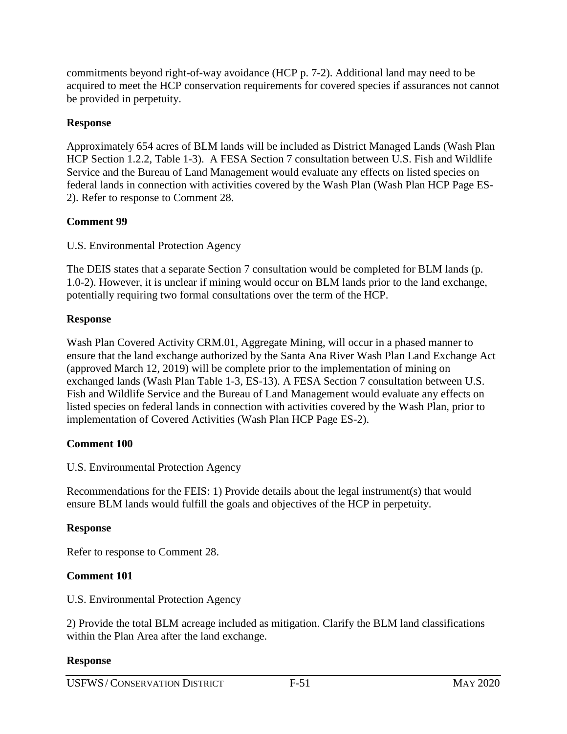commitments beyond right-of-way avoidance (HCP p. 7-2). Additional land may need to be acquired to meet the HCP conservation requirements for covered species if assurances not cannot be provided in perpetuity.

**Response**

Approximately 654 acres of BLM lands will be included as District Managed Lands (Wash Plan HCP Section 1.2.2, Table 1-3). A FESA Section 7 consultation between U.S. Fish and Wildlife Service and the Bureau of Land Management would evaluate any effects on listed species on federal lands in connection with activities covered by the Wash Plan (Wash Plan HCP Page ES-2). Refer to response to Comment 28.

**Comment 99**

U.S. Environmental Protection Agency

The DEIS states that a separate Section 7 consultation would be completed for BLM lands (p. 1.0-2). However, it is unclear if mining would occur on BLM lands prior to the land exchange, potentially requiring two formal consultations over the term of the HCP.

**Response**

Wash Plan Covered Activity CRM.01, Aggregate Mining, will occur in a phased manner to ensure that the land exchange authorized by the Santa Ana River Wash Plan Land Exchange Act (approved March 12, 2019) will be complete prior to the implementation of mining on exchanged lands (Wash Plan Table 1-3, ES-13). A FESA Section 7 consultation between U.S. Fish and Wildlife Service and the Bureau of Land Management would evaluate any effects on listed species on federal lands in connection with activities covered by the Wash Plan, prior to implementation of Covered Activities (Wash Plan HCP Page ES-2).

**Comment 100**

U.S. Environmental Protection Agency

Recommendations for the FEIS: 1) Provide details about the legal instrument(s) that would ensure BLM lands would fulfill the goals and objectives of the HCP in perpetuity.

**Response**

Refer to response to Comment 28.

**Comment 101**

U.S. Environmental Protection Agency

2) Provide the total BLM acreage included as mitigation. Clarify the BLM land classifications within the Plan Area after the land exchange.

**Response**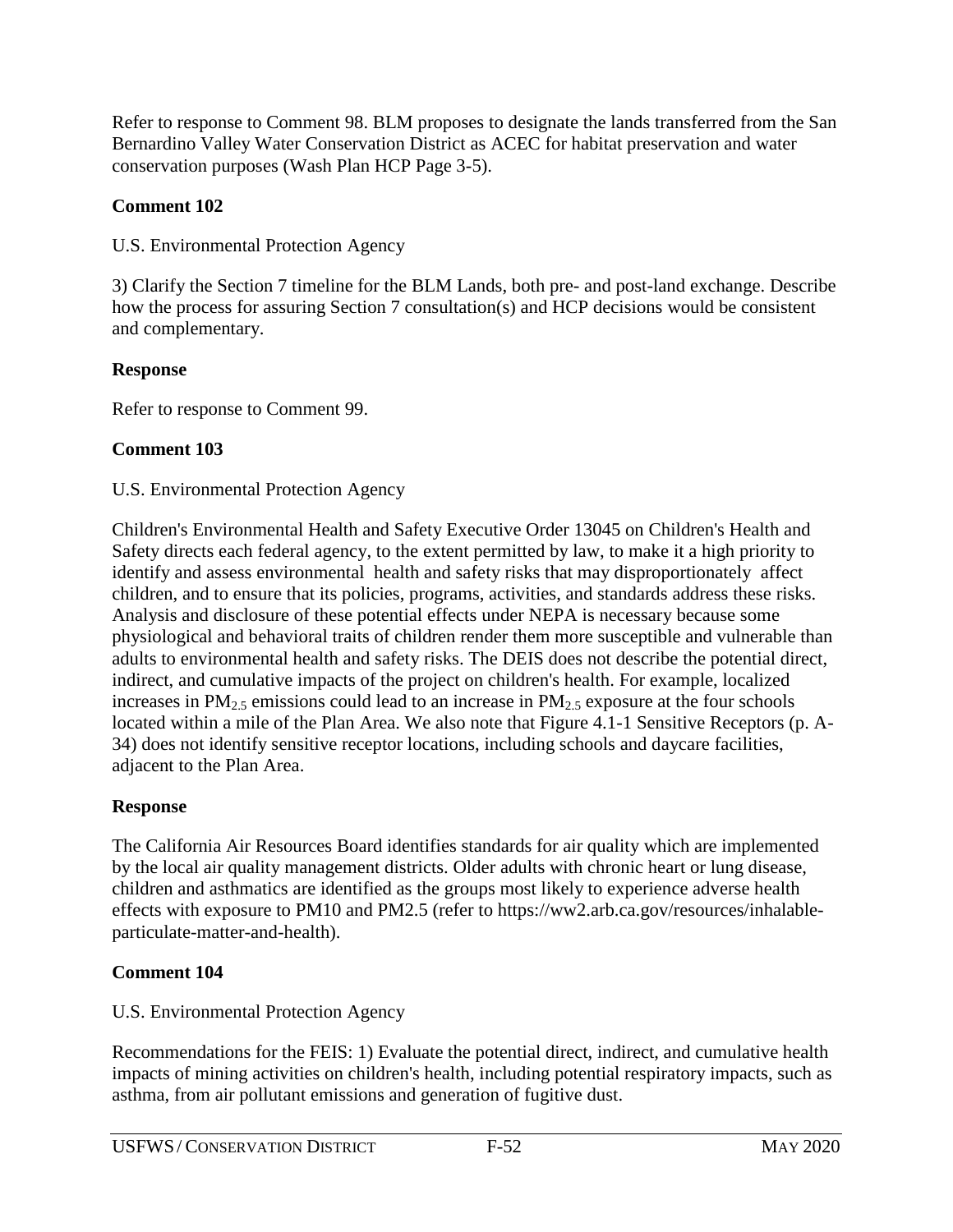Refer to response to Comment 98. BLM proposes to designate the lands transferred from the San Bernardino Valley Water Conservation District as ACEC for habitat preservation and water conservation purposes (Wash Plan HCP Page 3-5).

**Comment 102**

U.S. Environmental Protection Agency

3) Clarify the Section 7 timeline for the BLM Lands, both pre- and post-land exchange. Describe how the process for assuring Section 7 consultation(s) and HCP decisions would be consistent and complementary.

**Response**

Refer to response to Comment 99.

**Comment 103**

U.S. Environmental Protection Agency

Children's Environmental Health and Safety Executive Order 13045 on Children's Health and Safety directs each federal agency, to the extent permitted by law, to make it a high priority to identify and assess environmental health and safety risks that may disproportionately affect children, and to ensure that its policies, programs, activities, and standards address these risks. Analysis and disclosure of these potential effects under NEPA is necessary because some physiological and behavioral traits of children render them more susceptible and vulnerable than adults to environmental health and safety risks. The DEIS does not describe the potential direct, indirect, and cumulative impacts of the project on children's health. For example, localized increases in $PM_{2.5}$ emissions could lead to an increase in $PM_{2.5}$ exposure at the four schools located within a mile of the Plan Area. We also note that Figure 4.1-1 Sensitive Receptors (p. A-34) does not identify sensitive receptor locations, including schools and daycare facilities, adjacent to the Plan Area.

**Response**

The California Air Resources Board identifies standards for air quality which are implemented by the local air quality management districts. Older adults with chronic heart or lung disease, children and asthmatics are identified as the groups most likely to experience adverse health effects with exposure to PM10 and PM2.5 (refer to https://ww2.arb.ca.gov/resources/inhalable-particulate-matter-and-health).

**Comment 104**

U.S. Environmental Protection Agency

Recommendations for the FEIS: 1) Evaluate the potential direct, indirect, and cumulative health impacts of mining activities on children's health, including potential respiratory impacts, such as asthma, from air pollutant emissions and generation of fugitive dust.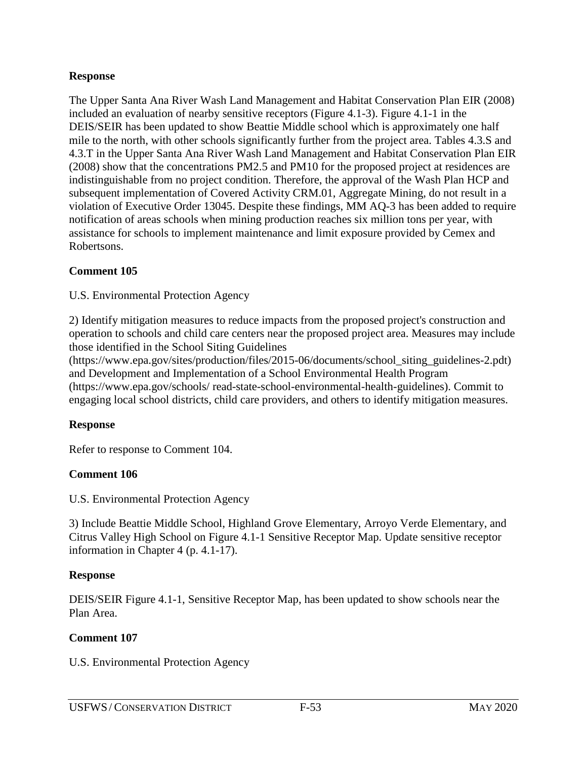**Response**

The Upper Santa Ana River Wash Land Management and Habitat Conservation Plan EIR (2008) included an evaluation of nearby sensitive receptors (Figure 4.1-3). Figure 4.1-1 in the DEIS/SEIR has been updated to show Beattie Middle school which is approximately one half mile to the north, with other schools significantly further from the project area. Tables 4.3.S and 4.3.T in the Upper Santa Ana River Wash Land Management and Habitat Conservation Plan EIR (2008) show that the concentrations PM2.5 and PM10 for the proposed project at residences are indistinguishable from no project condition. Therefore, the approval of the Wash Plan HCP and subsequent implementation of Covered Activity CRM.01, Aggregate Mining, do not result in a violation of Executive Order 13045. Despite these findings, MM AQ-3 has been added to require notification of areas schools when mining production reaches six million tons per year, with assistance for schools to implement maintenance and limit exposure provided by Cemex and Robertsons.

**Comment 105**

U.S. Environmental Protection Agency

2) Identify mitigation measures to reduce impacts from the proposed project's construction and operation to schools and child care centers near the proposed project area. Measures may include those identified in the School Siting Guidelines (https://www.epa.gov/sites/production/files/2015-06/documents/school_siting_guidelines-2.pdt) and Development and Implementation of a School Environmental Health Program (https://www.epa.gov/schools/ read-state-school-environmental-health-guidelines). Commit to engaging local school districts, child care providers, and others to identify mitigation measures.

**Response**

Refer to response to Comment 104.

**Comment 106**

U.S. Environmental Protection Agency

3) Include Beattie Middle School, Highland Grove Elementary, Arroyo Verde Elementary, and Citrus Valley High School on Figure 4.1-1 Sensitive Receptor Map. Update sensitive receptor information in Chapter 4 (p. 4.1-17).

**Response**

DEIS/SEIR Figure 4.1-1, Sensitive Receptor Map, has been updated to show schools near the Plan Area.

**Comment 107**

U.S. Environmental Protection Agency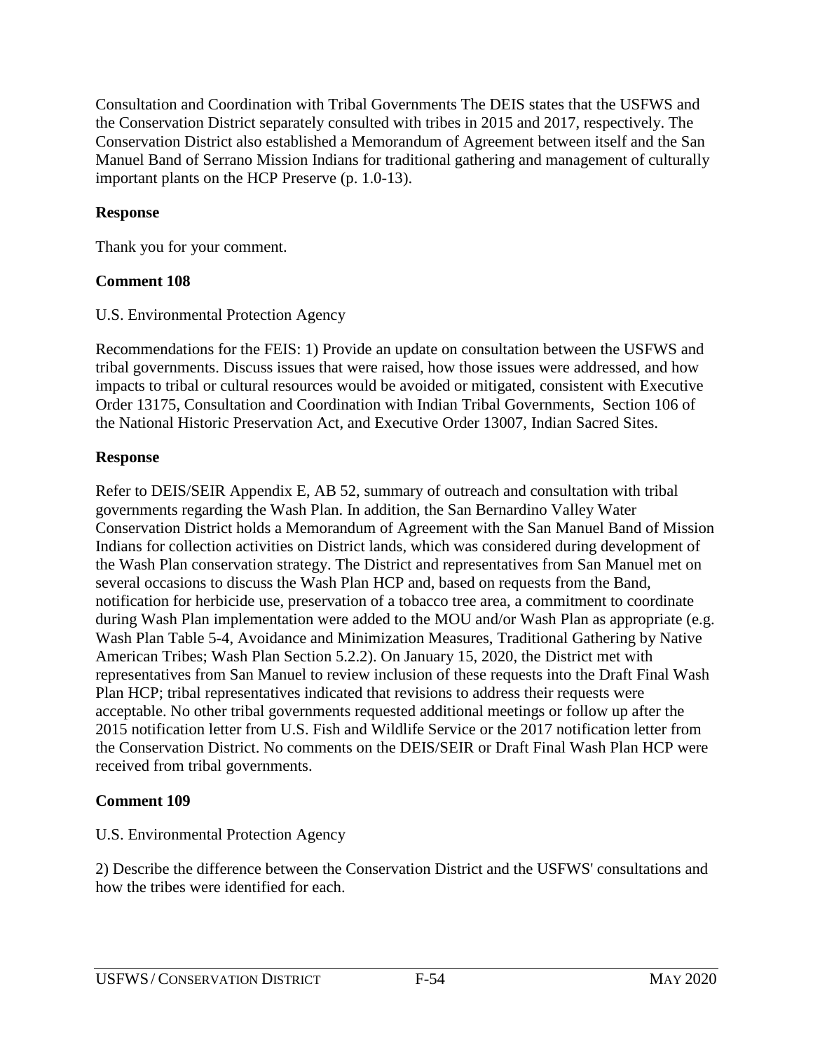Consultation and Coordination with Tribal Governments The DEIS states that the USFWS and the Conservation District separately consulted with tribes in 2015 and 2017, respectively. The Conservation District also established a Memorandum of Agreement between itself and the San Manuel Band of Serrano Mission Indians for traditional gathering and management of culturally important plants on the HCP Preserve (p. 1.0-13).

**Response**

Thank you for your comment.

**Comment 108**

U.S. Environmental Protection Agency

Recommendations for the FEIS: 1) Provide an update on consultation between the USFWS and tribal governments. Discuss issues that were raised, how those issues were addressed, and how impacts to tribal or cultural resources would be avoided or mitigated, consistent with Executive Order 13175, Consultation and Coordination with Indian Tribal Governments, Section 106 of the National Historic Preservation Act, and Executive Order 13007, Indian Sacred Sites.

**Response**

Refer to DEIS/SEIR Appendix E, AB 52, summary of outreach and consultation with tribal governments regarding the Wash Plan. In addition, the San Bernardino Valley Water Conservation District holds a Memorandum of Agreement with the San Manuel Band of Mission Indians for collection activities on District lands, which was considered during development of the Wash Plan conservation strategy. The District and representatives from San Manuel met on several occasions to discuss the Wash Plan HCP and, based on requests from the Band, notification for herbicide use, preservation of a tobacco tree area, a commitment to coordinate during Wash Plan implementation were added to the MOU and/or Wash Plan as appropriate (e.g. Wash Plan Table 5-4, Avoidance and Minimization Measures, Traditional Gathering by Native American Tribes; Wash Plan Section 5.2.2). On January 15, 2020, the District met with representatives from San Manuel to review inclusion of these requests into the Draft Final Wash Plan HCP; tribal representatives indicated that revisions to address their requests were acceptable. No other tribal governments requested additional meetings or follow up after the 2015 notification letter from U.S. Fish and Wildlife Service or the 2017 notification letter from the Conservation District. No comments on the DEIS/SEIR or Draft Final Wash Plan HCP were received from tribal governments.

**Comment 109**

U.S. Environmental Protection Agency

2) Describe the difference between the Conservation District and the USFWS' consultations and how the tribes were identified for each.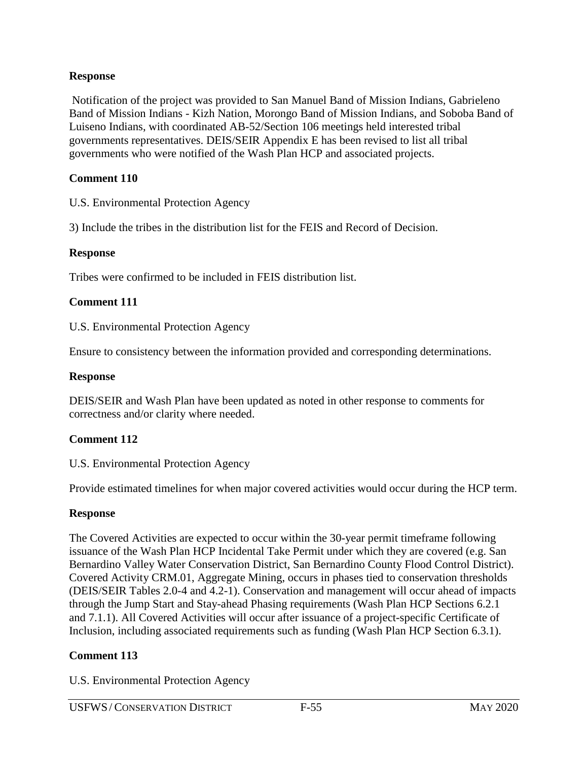**Response**

Notification of the project was provided to San Manuel Band of Mission Indians, Gabrieleno Band of Mission Indians - Kizh Nation, Morongo Band of Mission Indians, and Soboba Band of Luiseno Indians, with coordinated AB-52/Section 106 meetings held interested tribal governments representatives. DEIS/SEIR Appendix E has been revised to list all tribal governments who were notified of the Wash Plan HCP and associated projects.

**Comment 110**

U.S. Environmental Protection Agency

3) Include the tribes in the distribution list for the FEIS and Record of Decision.

**Response**

Tribes were confirmed to be included in FEIS distribution list.

**Comment 111**

U.S. Environmental Protection Agency

Ensure to consistency between the information provided and corresponding determinations.

**Response**

DEIS/SEIR and Wash Plan have been updated as noted in other response to comments for correctness and/or clarity where needed.

**Comment 112**

U.S. Environmental Protection Agency

Provide estimated timelines for when major covered activities would occur during the HCP term.

**Response**

The Covered Activities are expected to occur within the 30-year permit timeframe following issuance of the Wash Plan HCP Incidental Take Permit under which they are covered (e.g. San Bernardino Valley Water Conservation District, San Bernardino County Flood Control District). Covered Activity CRM.01, Aggregate Mining, occurs in phases tied to conservation thresholds (DEIS/SEIR Tables 2.0-4 and 4.2-1). Conservation and management will occur ahead of impacts through the Jump Start and Stay-ahead Phasing requirements (Wash Plan HCP Sections 6.2.1 and 7.1.1). All Covered Activities will occur after issuance of a project-specific Certificate of Inclusion, including associated requirements such as funding (Wash Plan HCP Section 6.3.1).

**Comment 113**

U.S. Environmental Protection Agency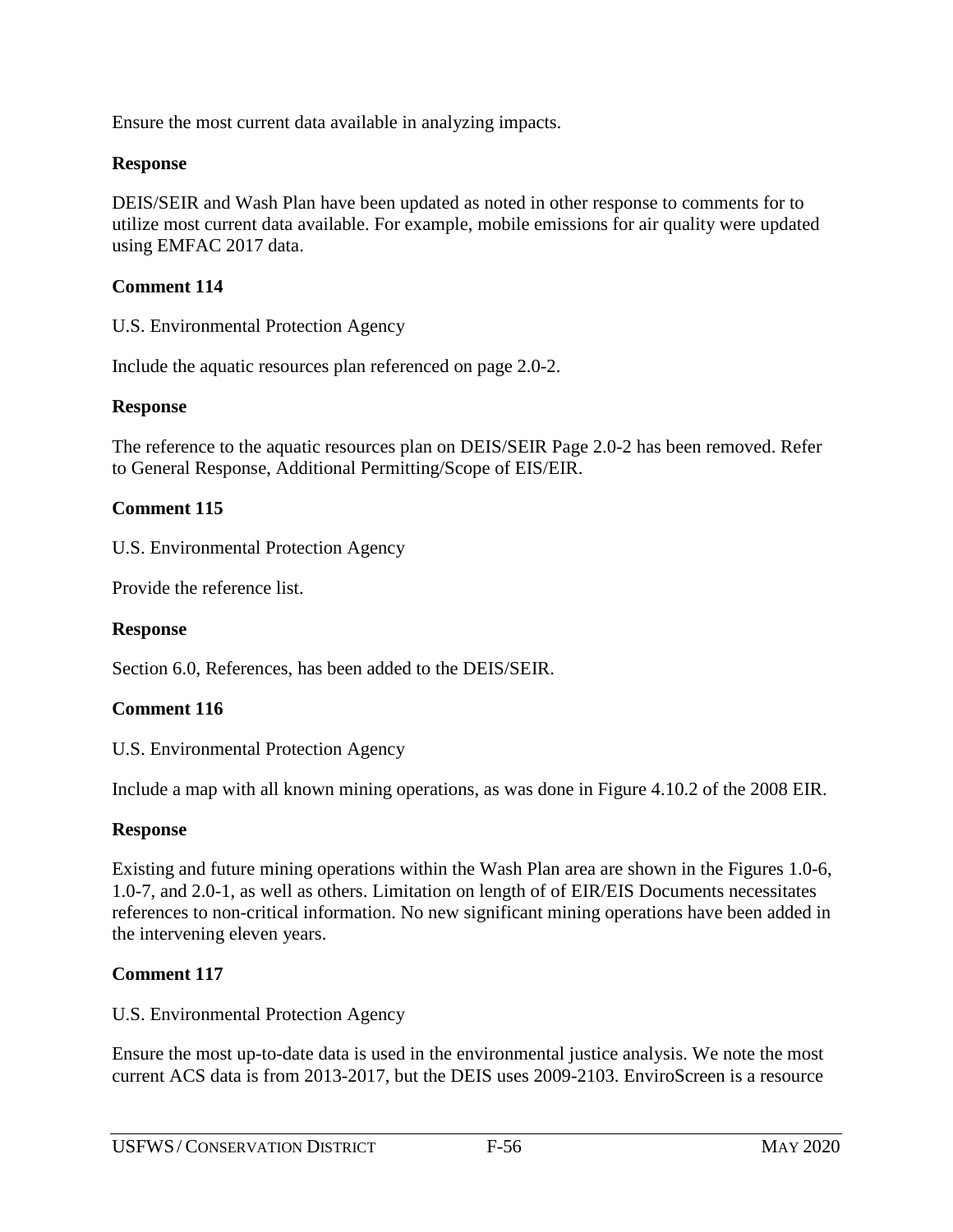Ensure the most current data available in analyzing impacts.

**Response**

DEIS/SEIR and Wash Plan have been updated as noted in other response to comments for to utilize most current data available. For example, mobile emissions for air quality were updated using EMFAC 2017 data.

**Comment 114**

U.S. Environmental Protection Agency

Include the aquatic resources plan referenced on page 2.0-2.

**Response**

The reference to the aquatic resources plan on DEIS/SEIR Page 2.0-2 has been removed. Refer to General Response, Additional Permitting/Scope of EIS/EIR.

**Comment 115**

U.S. Environmental Protection Agency

Provide the reference list.

**Response**

Section 6.0, References, has been added to the DEIS/SEIR.

**Comment 116**

U.S. Environmental Protection Agency

Include a map with all known mining operations, as was done in Figure 4.10.2 of the 2008 EIR.

**Response**

Existing and future mining operations within the Wash Plan area are shown in the Figures 1.0-6, 1.0-7, and 2.0-1, as well as others. Limitation on length of of EIR/EIS Documents necessitates references to non-critical information. No new significant mining operations have been added in the intervening eleven years.

**Comment 117**

U.S. Environmental Protection Agency

Ensure the most up-to-date data is used in the environmental justice analysis. We note the most current ACS data is from 2013-2017, but the DEIS uses 2009-2103. EnviroScreen is a resource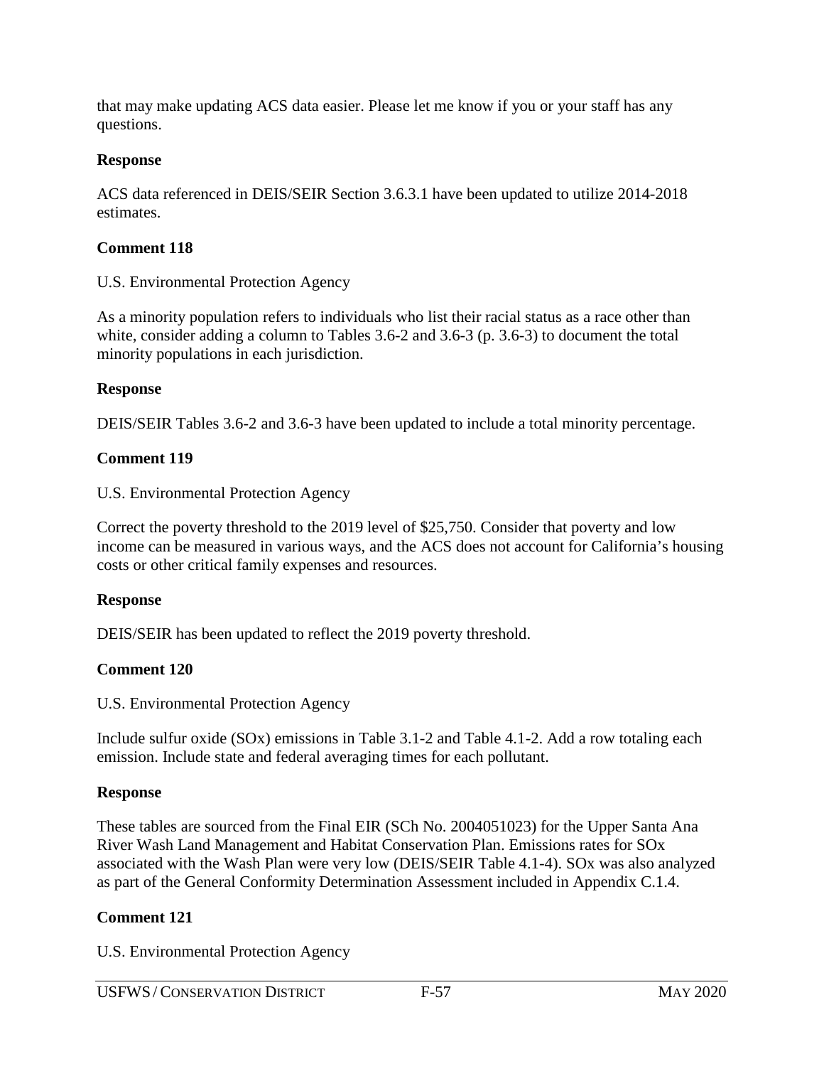that may make updating ACS data easier. Please let me know if you or your staff has any questions.

**Response**

ACS data referenced in DEIS/SEIR Section 3.6.3.1 have been updated to utilize 2014-2018 estimates.

**Comment 118**

U.S. Environmental Protection Agency

As a minority population refers to individuals who list their racial status as a race other than white, consider adding a column to Tables 3.6-2 and 3.6-3 (p. 3.6-3) to document the total minority populations in each jurisdiction.

**Response**

DEIS/SEIR Tables 3.6-2 and 3.6-3 have been updated to include a total minority percentage.

**Comment 119**

U.S. Environmental Protection Agency

Correct the poverty threshold to the 2019 level of $25,750. Consider that poverty and low income can be measured in various ways, and the ACS does not account for California's housing costs or other critical family expenses and resources.

**Response**

DEIS/SEIR has been updated to reflect the 2019 poverty threshold.

**Comment 120**

U.S. Environmental Protection Agency

Include sulfur oxide (SOx) emissions in Table 3.1-2 and Table 4.1-2. Add a row totaling each emission. Include state and federal averaging times for each pollutant.

**Response**

These tables are sourced from the Final EIR (SCh No. 2004051023) for the Upper Santa Ana River Wash Land Management and Habitat Conservation Plan. Emissions rates for SOx associated with the Wash Plan were very low (DEIS/SEIR Table 4.1-4). SOx was also analyzed as part of the General Conformity Determination Assessment included in Appendix C.1.4.

**Comment 121**

U.S. Environmental Protection Agency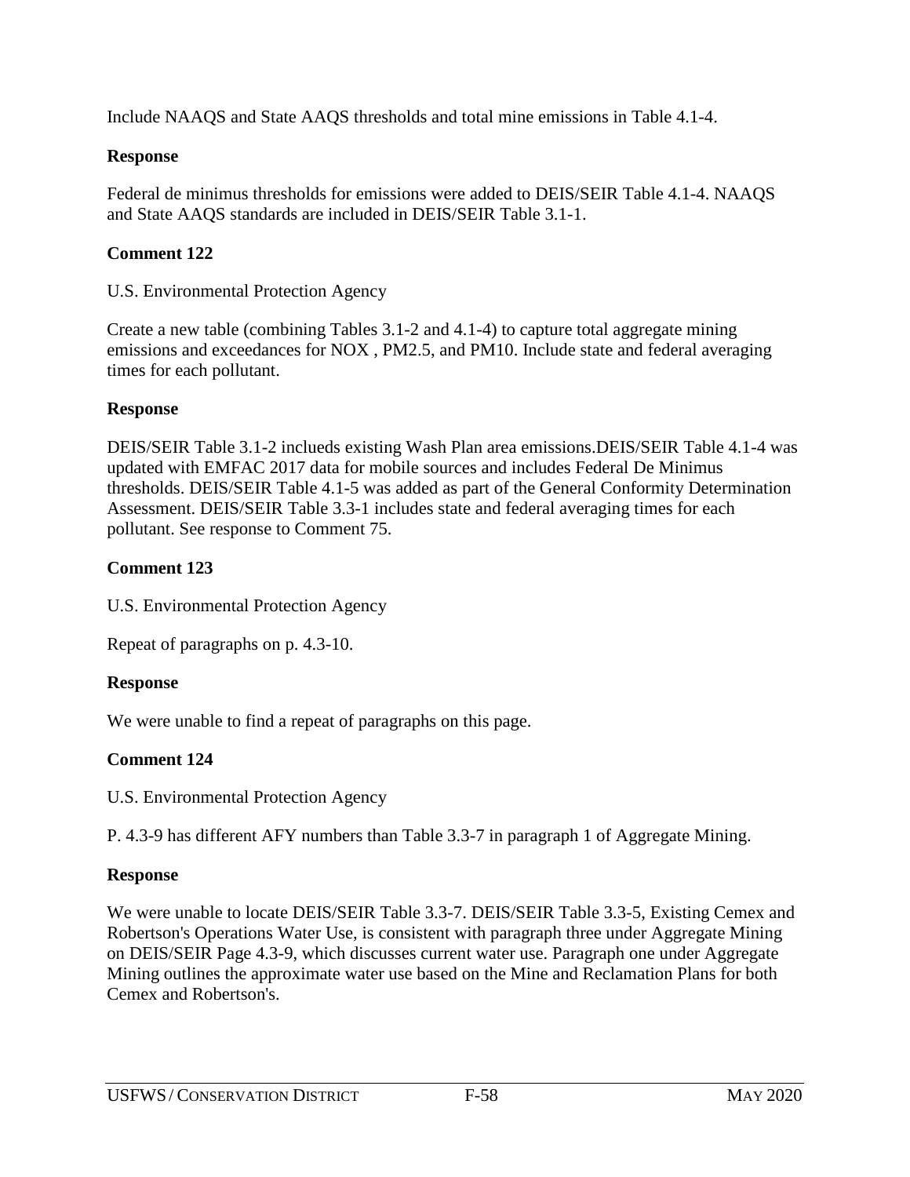Include NAAQS and State AAQS thresholds and total mine emissions in Table 4.1-4.

**Response**

Federal de minimus thresholds for emissions were added to DEIS/SEIR Table 4.1-4. NAAQS and State AAQS standards are included in DEIS/SEIR Table 3.1-1.

**Comment 122**

U.S. Environmental Protection Agency

Create a new table (combining Tables 3.1-2 and 4.1-4) to capture total aggregate mining emissions and exceedances for NOX , PM2.5, and PM10. Include state and federal averaging times for each pollutant.

**Response**

DEIS/SEIR Table 3.1-2 inclueds existing Wash Plan area emissions.DEIS/SEIR Table 4.1-4 was updated with EMFAC 2017 data for mobile sources and includes Federal De Minimus thresholds. DEIS/SEIR Table 4.1-5 was added as part of the General Conformity Determination Assessment. DEIS/SEIR Table 3.3-1 includes state and federal averaging times for each pollutant. See response to Comment 75.

**Comment 123**

U.S. Environmental Protection Agency

Repeat of paragraphs on p. 4.3-10.

**Response**

We were unable to find a repeat of paragraphs on this page.

**Comment 124**

U.S. Environmental Protection Agency

P. 4.3-9 has different AFY numbers than Table 3.3-7 in paragraph 1 of Aggregate Mining.

**Response**

We were unable to locate DEIS/SEIR Table 3.3-7. DEIS/SEIR Table 3.3-5, Existing Cemex and Robertson's Operations Water Use, is consistent with paragraph three under Aggregate Mining on DEIS/SEIR Page 4.3-9, which discusses current water use. Paragraph one under Aggregate Mining outlines the approximate water use based on the Mine and Reclamation Plans for both Cemex and Robertson's.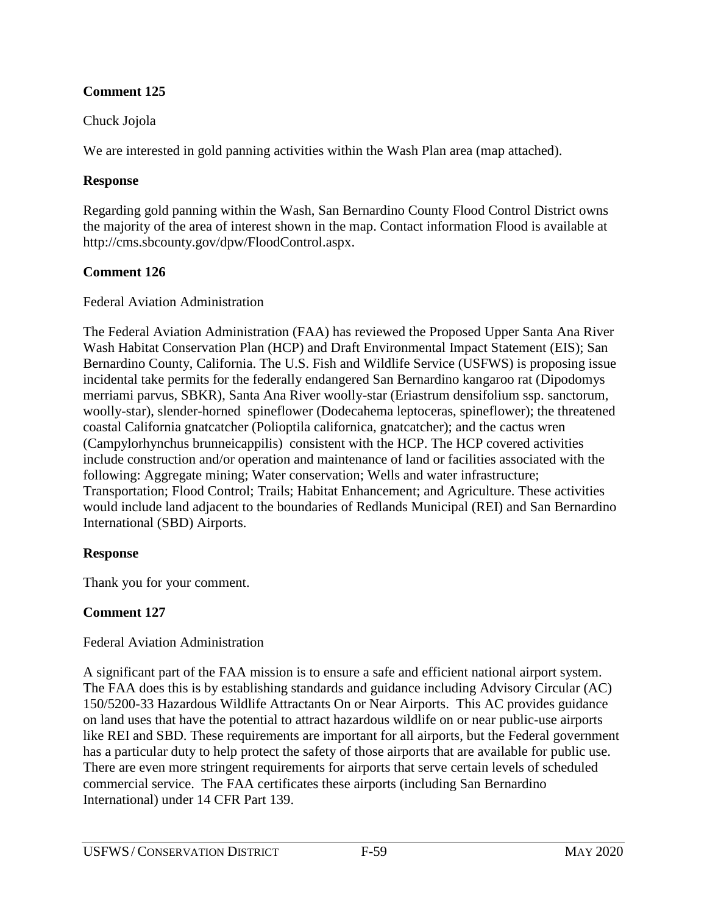**Comment 125**

Chuck Jojola

We are interested in gold panning activities within the Wash Plan area (map attached).

**Response**

Regarding gold panning within the Wash, San Bernardino County Flood Control District owns the majority of the area of interest shown in the map. Contact information Flood is available at http://cms.sbcounty.gov/dpw/FloodControl.aspx.

**Comment 126**

Federal Aviation Administration

The Federal Aviation Administration (FAA) has reviewed the Proposed Upper Santa Ana River Wash Habitat Conservation Plan (HCP) and Draft Environmental Impact Statement (EIS); San Bernardino County, California. The U.S. Fish and Wildlife Service (USFWS) is proposing issue incidental take permits for the federally endangered San Bernardino kangaroo rat (Dipodomys merriami parvus, SBKR), Santa Ana River woolly-star (Eriastrum densifolium ssp. sanctorum, woolly-star), slender-horned spineflower (Dodecahema leptoceras, spineflower); the threatened coastal California gnatcatcher (Polioptila californica, gnatcatcher); and the cactus wren (Campylorhynchus brunneicappilis) consistent with the HCP. The HCP covered activities include construction and/or operation and maintenance of land or facilities associated with the following: Aggregate mining; Water conservation; Wells and water infrastructure; Transportation; Flood Control; Trails; Habitat Enhancement; and Agriculture. These activities would include land adjacent to the boundaries of Redlands Municipal (REI) and San Bernardino International (SBD) Airports.

**Response**

Thank you for your comment.

**Comment 127**

Federal Aviation Administration

A significant part of the FAA mission is to ensure a safe and efficient national airport system. The FAA does this is by establishing standards and guidance including Advisory Circular (AC) 150/5200-33 Hazardous Wildlife Attractants On or Near Airports. This AC provides guidance on land uses that have the potential to attract hazardous wildlife on or near public-use airports like REI and SBD. These requirements are important for all airports, but the Federal government has a particular duty to help protect the safety of those airports that are available for public use. There are even more stringent requirements for airports that serve certain levels of scheduled commercial service. The FAA certificates these airports (including San Bernardino International) under 14 CFR Part 139.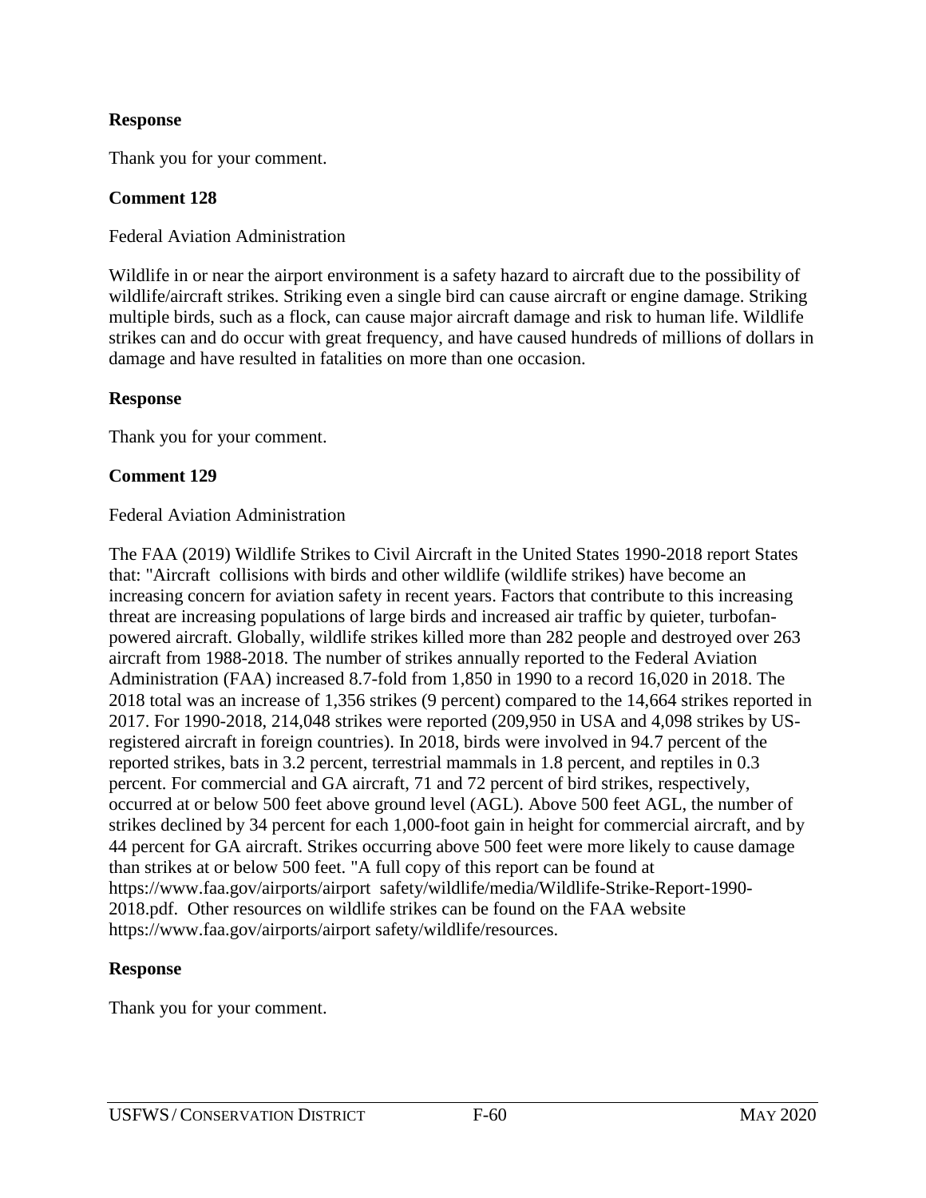**Response**

Thank you for your comment.

**Comment 128**

Federal Aviation Administration

Wildlife in or near the airport environment is a safety hazard to aircraft due to the possibility of wildlife/aircraft strikes. Striking even a single bird can cause aircraft or engine damage. Striking multiple birds, such as a flock, can cause major aircraft damage and risk to human life. Wildlife strikes can and do occur with great frequency, and have caused hundreds of millions of dollars in damage and have resulted in fatalities on more than one occasion.

**Response**

Thank you for your comment.

**Comment 129**

Federal Aviation Administration

The FAA (2019) Wildlife Strikes to Civil Aircraft in the United States 1990-2018 report States that: "Aircraft collisions with birds and other wildlife (wildlife strikes) have become an increasing concern for aviation safety in recent years. Factors that contribute to this increasing threat are increasing populations of large birds and increased air traffic by quieter, turbofan-powered aircraft. Globally, wildlife strikes killed more than 282 people and destroyed over 263 aircraft from 1988-2018. The number of strikes annually reported to the Federal Aviation Administration (FAA) increased 8.7-fold from 1,850 in 1990 to a record 16,020 in 2018. The 2018 total was an increase of 1,356 strikes (9 percent) compared to the 14,664 strikes reported in 2017. For 1990-2018, 214,048 strikes were reported (209,950 in USA and 4,098 strikes by US-registered aircraft in foreign countries). In 2018, birds were involved in 94.7 percent of the reported strikes, bats in 3.2 percent, terrestrial mammals in 1.8 percent, and reptiles in 0.3 percent. For commercial and GA aircraft, 71 and 72 percent of bird strikes, respectively, occurred at or below 500 feet above ground level (AGL). Above 500 feet AGL, the number of strikes declined by 34 percent for each 1,000-foot gain in height for commercial aircraft, and by 44 percent for GA aircraft. Strikes occurring above 500 feet were more likely to cause damage than strikes at or below 500 feet. "A full copy of this report can be found at https://www.faa.gov/airports/airport safety/wildlife/media/Wildlife-Strike-Report-1990-2018.pdf. Other resources on wildlife strikes can be found on the FAA website https://www.faa.gov/airports/airport safety/wildlife/resources.

**Response**

Thank you for your comment.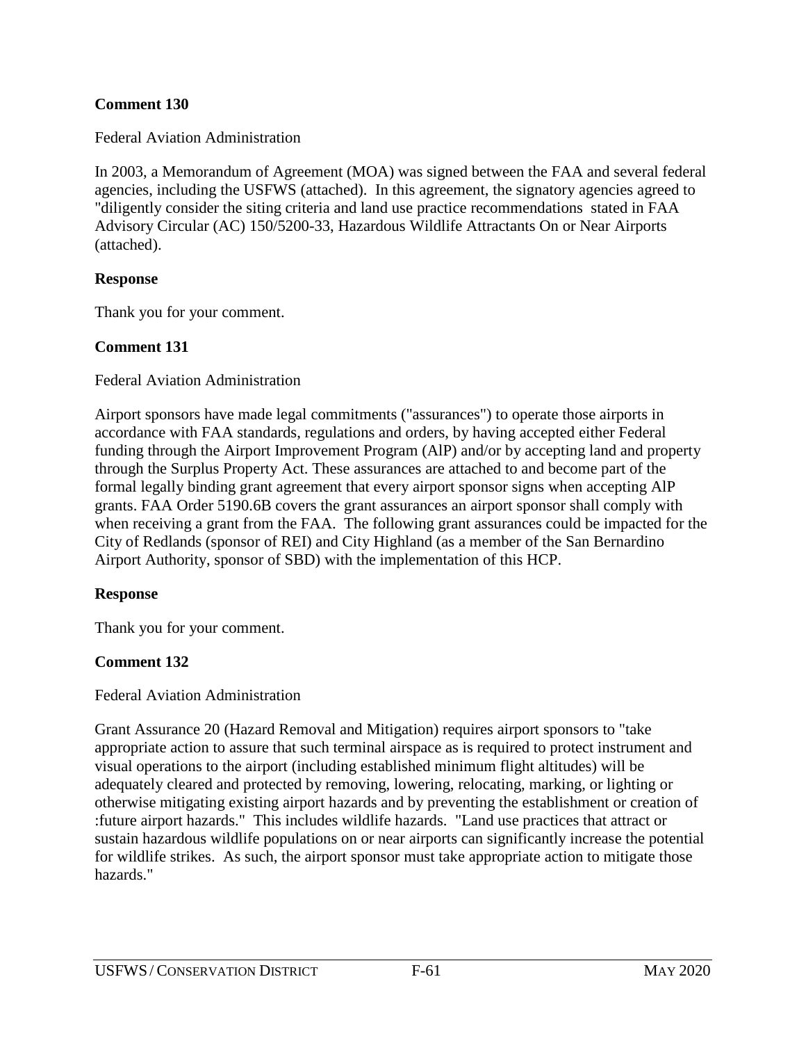**Comment 130**

Federal Aviation Administration

In 2003, a Memorandum of Agreement (MOA) was signed between the FAA and several federal agencies, including the USFWS (attached). In this agreement, the signatory agencies agreed to "diligently consider the siting criteria and land use practice recommendations stated in FAA Advisory Circular (AC) 150/5200-33, Hazardous Wildlife Attractants On or Near Airports (attached).

**Response**

Thank you for your comment.

**Comment 131**

Federal Aviation Administration

Airport sponsors have made legal commitments ("assurances") to operate those airports in accordance with FAA standards, regulations and orders, by having accepted either Federal funding through the Airport Improvement Program (AlP) and/or by accepting land and property through the Surplus Property Act. These assurances are attached to and become part of the formal legally binding grant agreement that every airport sponsor signs when accepting AlP grants. FAA Order 5190.6B covers the grant assurances an airport sponsor shall comply with when receiving a grant from the FAA. The following grant assurances could be impacted for the City of Redlands (sponsor of REI) and City Highland (as a member of the San Bernardino Airport Authority, sponsor of SBD) with the implementation of this HCP.

**Response**

Thank you for your comment.

**Comment 132**

Federal Aviation Administration

Grant Assurance 20 (Hazard Removal and Mitigation) requires airport sponsors to "take appropriate action to assure that such terminal airspace as is required to protect instrument and visual operations to the airport (including established minimum flight altitudes) will be adequately cleared and protected by removing, lowering, relocating, marking, or lighting or otherwise mitigating existing airport hazards and by preventing the establishment or creation of :future airport hazards." This includes wildlife hazards. "Land use practices that attract or sustain hazardous wildlife populations on or near airports can significantly increase the potential for wildlife strikes. As such, the airport sponsor must take appropriate action to mitigate those hazards."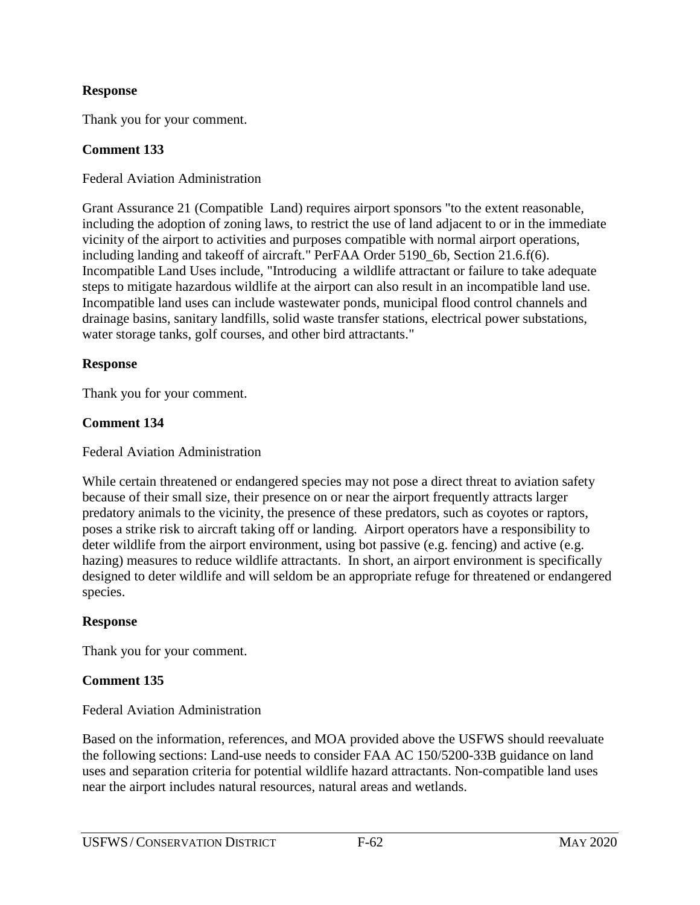**Response**

Thank you for your comment.

**Comment 133**

Federal Aviation Administration

Grant Assurance 21 (Compatible Land) requires airport sponsors "to the extent reasonable, including the adoption of zoning laws, to restrict the use of land adjacent to or in the immediate vicinity of the airport to activities and purposes compatible with normal airport operations, including landing and takeoff of aircraft." PerFAA Order 5190_6b, Section 21.6.f(6). Incompatible Land Uses include, "Introducing a wildlife attractant or failure to take adequate steps to mitigate hazardous wildlife at the airport can also result in an incompatible land use. Incompatible land uses can include wastewater ponds, municipal flood control channels and drainage basins, sanitary landfills, solid waste transfer stations, electrical power substations, water storage tanks, golf courses, and other bird attractants."

**Response**

Thank you for your comment.

**Comment 134**

Federal Aviation Administration

While certain threatened or endangered species may not pose a direct threat to aviation safety because of their small size, their presence on or near the airport frequently attracts larger predatory animals to the vicinity, the presence of these predators, such as coyotes or raptors, poses a strike risk to aircraft taking off or landing. Airport operators have a responsibility to deter wildlife from the airport environment, using bot passive (e.g. fencing) and active (e.g. hazing) measures to reduce wildlife attractants. In short, an airport environment is specifically designed to deter wildlife and will seldom be an appropriate refuge for threatened or endangered species.

**Response**

Thank you for your comment.

**Comment 135**

Federal Aviation Administration

Based on the information, references, and MOA provided above the USFWS should reevaluate the following sections: Land-use needs to consider FAA AC 150/5200-33B guidance on land uses and separation criteria for potential wildlife hazard attractants. Non-compatible land uses near the airport includes natural resources, natural areas and wetlands.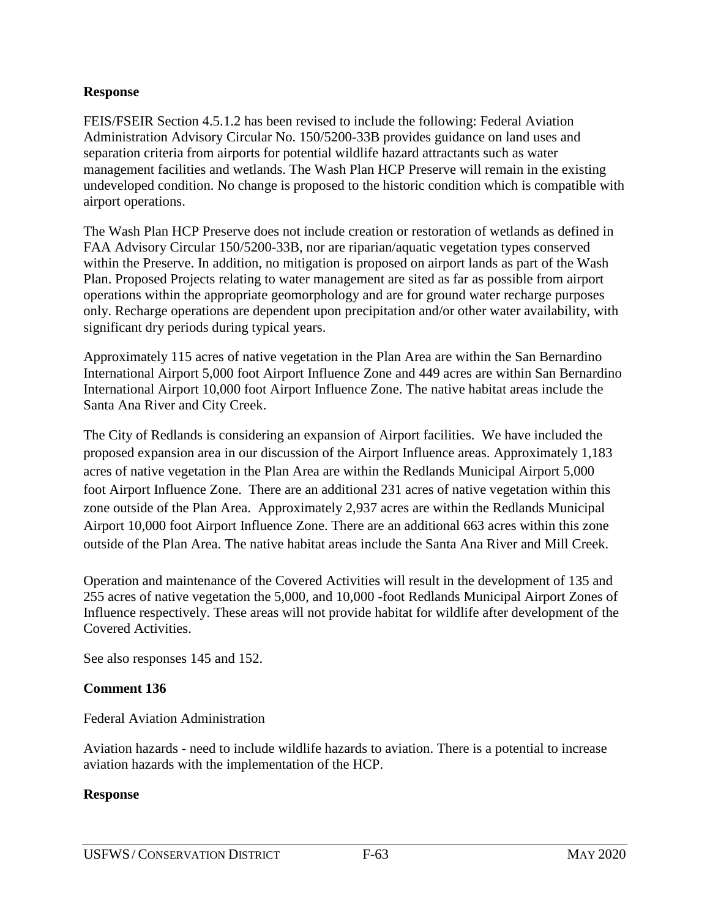**Response**

FEIS/FSEIR Section 4.5.1.2 has been revised to include the following: Federal Aviation Administration Advisory Circular No. 150/5200-33B provides guidance on land uses and separation criteria from airports for potential wildlife hazard attractants such as water management facilities and wetlands. The Wash Plan HCP Preserve will remain in the existing undeveloped condition. No change is proposed to the historic condition which is compatible with airport operations.

The Wash Plan HCP Preserve does not include creation or restoration of wetlands as defined in FAA Advisory Circular 150/5200-33B, nor are riparian/aquatic vegetation types conserved within the Preserve. In addition, no mitigation is proposed on airport lands as part of the Wash Plan. Proposed Projects relating to water management are sited as far as possible from airport operations within the appropriate geomorphology and are for ground water recharge purposes only. Recharge operations are dependent upon precipitation and/or other water availability, with significant dry periods during typical years.

Approximately 115 acres of native vegetation in the Plan Area are within the San Bernardino International Airport 5,000 foot Airport Influence Zone and 449 acres are within San Bernardino International Airport 10,000 foot Airport Influence Zone. The native habitat areas include the Santa Ana River and City Creek.

The City of Redlands is considering an expansion of Airport facilities. We have included the proposed expansion area in our discussion of the Airport Influence areas. Approximately 1,183 acres of native vegetation in the Plan Area are within the Redlands Municipal Airport 5,000 foot Airport Influence Zone. There are an additional 231 acres of native vegetation within this zone outside of the Plan Area. Approximately 2,937 acres are within the Redlands Municipal Airport 10,000 foot Airport Influence Zone. There are an additional 663 acres within this zone outside of the Plan Area. The native habitat areas include the Santa Ana River and Mill Creek.

Operation and maintenance of the Covered Activities will result in the development of 135 and 255 acres of native vegetation the 5,000, and 10,000 -foot Redlands Municipal Airport Zones of Influence respectively. These areas will not provide habitat for wildlife after development of the Covered Activities.

See also responses 145 and 152.

**Comment 136**

Federal Aviation Administration

Aviation hazards - need to include wildlife hazards to aviation. There is a potential to increase aviation hazards with the implementation of the HCP.

**Response**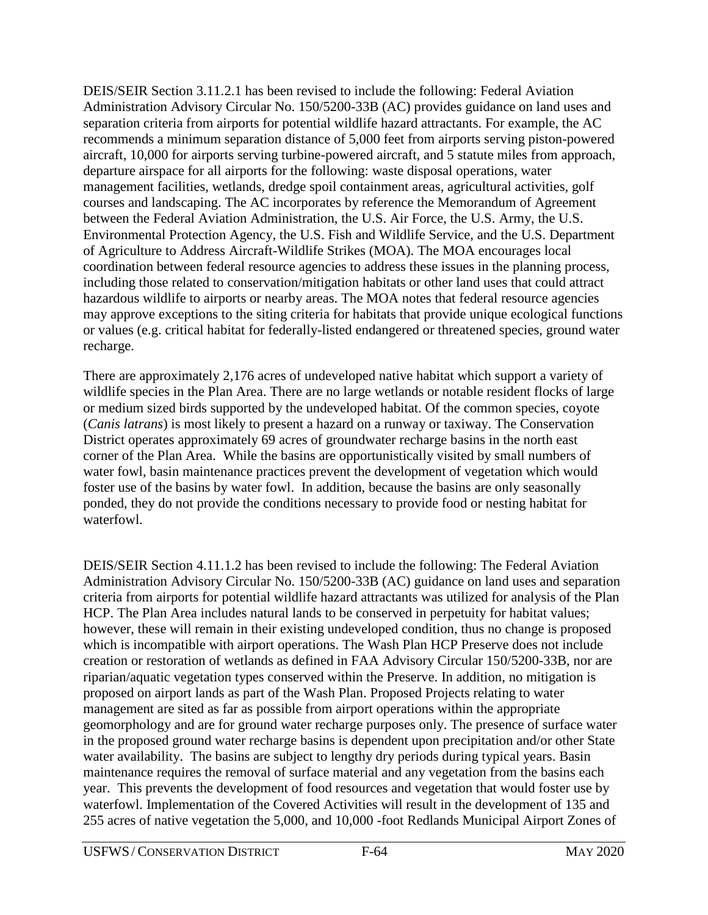DEIS/SEIR Section 3.11.2.1 has been revised to include the following: Federal Aviation Administration Advisory Circular No. 150/5200-33B (AC) provides guidance on land uses and separation criteria from airports for potential wildlife hazard attractants. For example, the AC recommends a minimum separation distance of 5,000 feet from airports serving piston-powered aircraft, 10,000 for airports serving turbine-powered aircraft, and 5 statute miles from approach, departure airspace for all airports for the following: waste disposal operations, water management facilities, wetlands, dredge spoil containment areas, agricultural activities, golf courses and landscaping. The AC incorporates by reference the Memorandum of Agreement between the Federal Aviation Administration, the U.S. Air Force, the U.S. Army, the U.S. Environmental Protection Agency, the U.S. Fish and Wildlife Service, and the U.S. Department of Agriculture to Address Aircraft-Wildlife Strikes (MOA). The MOA encourages local coordination between federal resource agencies to address these issues in the planning process, including those related to conservation/mitigation habitats or other land uses that could attract hazardous wildlife to airports or nearby areas. The MOA notes that federal resource agencies may approve exceptions to the siting criteria for habitats that provide unique ecological functions or values (e.g. critical habitat for federally-listed endangered or threatened species, ground water recharge.

There are approximately 2,176 acres of undeveloped native habitat which support a variety of wildlife species in the Plan Area. There are no large wetlands or notable resident flocks of large or medium sized birds supported by the undeveloped habitat. Of the common species, coyote (*Canis latrans*) is most likely to present a hazard on a runway or taxiway. The Conservation District operates approximately 69 acres of groundwater recharge basins in the north east corner of the Plan Area. While the basins are opportunistically visited by small numbers of water fowl, basin maintenance practices prevent the development of vegetation which would foster use of the basins by water fowl. In addition, because the basins are only seasonally ponded, they do not provide the conditions necessary to provide food or nesting habitat for waterfowl.

DEIS/SEIR Section 4.11.1.2 has been revised to include the following: The Federal Aviation Administration Advisory Circular No. 150/5200-33B (AC) guidance on land uses and separation criteria from airports for potential wildlife hazard attractants was utilized for analysis of the Plan HCP. The Plan Area includes natural lands to be conserved in perpetuity for habitat values; however, these will remain in their existing undeveloped condition, thus no change is proposed which is incompatible with airport operations. The Wash Plan HCP Preserve does not include creation or restoration of wetlands as defined in FAA Advisory Circular 150/5200-33B, nor are riparian/aquatic vegetation types conserved within the Preserve. In addition, no mitigation is proposed on airport lands as part of the Wash Plan. Proposed Projects relating to water management are sited as far as possible from airport operations within the appropriate geomorphology and are for ground water recharge purposes only. The presence of surface water in the proposed ground water recharge basins is dependent upon precipitation and/or other State water availability. The basins are subject to lengthy dry periods during typical years. Basin maintenance requires the removal of surface material and any vegetation from the basins each year. This prevents the development of food resources and vegetation that would foster use by waterfowl. Implementation of the Covered Activities will result in the development of 135 and 255 acres of native vegetation the 5,000, and 10,000 -foot Redlands Municipal Airport Zones of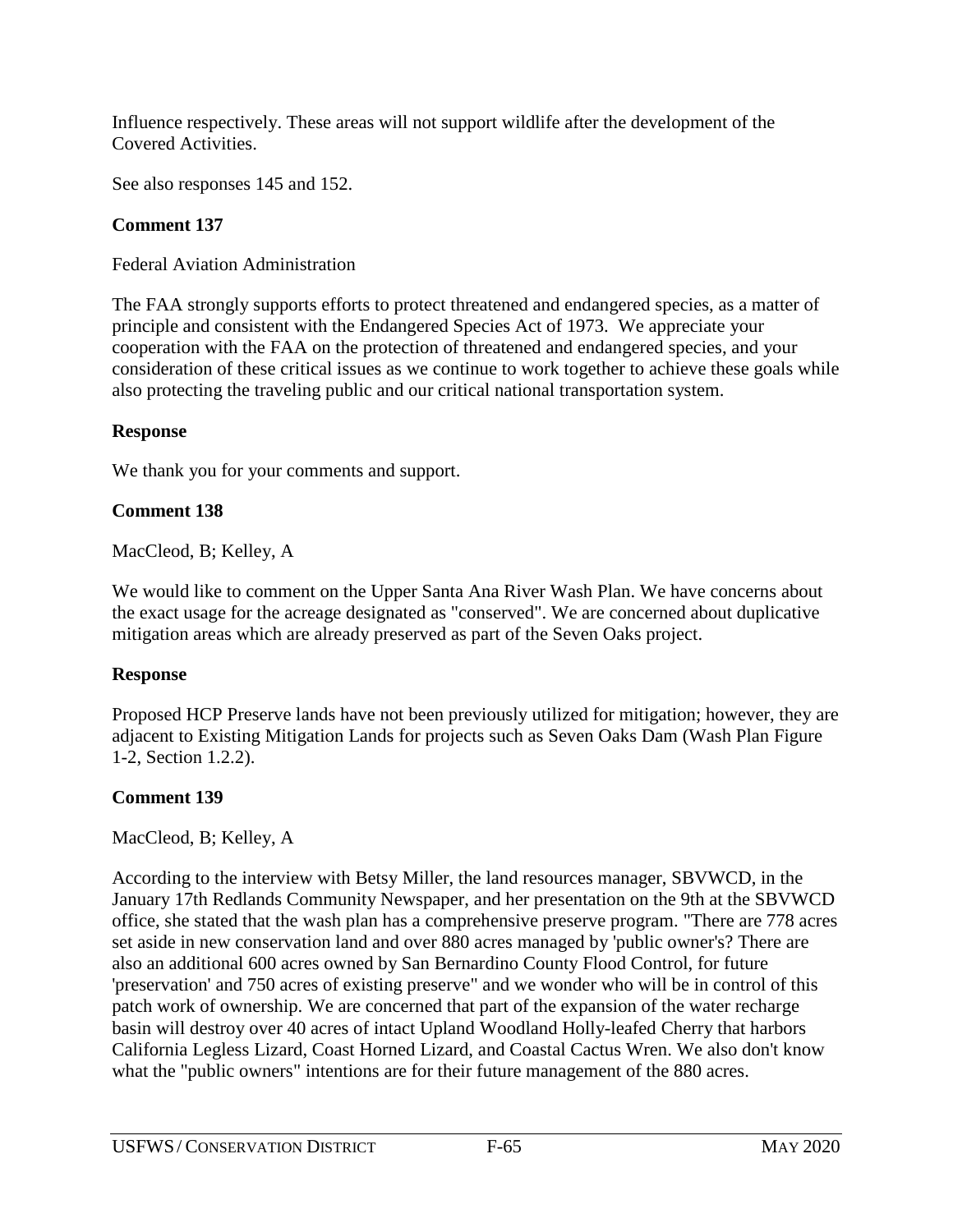Influence respectively. These areas will not support wildlife after the development of the Covered Activities.

See also responses 145 and 152.

**Comment 137**

Federal Aviation Administration

The FAA strongly supports efforts to protect threatened and endangered species, as a matter of principle and consistent with the Endangered Species Act of 1973. We appreciate your cooperation with the FAA on the protection of threatened and endangered species, and your consideration of these critical issues as we continue to work together to achieve these goals while also protecting the traveling public and our critical national transportation system.

**Response**

We thank you for your comments and support.

**Comment 138**

MacCleod, B; Kelley, A

We would like to comment on the Upper Santa Ana River Wash Plan. We have concerns about the exact usage for the acreage designated as "conserved". We are concerned about duplicative mitigation areas which are already preserved as part of the Seven Oaks project.

**Response**

Proposed HCP Preserve lands have not been previously utilized for mitigation; however, they are adjacent to Existing Mitigation Lands for projects such as Seven Oaks Dam (Wash Plan Figure 1-2, Section 1.2.2).

**Comment 139**

MacCleod, B; Kelley, A

According to the interview with Betsy Miller, the land resources manager, SBVWCD, in the January 17th Redlands Community Newspaper, and her presentation on the 9th at the SBVWCD office, she stated that the wash plan has a comprehensive preserve program. "There are 778 acres set aside in new conservation land and over 880 acres managed by 'public owner's? There are also an additional 600 acres owned by San Bernardino County Flood Control, for future 'preservation' and 750 acres of existing preserve" and we wonder who will be in control of this patch work of ownership. We are concerned that part of the expansion of the water recharge basin will destroy over 40 acres of intact Upland Woodland Holly-leafed Cherry that harbors California Legless Lizard, Coast Horned Lizard, and Coastal Cactus Wren. We also don't know what the "public owners" intentions are for their future management of the 880 acres.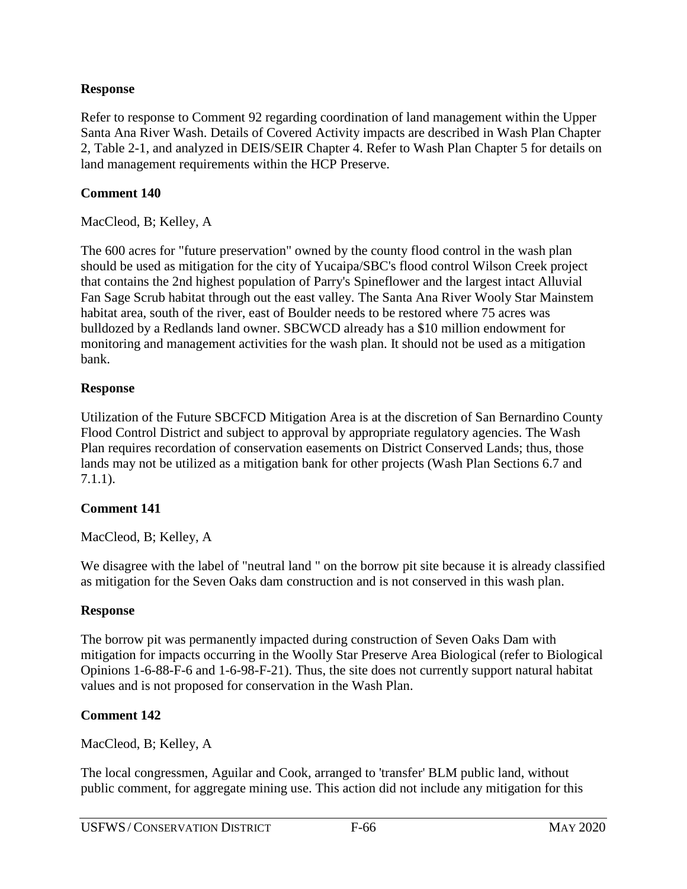**Response**

Refer to response to Comment 92 regarding coordination of land management within the Upper Santa Ana River Wash. Details of Covered Activity impacts are described in Wash Plan Chapter 2, Table 2-1, and analyzed in DEIS/SEIR Chapter 4. Refer to Wash Plan Chapter 5 for details on land management requirements within the HCP Preserve.

**Comment 140**

MacCleod, B; Kelley, A

The 600 acres for "future preservation" owned by the county flood control in the wash plan should be used as mitigation for the city of Yucaipa/SBC's flood control Wilson Creek project that contains the 2nd highest population of Parry's Spineflower and the largest intact Alluvial Fan Sage Scrub habitat through out the east valley. The Santa Ana River Wooly Star Mainstem habitat area, south of the river, east of Boulder needs to be restored where 75 acres was bulldozed by a Redlands land owner. SBCWCD already has a $10 million endowment for monitoring and management activities for the wash plan. It should not be used as a mitigation bank.

**Response**

Utilization of the Future SBCFCD Mitigation Area is at the discretion of San Bernardino County Flood Control District and subject to approval by appropriate regulatory agencies. The Wash Plan requires recordation of conservation easements on District Conserved Lands; thus, those lands may not be utilized as a mitigation bank for other projects (Wash Plan Sections 6.7 and 7.1.1).

**Comment 141**

MacCleod, B; Kelley, A

We disagree with the label of "neutral land " on the borrow pit site because it is already classified as mitigation for the Seven Oaks dam construction and is not conserved in this wash plan.

**Response**

The borrow pit was permanently impacted during construction of Seven Oaks Dam with mitigation for impacts occurring in the Woolly Star Preserve Area Biological (refer to Biological Opinions 1-6-88-F-6 and 1-6-98-F-21). Thus, the site does not currently support natural habitat values and is not proposed for conservation in the Wash Plan.

**Comment 142**

MacCleod, B; Kelley, A

The local congressmen, Aguilar and Cook, arranged to 'transfer' BLM public land, without public comment, for aggregate mining use. This action did not include any mitigation for this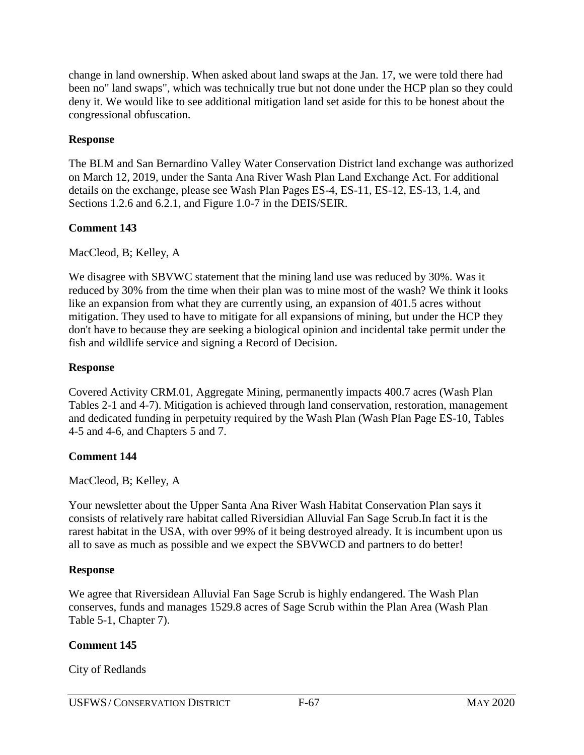change in land ownership. When asked about land swaps at the Jan. 17, we were told there had been no" land swaps", which was technically true but not done under the HCP plan so they could deny it. We would like to see additional mitigation land set aside for this to be honest about the congressional obfuscation.

**Response**

The BLM and San Bernardino Valley Water Conservation District land exchange was authorized on March 12, 2019, under the Santa Ana River Wash Plan Land Exchange Act. For additional details on the exchange, please see Wash Plan Pages ES-4, ES-11, ES-12, ES-13, 1.4, and Sections 1.2.6 and 6.2.1, and Figure 1.0-7 in the DEIS/SEIR.

**Comment 143**

MacCleod, B; Kelley, A

We disagree with SBVWC statement that the mining land use was reduced by 30%. Was it reduced by 30% from the time when their plan was to mine most of the wash? We think it looks like an expansion from what they are currently using, an expansion of 401.5 acres without mitigation. They used to have to mitigate for all expansions of mining, but under the HCP they don't have to because they are seeking a biological opinion and incidental take permit under the fish and wildlife service and signing a Record of Decision.

**Response**

Covered Activity CRM.01, Aggregate Mining, permanently impacts 400.7 acres (Wash Plan Tables 2-1 and 4-7). Mitigation is achieved through land conservation, restoration, management and dedicated funding in perpetuity required by the Wash Plan (Wash Plan Page ES-10, Tables 4-5 and 4-6, and Chapters 5 and 7.

**Comment 144**

MacCleod, B; Kelley, A

Your newsletter about the Upper Santa Ana River Wash Habitat Conservation Plan says it consists of relatively rare habitat called Riversidian Alluvial Fan Sage Scrub.In fact it is the rarest habitat in the USA, with over 99% of it being destroyed already. It is incumbent upon us all to save as much as possible and we expect the SBVWCD and partners to do better!

**Response**

We agree that Riversidean Alluvial Fan Sage Scrub is highly endangered. The Wash Plan conserves, funds and manages 1529.8 acres of Sage Scrub within the Plan Area (Wash Plan Table 5-1, Chapter 7).

**Comment 145**

City of Redlands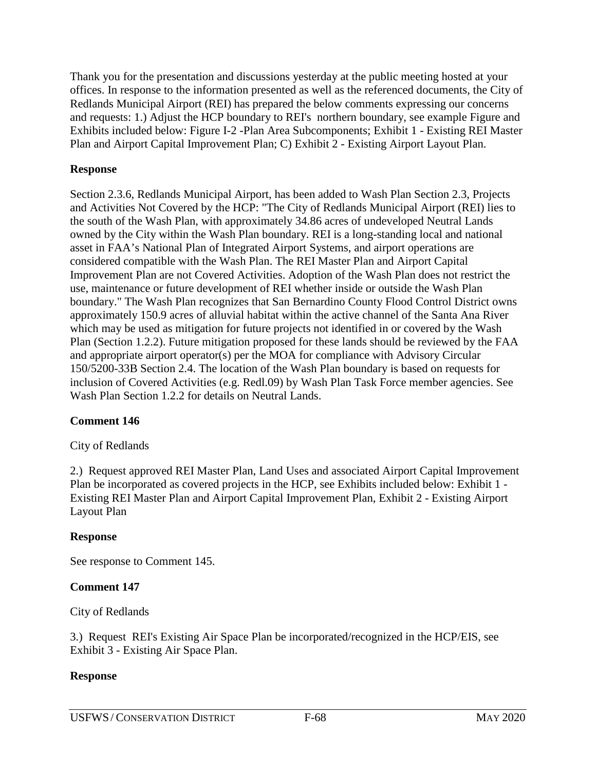Thank you for the presentation and discussions yesterday at the public meeting hosted at your offices. In response to the information presented as well as the referenced documents, the City of Redlands Municipal Airport (REI) has prepared the below comments expressing our concerns and requests: 1.) Adjust the HCP boundary to REI's northern boundary, see example Figure and Exhibits included below: Figure I-2 -Plan Area Subcomponents; Exhibit 1 - Existing REI Master Plan and Airport Capital Improvement Plan; C) Exhibit 2 - Existing Airport Layout Plan.

**Response**

Section 2.3.6, Redlands Municipal Airport, has been added to Wash Plan Section 2.3, Projects and Activities Not Covered by the HCP: "The City of Redlands Municipal Airport (REI) lies to the south of the Wash Plan, with approximately 34.86 acres of undeveloped Neutral Lands owned by the City within the Wash Plan boundary. REI is a long-standing local and national asset in FAA's National Plan of Integrated Airport Systems, and airport operations are considered compatible with the Wash Plan. The REI Master Plan and Airport Capital Improvement Plan are not Covered Activities. Adoption of the Wash Plan does not restrict the use, maintenance or future development of REI whether inside or outside the Wash Plan boundary." The Wash Plan recognizes that San Bernardino County Flood Control District owns approximately 150.9 acres of alluvial habitat within the active channel of the Santa Ana River which may be used as mitigation for future projects not identified in or covered by the Wash Plan (Section 1.2.2). Future mitigation proposed for these lands should be reviewed by the FAA and appropriate airport operator(s) per the MOA for compliance with Advisory Circular 150/5200-33B Section 2.4. The location of the Wash Plan boundary is based on requests for inclusion of Covered Activities (e.g. Redl.09) by Wash Plan Task Force member agencies. See Wash Plan Section 1.2.2 for details on Neutral Lands.

**Comment 146**

City of Redlands

2.) Request approved REI Master Plan, Land Uses and associated Airport Capital Improvement Plan be incorporated as covered projects in the HCP, see Exhibits included below: Exhibit 1 - Existing REI Master Plan and Airport Capital Improvement Plan, Exhibit 2 - Existing Airport Layout Plan

**Response**

See response to Comment 145.

**Comment 147**

City of Redlands

3.) Request REI's Existing Air Space Plan be incorporated/recognized in the HCP/EIS, see Exhibit 3 - Existing Air Space Plan.

**Response**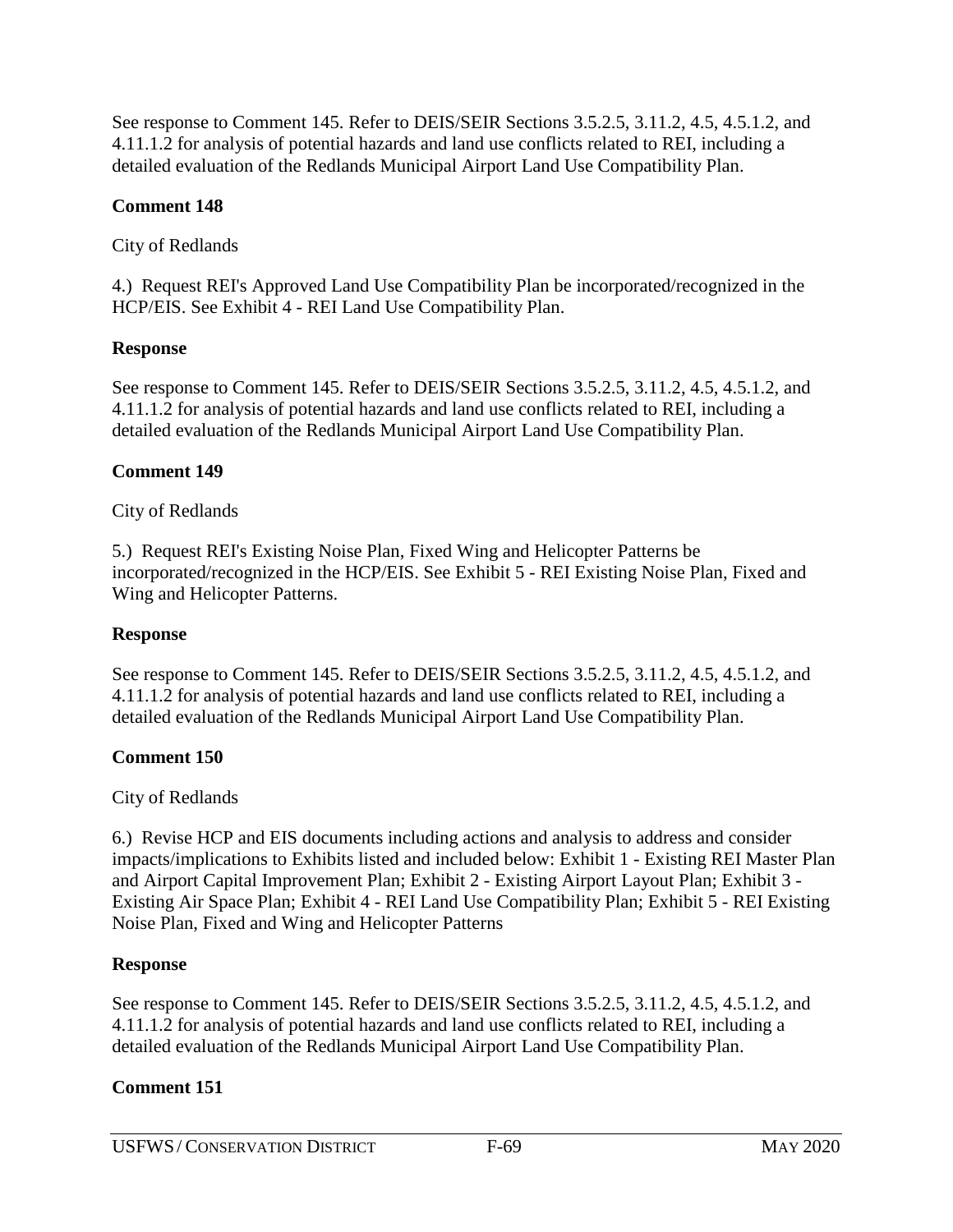See response to Comment 145. Refer to DEIS/SEIR Sections 3.5.2.5, 3.11.2, 4.5, 4.5.1.2, and 4.11.1.2 for analysis of potential hazards and land use conflicts related to REI, including a detailed evaluation of the Redlands Municipal Airport Land Use Compatibility Plan.

**Comment 148**

City of Redlands

4.) Request REI's Approved Land Use Compatibility Plan be incorporated/recognized in the HCP/EIS. See Exhibit 4 - REI Land Use Compatibility Plan.

**Response**

See response to Comment 145. Refer to DEIS/SEIR Sections 3.5.2.5, 3.11.2, 4.5, 4.5.1.2, and 4.11.1.2 for analysis of potential hazards and land use conflicts related to REI, including a detailed evaluation of the Redlands Municipal Airport Land Use Compatibility Plan.

**Comment 149**

City of Redlands

5.) Request REI's Existing Noise Plan, Fixed Wing and Helicopter Patterns be incorporated/recognized in the HCP/EIS. See Exhibit 5 - REI Existing Noise Plan, Fixed and Wing and Helicopter Patterns.

**Response**

See response to Comment 145. Refer to DEIS/SEIR Sections 3.5.2.5, 3.11.2, 4.5, 4.5.1.2, and 4.11.1.2 for analysis of potential hazards and land use conflicts related to REI, including a detailed evaluation of the Redlands Municipal Airport Land Use Compatibility Plan.

**Comment 150**

City of Redlands

6.) Revise HCP and EIS documents including actions and analysis to address and consider impacts/implications to Exhibits listed and included below: Exhibit 1 - Existing REI Master Plan and Airport Capital Improvement Plan; Exhibit 2 - Existing Airport Layout Plan; Exhibit 3 - Existing Air Space Plan; Exhibit 4 - REI Land Use Compatibility Plan; Exhibit 5 - REI Existing Noise Plan, Fixed and Wing and Helicopter Patterns

**Response**

See response to Comment 145. Refer to DEIS/SEIR Sections 3.5.2.5, 3.11.2, 4.5, 4.5.1.2, and 4.11.1.2 for analysis of potential hazards and land use conflicts related to REI, including a detailed evaluation of the Redlands Municipal Airport Land Use Compatibility Plan.

**Comment 151**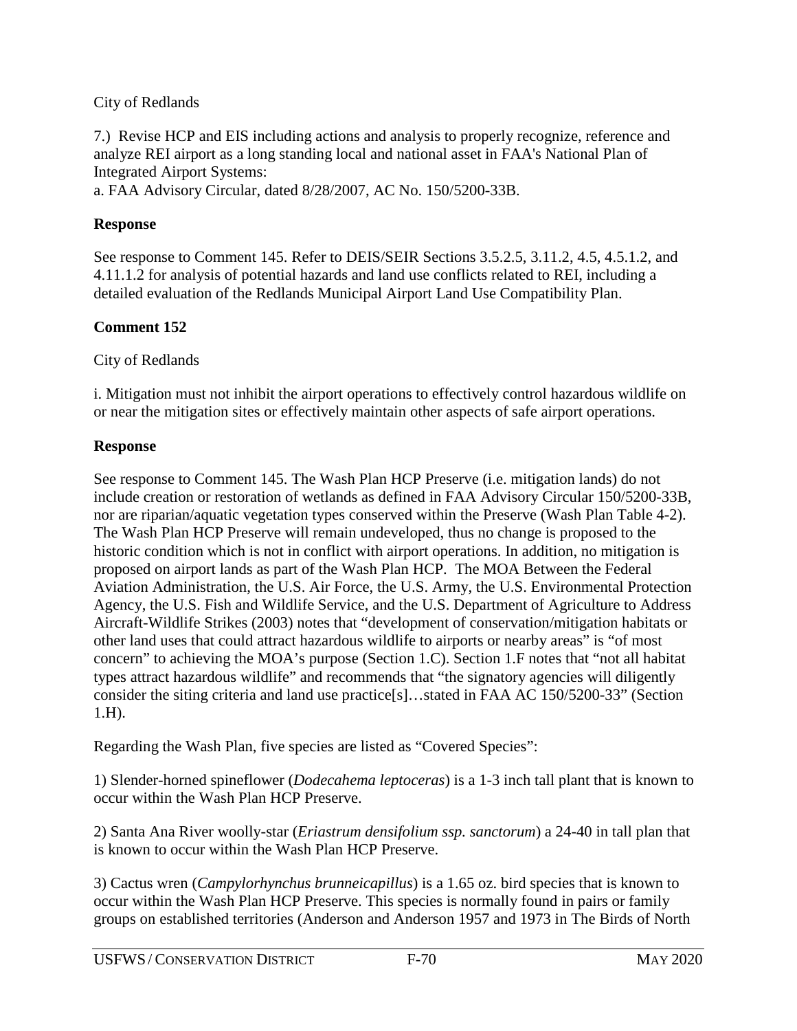City of Redlands

7.) Revise HCP and EIS including actions and analysis to properly recognize, reference and analyze REI airport as a long standing local and national asset in FAA's National Plan of Integrated Airport Systems:

a. FAA Advisory Circular, dated 8/28/2007, AC No. 150/5200-33B.

**Response**

See response to Comment 145. Refer to DEIS/SEIR Sections 3.5.2.5, 3.11.2, 4.5, 4.5.1.2, and 4.11.1.2 for analysis of potential hazards and land use conflicts related to REI, including a detailed evaluation of the Redlands Municipal Airport Land Use Compatibility Plan.

**Comment 152**

City of Redlands

i. Mitigation must not inhibit the airport operations to effectively control hazardous wildlife on or near the mitigation sites or effectively maintain other aspects of safe airport operations.

**Response**

See response to Comment 145. The Wash Plan HCP Preserve (i.e. mitigation lands) do not include creation or restoration of wetlands as defined in FAA Advisory Circular 150/5200-33B, nor are riparian/aquatic vegetation types conserved within the Preserve (Wash Plan Table 4-2). The Wash Plan HCP Preserve will remain undeveloped, thus no change is proposed to the historic condition which is not in conflict with airport operations. In addition, no mitigation is proposed on airport lands as part of the Wash Plan HCP. The MOA Between the Federal Aviation Administration, the U.S. Air Force, the U.S. Army, the U.S. Environmental Protection Agency, the U.S. Fish and Wildlife Service, and the U.S. Department of Agriculture to Address Aircraft-Wildlife Strikes (2003) notes that "development of conservation/mitigation habitats or other land uses that could attract hazardous wildlife to airports or nearby areas" is "of most concern" to achieving the MOA's purpose (Section 1.C). Section 1.F notes that "not all habitat types attract hazardous wildlife" and recommends that "the signatory agencies will diligently consider the siting criteria and land use practice[s]…stated in FAA AC 150/5200-33" (Section 1.H).

Regarding the Wash Plan, five species are listed as "Covered Species":

1) Slender-horned spineflower (*Dodecahema leptoceras*) is a 1-3 inch tall plant that is known to occur within the Wash Plan HCP Preserve.

2) Santa Ana River woolly-star (*Eriastrum densifolium ssp. sanctorum*) a 24-40 in tall plan that is known to occur within the Wash Plan HCP Preserve.

3) Cactus wren (*Campylorhynchus brunneicapillus*) is a 1.65 oz. bird species that is known to occur within the Wash Plan HCP Preserve. This species is normally found in pairs or family groups on established territories (Anderson and Anderson 1957 and 1973 in The Birds of North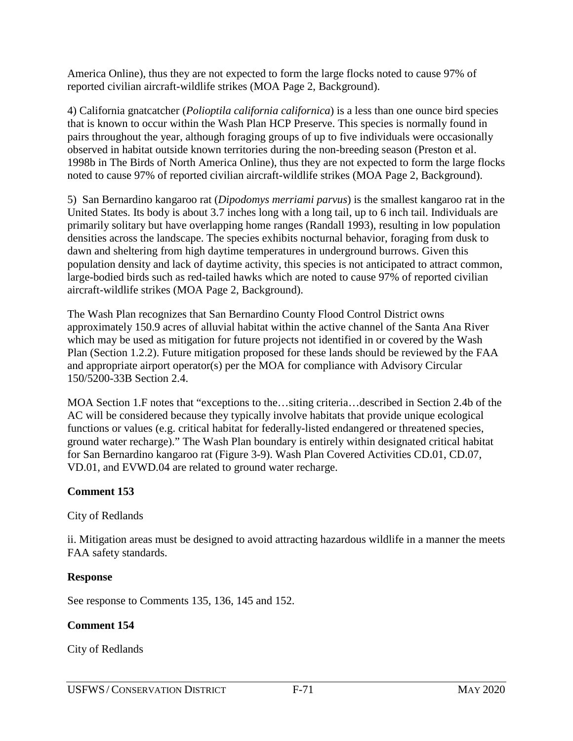America Online), thus they are not expected to form the large flocks noted to cause 97% of reported civilian aircraft-wildlife strikes (MOA Page 2, Background).

4) California gnatcatcher (*Polioptila california californica*) is a less than one ounce bird species that is known to occur within the Wash Plan HCP Preserve. This species is normally found in pairs throughout the year, although foraging groups of up to five individuals were occasionally observed in habitat outside known territories during the non-breeding season (Preston et al. 1998b in The Birds of North America Online), thus they are not expected to form the large flocks noted to cause 97% of reported civilian aircraft-wildlife strikes (MOA Page 2, Background).

5) San Bernardino kangaroo rat (*Dipodomys merriami parvus*) is the smallest kangaroo rat in the United States. Its body is about 3.7 inches long with a long tail, up to 6 inch tail. Individuals are primarily solitary but have overlapping home ranges (Randall 1993), resulting in low population densities across the landscape. The species exhibits nocturnal behavior, foraging from dusk to dawn and sheltering from high daytime temperatures in underground burrows. Given this population density and lack of daytime activity, this species is not anticipated to attract common, large-bodied birds such as red-tailed hawks which are noted to cause 97% of reported civilian aircraft-wildlife strikes (MOA Page 2, Background).

The Wash Plan recognizes that San Bernardino County Flood Control District owns approximately 150.9 acres of alluvial habitat within the active channel of the Santa Ana River which may be used as mitigation for future projects not identified in or covered by the Wash Plan (Section 1.2.2). Future mitigation proposed for these lands should be reviewed by the FAA and appropriate airport operator(s) per the MOA for compliance with Advisory Circular 150/5200-33B Section 2.4.

MOA Section 1.F notes that "exceptions to the…siting criteria…described in Section 2.4b of the AC will be considered because they typically involve habitats that provide unique ecological functions or values (e.g. critical habitat for federally-listed endangered or threatened species, ground water recharge)." The Wash Plan boundary is entirely within designated critical habitat for San Bernardino kangaroo rat (Figure 3-9). Wash Plan Covered Activities CD.01, CD.07, VD.01, and EVWD.04 are related to ground water recharge.

**Comment 153**

City of Redlands

ii. Mitigation areas must be designed to avoid attracting hazardous wildlife in a manner the meets FAA safety standards.

**Response**

See response to Comments 135, 136, 145 and 152.

**Comment 154**

City of Redlands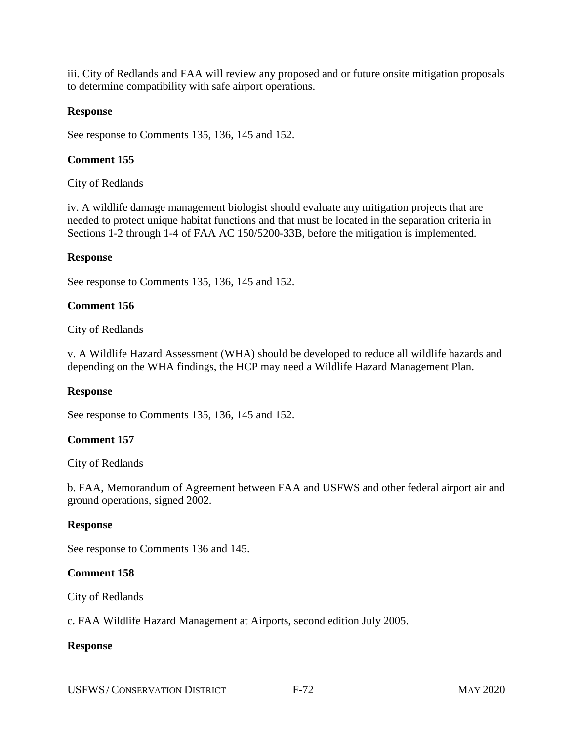iii. City of Redlands and FAA will review any proposed and or future onsite mitigation proposals to determine compatibility with safe airport operations.

**Response**

See response to Comments 135, 136, 145 and 152.

**Comment 155**

City of Redlands

iv. A wildlife damage management biologist should evaluate any mitigation projects that are needed to protect unique habitat functions and that must be located in the separation criteria in Sections 1-2 through 1-4 of FAA AC 150/5200-33B, before the mitigation is implemented.

**Response**

See response to Comments 135, 136, 145 and 152.

**Comment 156**

City of Redlands

v. A Wildlife Hazard Assessment (WHA) should be developed to reduce all wildlife hazards and depending on the WHA findings, the HCP may need a Wildlife Hazard Management Plan.

**Response**

See response to Comments 135, 136, 145 and 152.

**Comment 157**

City of Redlands

b. FAA, Memorandum of Agreement between FAA and USFWS and other federal airport air and ground operations, signed 2002.

**Response**

See response to Comments 136 and 145.

**Comment 158**

City of Redlands

c. FAA Wildlife Hazard Management at Airports, second edition July 2005.

**Response**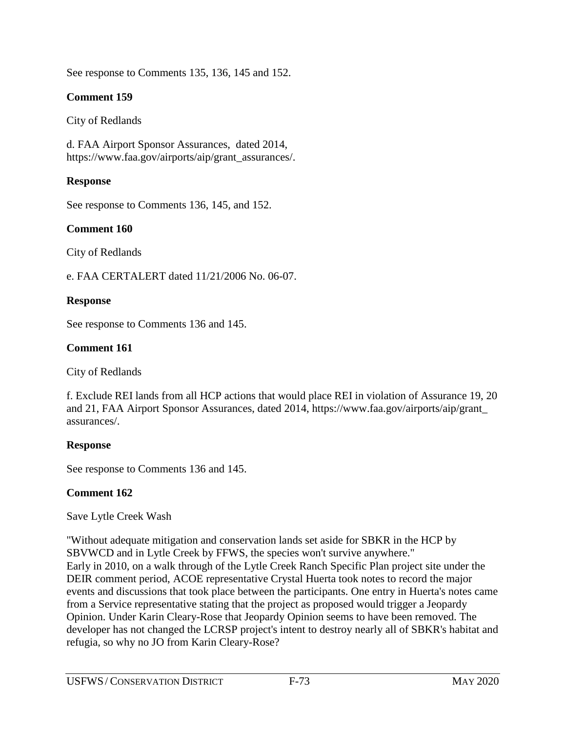See response to Comments 135, 136, 145 and 152.

**Comment 159**

City of Redlands

d. FAA Airport Sponsor Assurances, dated 2014, https://www.faa.gov/airports/aip/grant_assurances/.

**Response**

See response to Comments 136, 145, and 152.

**Comment 160**

City of Redlands

e. FAA CERTALERT dated 11/21/2006 No. 06-07.

**Response**

See response to Comments 136 and 145.

**Comment 161**

City of Redlands

f. Exclude REI lands from all HCP actions that would place REI in violation of Assurance 19, 20 and 21, FAA Airport Sponsor Assurances, dated 2014, https://www.faa.gov/airports/aip/grant_assurances/.

**Response**

See response to Comments 136 and 145.

**Comment 162**

Save Lytle Creek Wash

"Without adequate mitigation and conservation lands set aside for SBKR in the HCP by SBVWCD and in Lytle Creek by FFWS, the species won't survive anywhere."
Early in 2010, on a walk through of the Lytle Creek Ranch Specific Plan project site under the DEIR comment period, ACOE representative Crystal Huerta took notes to record the major events and discussions that took place between the participants. One entry in Huerta's notes came from a Service representative stating that the project as proposed would trigger a Jeopardy Opinion. Under Karin Cleary-Rose that Jeopardy Opinion seems to have been removed. The developer has not changed the LCRSP project's intent to destroy nearly all of SBKR's habitat and refugia, so why no JO from Karin Cleary-Rose?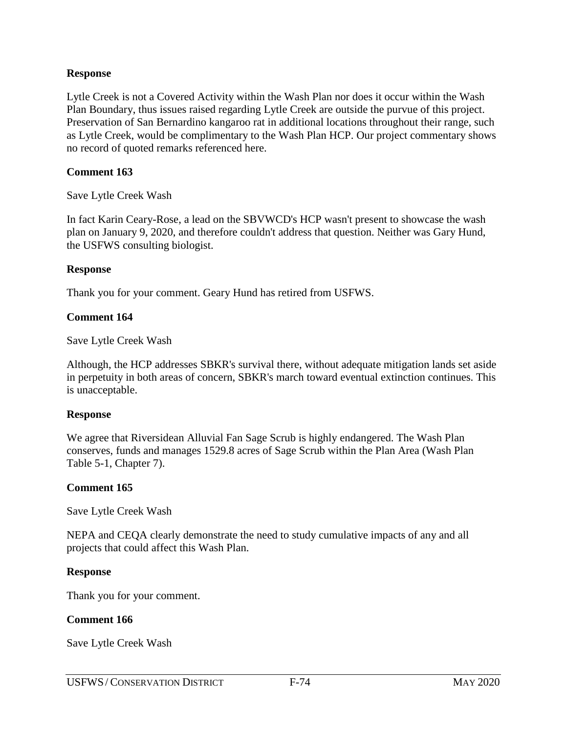**Response**

Lytle Creek is not a Covered Activity within the Wash Plan nor does it occur within the Wash Plan Boundary, thus issues raised regarding Lytle Creek are outside the purvue of this project. Preservation of San Bernardino kangaroo rat in additional locations throughout their range, such as Lytle Creek, would be complimentary to the Wash Plan HCP. Our project commentary shows no record of quoted remarks referenced here.

**Comment 163**

Save Lytle Creek Wash

In fact Karin Ceary-Rose, a lead on the SBVWCD's HCP wasn't present to showcase the wash plan on January 9, 2020, and therefore couldn't address that question. Neither was Gary Hund, the USFWS consulting biologist.

**Response**

Thank you for your comment. Geary Hund has retired from USFWS.

**Comment 164**

Save Lytle Creek Wash

Although, the HCP addresses SBKR's survival there, without adequate mitigation lands set aside in perpetuity in both areas of concern, SBKR's march toward eventual extinction continues. This is unacceptable.

**Response**

We agree that Riversidean Alluvial Fan Sage Scrub is highly endangered. The Wash Plan conserves, funds and manages 1529.8 acres of Sage Scrub within the Plan Area (Wash Plan Table 5-1, Chapter 7).

**Comment 165**

Save Lytle Creek Wash

NEPA and CEQA clearly demonstrate the need to study cumulative impacts of any and all projects that could affect this Wash Plan.

**Response**

Thank you for your comment.

**Comment 166**

Save Lytle Creek Wash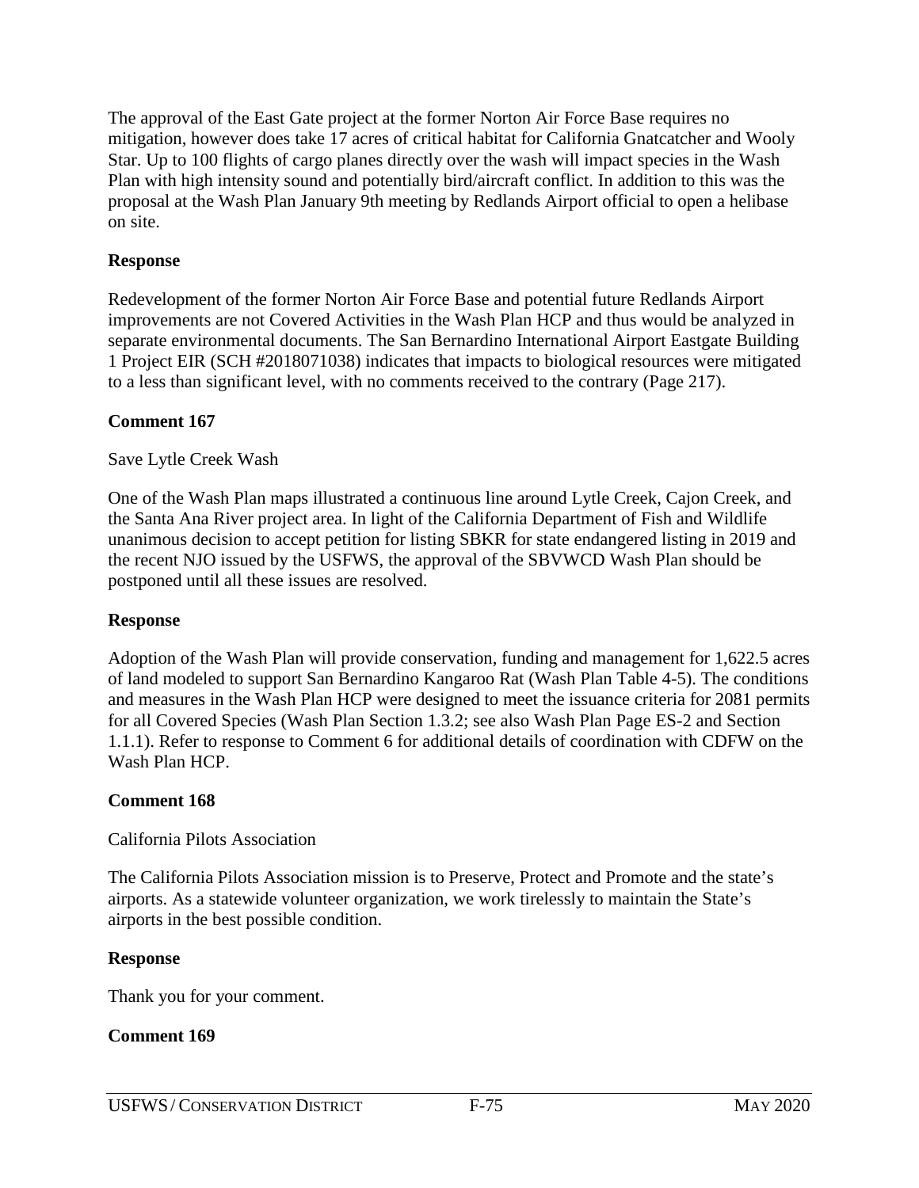The approval of the East Gate project at the former Norton Air Force Base requires no mitigation, however does take 17 acres of critical habitat for California Gnatcatcher and Wooly Star. Up to 100 flights of cargo planes directly over the wash will impact species in the Wash Plan with high intensity sound and potentially bird/aircraft conflict. In addition to this was the proposal at the Wash Plan January 9th meeting by Redlands Airport official to open a helibase on site.

**Response**

Redevelopment of the former Norton Air Force Base and potential future Redlands Airport improvements are not Covered Activities in the Wash Plan HCP and thus would be analyzed in separate environmental documents. The San Bernardino International Airport Eastgate Building 1 Project EIR (SCH #2018071038) indicates that impacts to biological resources were mitigated to a less than significant level, with no comments received to the contrary (Page 217).

**Comment 167**

Save Lytle Creek Wash

One of the Wash Plan maps illustrated a continuous line around Lytle Creek, Cajon Creek, and the Santa Ana River project area. In light of the California Department of Fish and Wildlife unanimous decision to accept petition for listing SBKR for state endangered listing in 2019 and the recent NJO issued by the USFWS, the approval of the SBVWCD Wash Plan should be postponed until all these issues are resolved.

**Response**

Adoption of the Wash Plan will provide conservation, funding and management for 1,622.5 acres of land modeled to support San Bernardino Kangaroo Rat (Wash Plan Table 4-5). The conditions and measures in the Wash Plan HCP were designed to meet the issuance criteria for 2081 permits for all Covered Species (Wash Plan Section 1.3.2; see also Wash Plan Page ES-2 and Section 1.1.1). Refer to response to Comment 6 for additional details of coordination with CDFW on the Wash Plan HCP.

**Comment 168**

California Pilots Association

The California Pilots Association mission is to Preserve, Protect and Promote and the state's airports. As a statewide volunteer organization, we work tirelessly to maintain the State's airports in the best possible condition.

**Response**

Thank you for your comment.

**Comment 169**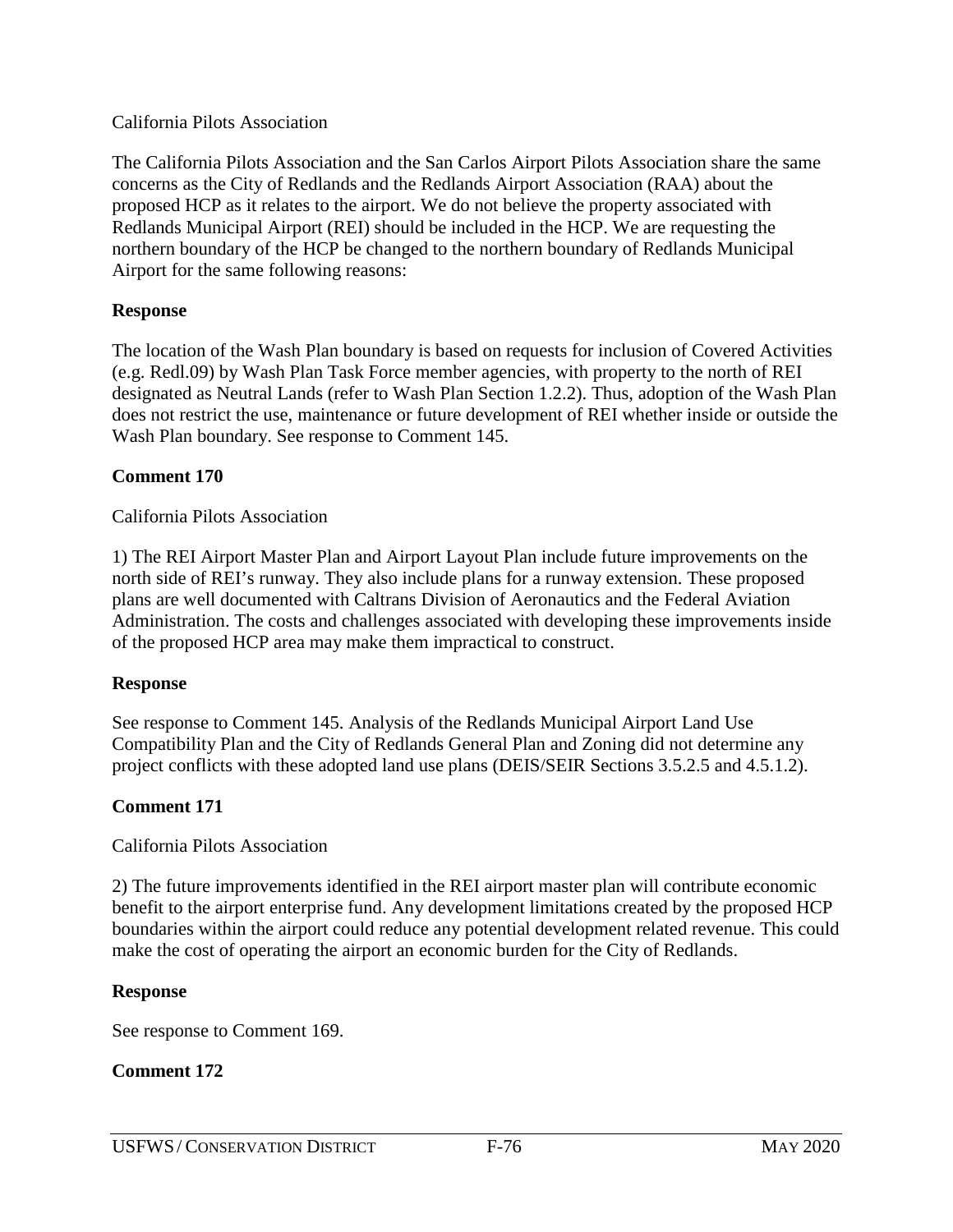California Pilots Association

The California Pilots Association and the San Carlos Airport Pilots Association share the same concerns as the City of Redlands and the Redlands Airport Association (RAA) about the proposed HCP as it relates to the airport. We do not believe the property associated with Redlands Municipal Airport (REI) should be included in the HCP. We are requesting the northern boundary of the HCP be changed to the northern boundary of Redlands Municipal Airport for the same following reasons:

**Response**

The location of the Wash Plan boundary is based on requests for inclusion of Covered Activities (e.g. Redl.09) by Wash Plan Task Force member agencies, with property to the north of REI designated as Neutral Lands (refer to Wash Plan Section 1.2.2). Thus, adoption of the Wash Plan does not restrict the use, maintenance or future development of REI whether inside or outside the Wash Plan boundary. See response to Comment 145.

**Comment 170**

California Pilots Association

1) The REI Airport Master Plan and Airport Layout Plan include future improvements on the north side of REI's runway. They also include plans for a runway extension. These proposed plans are well documented with Caltrans Division of Aeronautics and the Federal Aviation Administration. The costs and challenges associated with developing these improvements inside of the proposed HCP area may make them impractical to construct.

**Response**

See response to Comment 145. Analysis of the Redlands Municipal Airport Land Use Compatibility Plan and the City of Redlands General Plan and Zoning did not determine any project conflicts with these adopted land use plans (DEIS/SEIR Sections 3.5.2.5 and 4.5.1.2).

**Comment 171**

California Pilots Association

2) The future improvements identified in the REI airport master plan will contribute economic benefit to the airport enterprise fund. Any development limitations created by the proposed HCP boundaries within the airport could reduce any potential development related revenue. This could make the cost of operating the airport an economic burden for the City of Redlands.

**Response**

See response to Comment 169.

**Comment 172**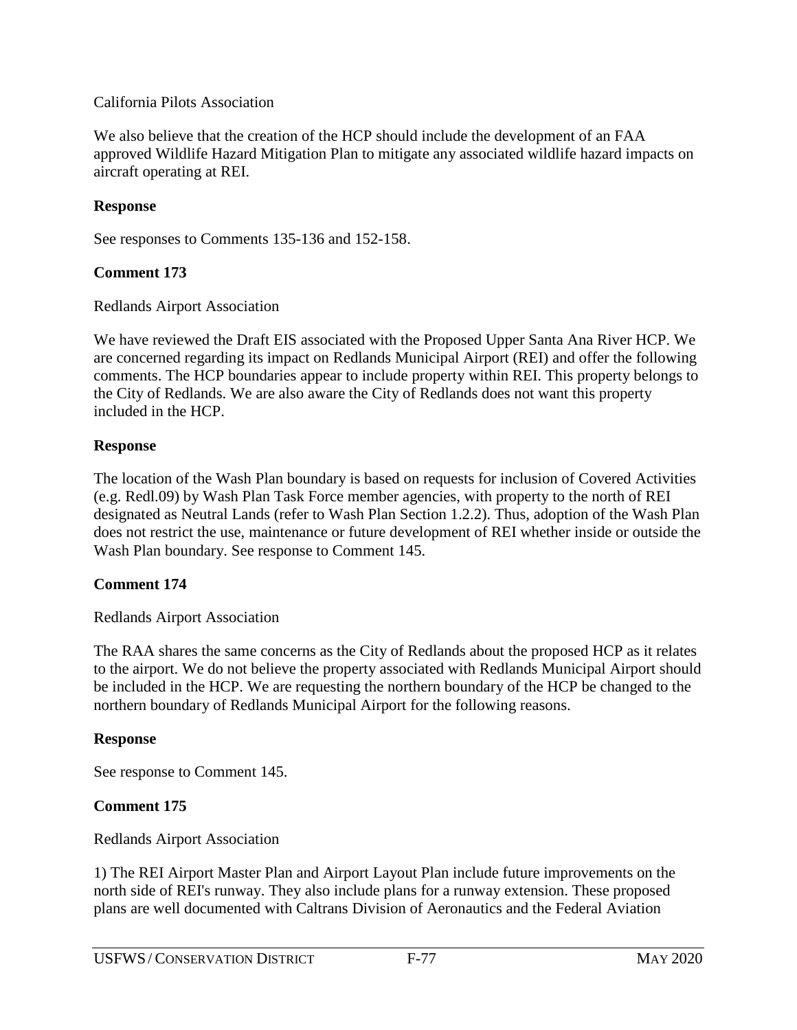California Pilots Association

We also believe that the creation of the HCP should include the development of an FAA approved Wildlife Hazard Mitigation Plan to mitigate any associated wildlife hazard impacts on aircraft operating at REI.

**Response**

See responses to Comments 135-136 and 152-158.

**Comment 173**

Redlands Airport Association

We have reviewed the Draft EIS associated with the Proposed Upper Santa Ana River HCP. We are concerned regarding its impact on Redlands Municipal Airport (REI) and offer the following comments. The HCP boundaries appear to include property within REI. This property belongs to the City of Redlands. We are also aware the City of Redlands does not want this property included in the HCP.

**Response**

The location of the Wash Plan boundary is based on requests for inclusion of Covered Activities (e.g. Redl.09) by Wash Plan Task Force member agencies, with property to the north of REI designated as Neutral Lands (refer to Wash Plan Section 1.2.2). Thus, adoption of the Wash Plan does not restrict the use, maintenance or future development of REI whether inside or outside the Wash Plan boundary. See response to Comment 145.

**Comment 174**

Redlands Airport Association

The RAA shares the same concerns as the City of Redlands about the proposed HCP as it relates to the airport. We do not believe the property associated with Redlands Municipal Airport should be included in the HCP. We are requesting the northern boundary of the HCP be changed to the northern boundary of Redlands Municipal Airport for the following reasons.

**Response**

See response to Comment 145.

**Comment 175**

Redlands Airport Association

1) The REI Airport Master Plan and Airport Layout Plan include future improvements on the north side of REI's runway. They also include plans for a runway extension. These proposed plans are well documented with Caltrans Division of Aeronautics and the Federal Aviation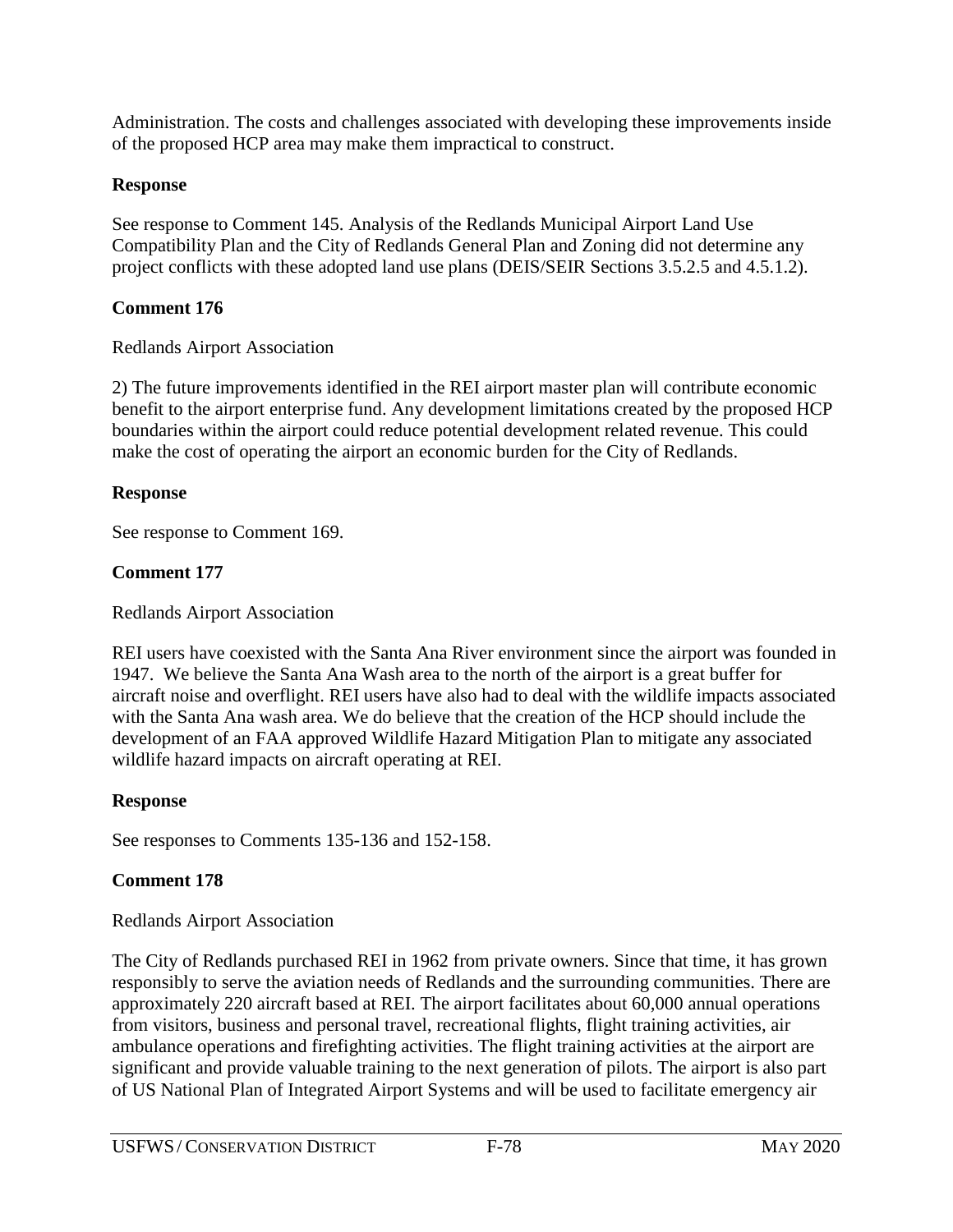Administration. The costs and challenges associated with developing these improvements inside of the proposed HCP area may make them impractical to construct.

**Response**

See response to Comment 145. Analysis of the Redlands Municipal Airport Land Use Compatibility Plan and the City of Redlands General Plan and Zoning did not determine any project conflicts with these adopted land use plans (DEIS/SEIR Sections 3.5.2.5 and 4.5.1.2).

**Comment 176**

Redlands Airport Association

2) The future improvements identified in the REI airport master plan will contribute economic benefit to the airport enterprise fund. Any development limitations created by the proposed HCP boundaries within the airport could reduce potential development related revenue. This could make the cost of operating the airport an economic burden for the City of Redlands.

**Response**

See response to Comment 169.

**Comment 177**

Redlands Airport Association

REI users have coexisted with the Santa Ana River environment since the airport was founded in 1947. We believe the Santa Ana Wash area to the north of the airport is a great buffer for aircraft noise and overflight. REI users have also had to deal with the wildlife impacts associated with the Santa Ana wash area. We do believe that the creation of the HCP should include the development of an FAA approved Wildlife Hazard Mitigation Plan to mitigate any associated wildlife hazard impacts on aircraft operating at REI.

**Response**

See responses to Comments 135-136 and 152-158.

**Comment 178**

Redlands Airport Association

The City of Redlands purchased REI in 1962 from private owners. Since that time, it has grown responsibly to serve the aviation needs of Redlands and the surrounding communities. There are approximately 220 aircraft based at REI. The airport facilitates about 60,000 annual operations from visitors, business and personal travel, recreational flights, flight training activities, air ambulance operations and firefighting activities. The flight training activities at the airport are significant and provide valuable training to the next generation of pilots. The airport is also part of US National Plan of Integrated Airport Systems and will be used to facilitate emergency air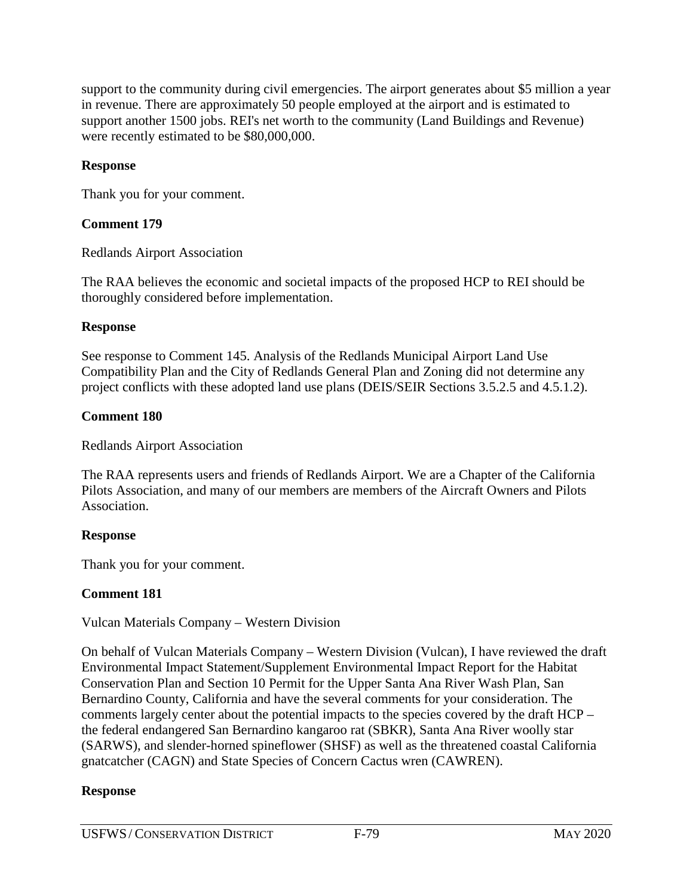support to the community during civil emergencies. The airport generates about $5 million a year in revenue. There are approximately 50 people employed at the airport and is estimated to support another 1500 jobs. REI's net worth to the community (Land Buildings and Revenue) were recently estimated to be $80,000,000.

**Response**

Thank you for your comment.

**Comment 179**

Redlands Airport Association

The RAA believes the economic and societal impacts of the proposed HCP to REI should be thoroughly considered before implementation.

**Response**

See response to Comment 145. Analysis of the Redlands Municipal Airport Land Use Compatibility Plan and the City of Redlands General Plan and Zoning did not determine any project conflicts with these adopted land use plans (DEIS/SEIR Sections 3.5.2.5 and 4.5.1.2).

**Comment 180**

Redlands Airport Association

The RAA represents users and friends of Redlands Airport. We are a Chapter of the California Pilots Association, and many of our members are members of the Aircraft Owners and Pilots Association.

**Response**

Thank you for your comment.

**Comment 181**

Vulcan Materials Company – Western Division

On behalf of Vulcan Materials Company – Western Division (Vulcan), I have reviewed the draft Environmental Impact Statement/Supplement Environmental Impact Report for the Habitat Conservation Plan and Section 10 Permit for the Upper Santa Ana River Wash Plan, San Bernardino County, California and have the several comments for your consideration. The comments largely center about the potential impacts to the species covered by the draft HCP – the federal endangered San Bernardino kangaroo rat (SBKR), Santa Ana River woolly star (SARWS), and slender-horned spineflower (SHSF) as well as the threatened coastal California gnatcatcher (CAGN) and State Species of Concern Cactus wren (CAWREN).

**Response**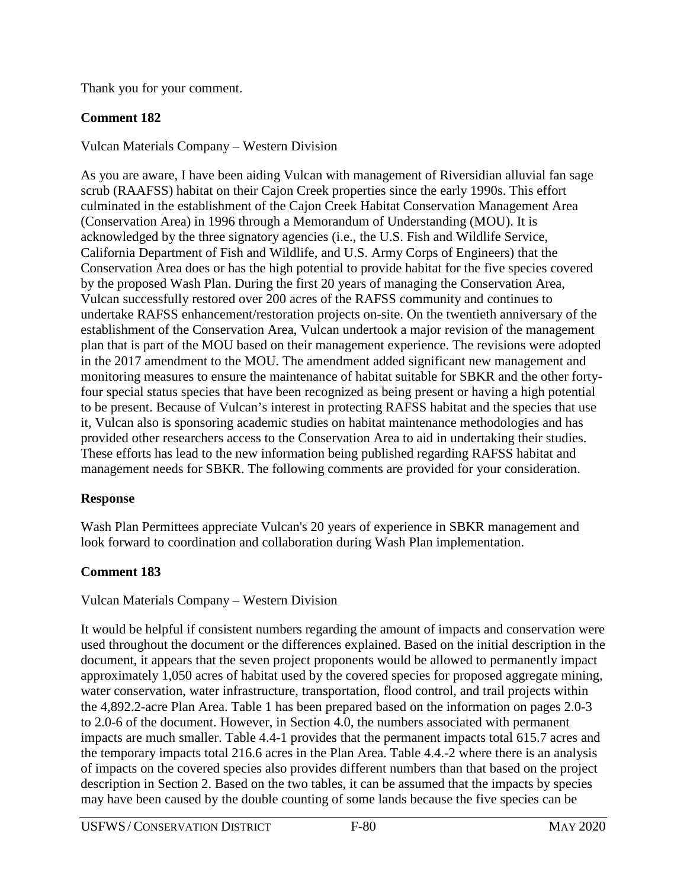Thank you for your comment.

**Comment 182**

Vulcan Materials Company – Western Division

As you are aware, I have been aiding Vulcan with management of Riversidian alluvial fan sage scrub (RAAFSS) habitat on their Cajon Creek properties since the early 1990s. This effort culminated in the establishment of the Cajon Creek Habitat Conservation Management Area (Conservation Area) in 1996 through a Memorandum of Understanding (MOU). It is acknowledged by the three signatory agencies (i.e., the U.S. Fish and Wildlife Service, California Department of Fish and Wildlife, and U.S. Army Corps of Engineers) that the Conservation Area does or has the high potential to provide habitat for the five species covered by the proposed Wash Plan. During the first 20 years of managing the Conservation Area, Vulcan successfully restored over 200 acres of the RAFSS community and continues to undertake RAFSS enhancement/restoration projects on-site. On the twentieth anniversary of the establishment of the Conservation Area, Vulcan undertook a major revision of the management plan that is part of the MOU based on their management experience. The revisions were adopted in the 2017 amendment to the MOU. The amendment added significant new management and monitoring measures to ensure the maintenance of habitat suitable for SBKR and the other forty-four special status species that have been recognized as being present or having a high potential to be present. Because of Vulcan's interest in protecting RAFSS habitat and the species that use it, Vulcan also is sponsoring academic studies on habitat maintenance methodologies and has provided other researchers access to the Conservation Area to aid in undertaking their studies. These efforts has lead to the new information being published regarding RAFSS habitat and management needs for SBKR. The following comments are provided for your consideration.

**Response**

Wash Plan Permittees appreciate Vulcan's 20 years of experience in SBKR management and look forward to coordination and collaboration during Wash Plan implementation.

**Comment 183**

Vulcan Materials Company – Western Division

It would be helpful if consistent numbers regarding the amount of impacts and conservation were used throughout the document or the differences explained. Based on the initial description in the document, it appears that the seven project proponents would be allowed to permanently impact approximately 1,050 acres of habitat used by the covered species for proposed aggregate mining, water conservation, water infrastructure, transportation, flood control, and trail projects within the 4,892.2-acre Plan Area. Table 1 has been prepared based on the information on pages 2.0-3 to 2.0-6 of the document. However, in Section 4.0, the numbers associated with permanent impacts are much smaller. Table 4.4-1 provides that the permanent impacts total 615.7 acres and the temporary impacts total 216.6 acres in the Plan Area. Table 4.4.-2 where there is an analysis of impacts on the covered species also provides different numbers than that based on the project description in Section 2. Based on the two tables, it can be assumed that the impacts by species may have been caused by the double counting of some lands because the five species can be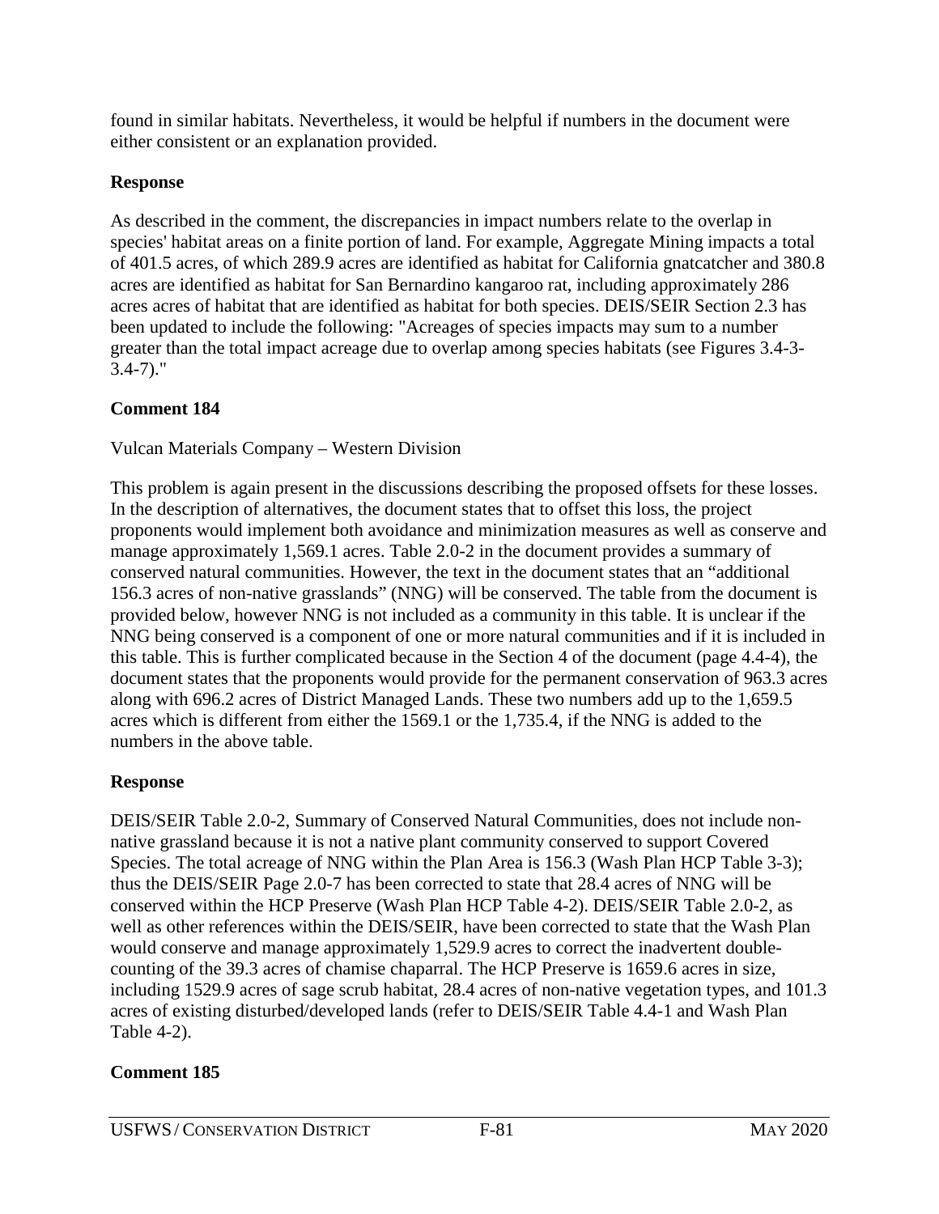found in similar habitats. Nevertheless, it would be helpful if numbers in the document were either consistent or an explanation provided.

**Response**

As described in the comment, the discrepancies in impact numbers relate to the overlap in species' habitat areas on a finite portion of land. For example, Aggregate Mining impacts a total of 401.5 acres, of which 289.9 acres are identified as habitat for California gnatcatcher and 380.8 acres are identified as habitat for San Bernardino kangaroo rat, including approximately 286 acres acres of habitat that are identified as habitat for both species. DEIS/SEIR Section 2.3 has been updated to include the following: "Acreages of species impacts may sum to a number greater than the total impact acreage due to overlap among species habitats (see Figures 3.4-3-3.4-7)."

**Comment 184**

Vulcan Materials Company – Western Division

This problem is again present in the discussions describing the proposed offsets for these losses. In the description of alternatives, the document states that to offset this loss, the project proponents would implement both avoidance and minimization measures as well as conserve and manage approximately 1,569.1 acres. Table 2.0-2 in the document provides a summary of conserved natural communities. However, the text in the document states that an "additional 156.3 acres of non-native grasslands" (NNG) will be conserved. The table from the document is provided below, however NNG is not included as a community in this table. It is unclear if the NNG being conserved is a component of one or more natural communities and if it is included in this table. This is further complicated because in the Section 4 of the document (page 4.4-4), the document states that the proponents would provide for the permanent conservation of 963.3 acres along with 696.2 acres of District Managed Lands. These two numbers add up to the 1,659.5 acres which is different from either the 1569.1 or the 1,735.4, if the NNG is added to the numbers in the above table.

**Response**

DEIS/SEIR Table 2.0-2, Summary of Conserved Natural Communities, does not include non-native grassland because it is not a native plant community conserved to support Covered Species. The total acreage of NNG within the Plan Area is 156.3 (Wash Plan HCP Table 3-3); thus the DEIS/SEIR Page 2.0-7 has been corrected to state that 28.4 acres of NNG will be conserved within the HCP Preserve (Wash Plan HCP Table 4-2). DEIS/SEIR Table 2.0-2, as well as other references within the DEIS/SEIR, have been corrected to state that the Wash Plan would conserve and manage approximately 1,529.9 acres to correct the inadvertent double-counting of the 39.3 acres of chamise chaparral. The HCP Preserve is 1659.6 acres in size, including 1529.9 acres of sage scrub habitat, 28.4 acres of non-native vegetation types, and 101.3 acres of existing disturbed/developed lands (refer to DEIS/SEIR Table 4.4-1 and Wash Plan Table 4-2).

**Comment 185**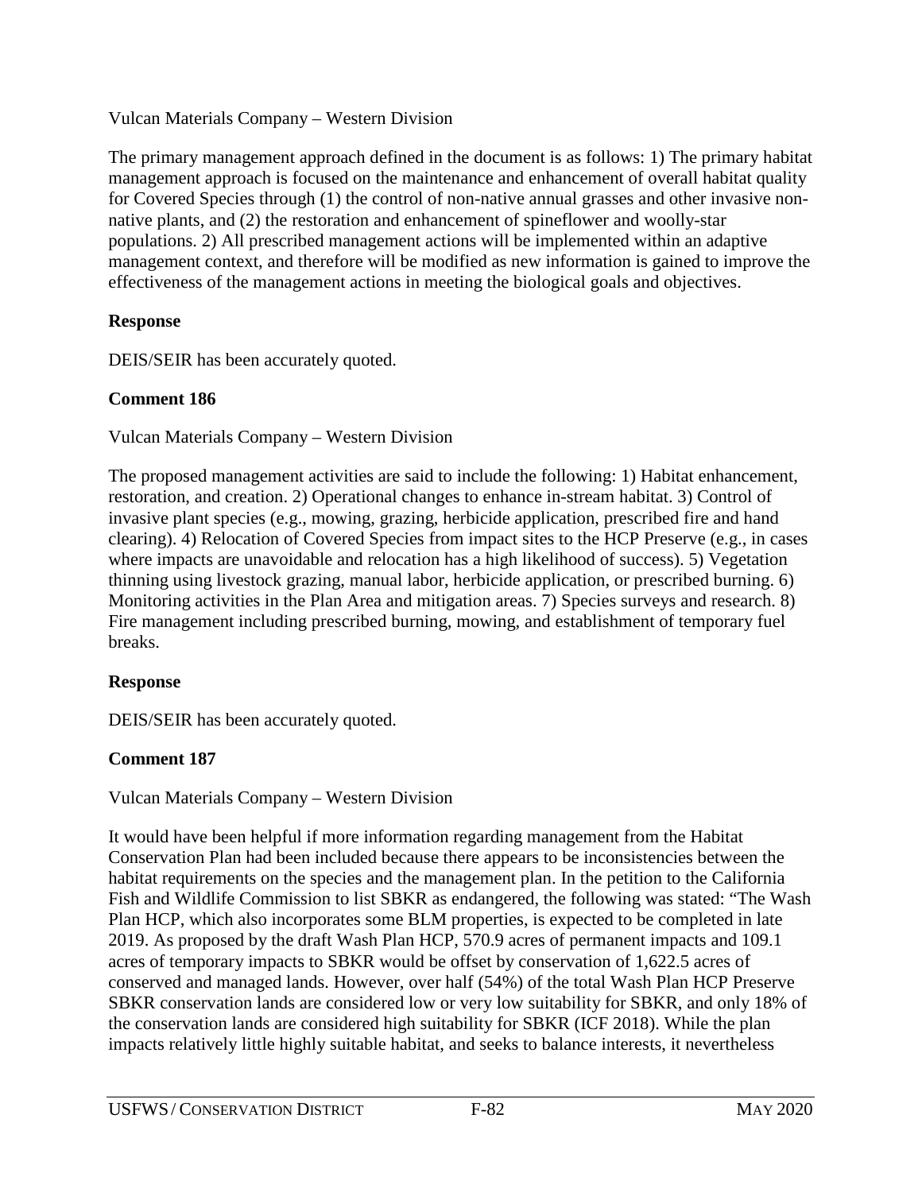Vulcan Materials Company – Western Division

The primary management approach defined in the document is as follows: 1) The primary habitat management approach is focused on the maintenance and enhancement of overall habitat quality for Covered Species through (1) the control of non-native annual grasses and other invasive non-native plants, and (2) the restoration and enhancement of spineflower and woolly-star populations. 2) All prescribed management actions will be implemented within an adaptive management context, and therefore will be modified as new information is gained to improve the effectiveness of the management actions in meeting the biological goals and objectives.

**Response**

DEIS/SEIR has been accurately quoted.

**Comment 186**

Vulcan Materials Company – Western Division

The proposed management activities are said to include the following: 1) Habitat enhancement, restoration, and creation. 2) Operational changes to enhance in-stream habitat. 3) Control of invasive plant species (e.g., mowing, grazing, herbicide application, prescribed fire and hand clearing). 4) Relocation of Covered Species from impact sites to the HCP Preserve (e.g., in cases where impacts are unavoidable and relocation has a high likelihood of success). 5) Vegetation thinning using livestock grazing, manual labor, herbicide application, or prescribed burning. 6) Monitoring activities in the Plan Area and mitigation areas. 7) Species surveys and research. 8) Fire management including prescribed burning, mowing, and establishment of temporary fuel breaks.

**Response**

DEIS/SEIR has been accurately quoted.

**Comment 187**

Vulcan Materials Company – Western Division

It would have been helpful if more information regarding management from the Habitat Conservation Plan had been included because there appears to be inconsistencies between the habitat requirements on the species and the management plan. In the petition to the California Fish and Wildlife Commission to list SBKR as endangered, the following was stated: "The Wash Plan HCP, which also incorporates some BLM properties, is expected to be completed in late 2019. As proposed by the draft Wash Plan HCP, 570.9 acres of permanent impacts and 109.1 acres of temporary impacts to SBKR would be offset by conservation of 1,622.5 acres of conserved and managed lands. However, over half (54%) of the total Wash Plan HCP Preserve SBKR conservation lands are considered low or very low suitability for SBKR, and only 18% of the conservation lands are considered high suitability for SBKR (ICF 2018). While the plan impacts relatively little highly suitable habitat, and seeks to balance interests, it nevertheless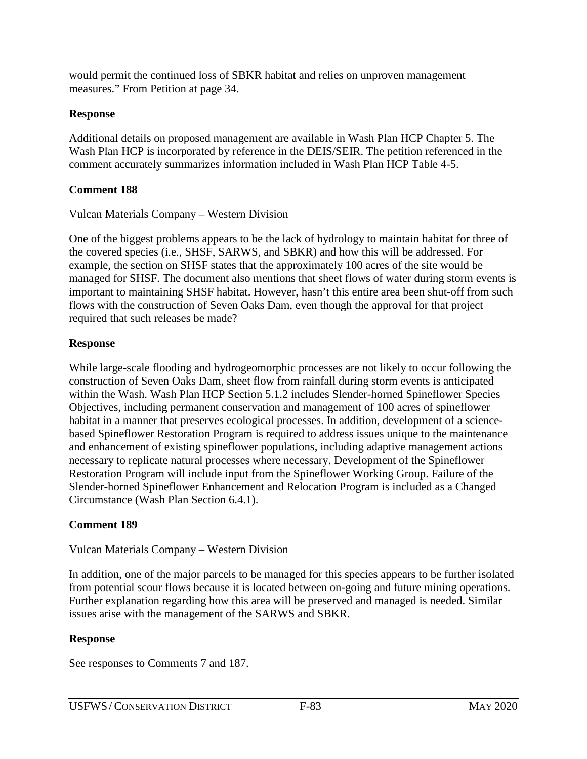would permit the continued loss of SBKR habitat and relies on unproven management measures." From Petition at page 34.

**Response**

Additional details on proposed management are available in Wash Plan HCP Chapter 5. The Wash Plan HCP is incorporated by reference in the DEIS/SEIR. The petition referenced in the comment accurately summarizes information included in Wash Plan HCP Table 4-5.

**Comment 188**

Vulcan Materials Company – Western Division

One of the biggest problems appears to be the lack of hydrology to maintain habitat for three of the covered species (i.e., SHSF, SARWS, and SBKR) and how this will be addressed. For example, the section on SHSF states that the approximately 100 acres of the site would be managed for SHSF. The document also mentions that sheet flows of water during storm events is important to maintaining SHSF habitat. However, hasn't this entire area been shut-off from such flows with the construction of Seven Oaks Dam, even though the approval for that project required that such releases be made?

**Response**

While large-scale flooding and hydrogeomorphic processes are not likely to occur following the construction of Seven Oaks Dam, sheet flow from rainfall during storm events is anticipated within the Wash. Wash Plan HCP Section 5.1.2 includes Slender-horned Spineflower Species Objectives, including permanent conservation and management of 100 acres of spineflower habitat in a manner that preserves ecological processes. In addition, development of a science-based Spineflower Restoration Program is required to address issues unique to the maintenance and enhancement of existing spineflower populations, including adaptive management actions necessary to replicate natural processes where necessary. Development of the Spineflower Restoration Program will include input from the Spineflower Working Group. Failure of the Slender-horned Spineflower Enhancement and Relocation Program is included as a Changed Circumstance (Wash Plan Section 6.4.1).

**Comment 189**

Vulcan Materials Company – Western Division

In addition, one of the major parcels to be managed for this species appears to be further isolated from potential scour flows because it is located between on-going and future mining operations. Further explanation regarding how this area will be preserved and managed is needed. Similar issues arise with the management of the SARWS and SBKR.

**Response**

See responses to Comments 7 and 187.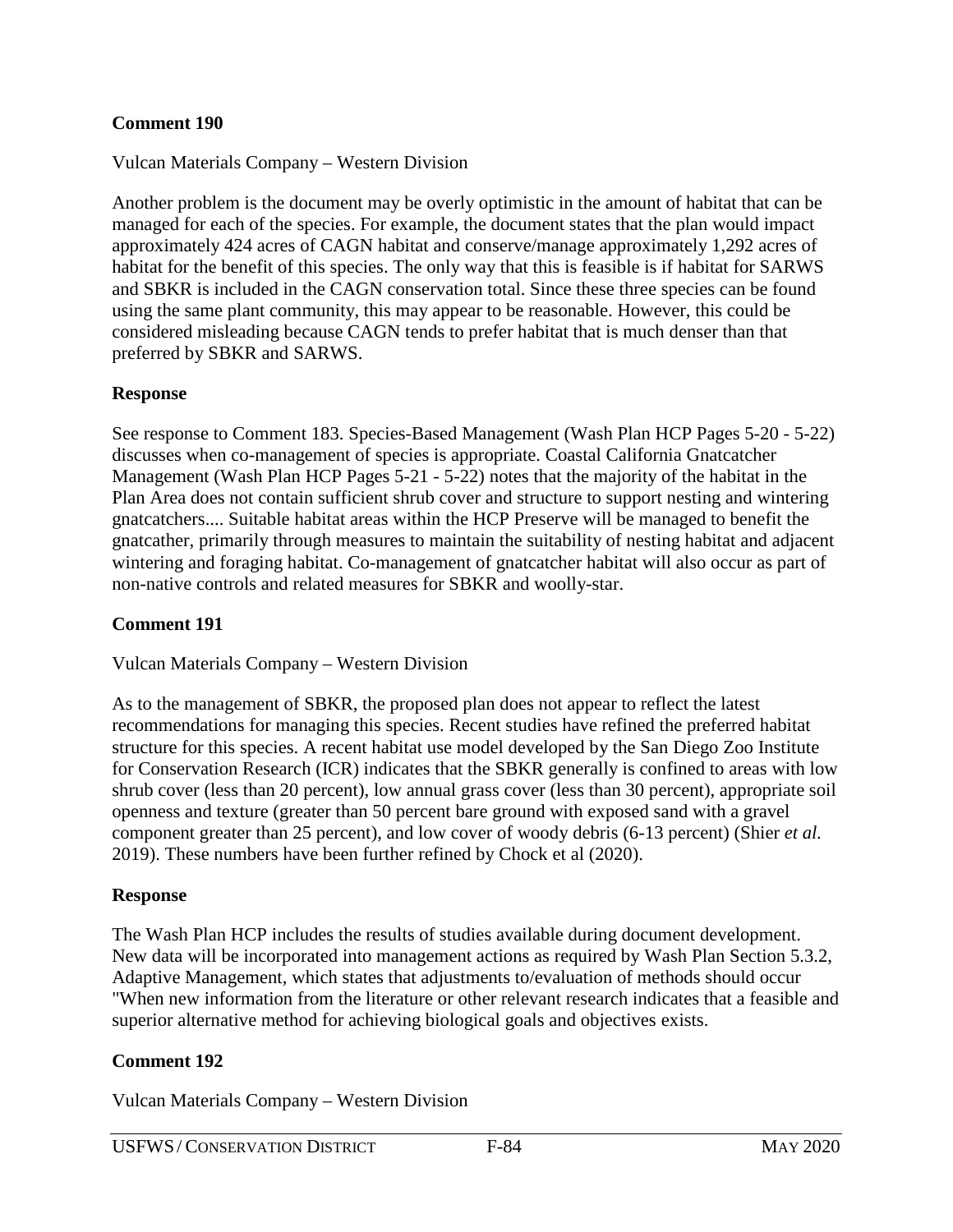**Comment 190**

Vulcan Materials Company – Western Division

Another problem is the document may be overly optimistic in the amount of habitat that can be managed for each of the species. For example, the document states that the plan would impact approximately 424 acres of CAGN habitat and conserve/manage approximately 1,292 acres of habitat for the benefit of this species. The only way that this is feasible is if habitat for SARWS and SBKR is included in the CAGN conservation total. Since these three species can be found using the same plant community, this may appear to be reasonable. However, this could be considered misleading because CAGN tends to prefer habitat that is much denser than that preferred by SBKR and SARWS.

**Response**

See response to Comment 183. Species-Based Management (Wash Plan HCP Pages 5-20 - 5-22) discusses when co-management of species is appropriate. Coastal California Gnatcatcher Management (Wash Plan HCP Pages 5-21 - 5-22) notes that the majority of the habitat in the Plan Area does not contain sufficient shrub cover and structure to support nesting and wintering gnatcatchers.... Suitable habitat areas within the HCP Preserve will be managed to benefit the gnatcather, primarily through measures to maintain the suitability of nesting habitat and adjacent wintering and foraging habitat. Co-management of gnatcatcher habitat will also occur as part of non-native controls and related measures for SBKR and woolly-star.

**Comment 191**

Vulcan Materials Company – Western Division

As to the management of SBKR, the proposed plan does not appear to reflect the latest recommendations for managing this species. Recent studies have refined the preferred habitat structure for this species. A recent habitat use model developed by the San Diego Zoo Institute for Conservation Research (ICR) indicates that the SBKR generally is confined to areas with low shrub cover (less than 20 percent), low annual grass cover (less than 30 percent), appropriate soil openness and texture (greater than 50 percent bare ground with exposed sand with a gravel component greater than 25 percent), and low cover of woody debris (6-13 percent) (Shier *et al.* 2019). These numbers have been further refined by Chock et al (2020).

**Response**

The Wash Plan HCP includes the results of studies available during document development. New data will be incorporated into management actions as required by Wash Plan Section 5.3.2, Adaptive Management, which states that adjustments to/evaluation of methods should occur "When new information from the literature or other relevant research indicates that a feasible and superior alternative method for achieving biological goals and objectives exists.

**Comment 192**

Vulcan Materials Company – Western Division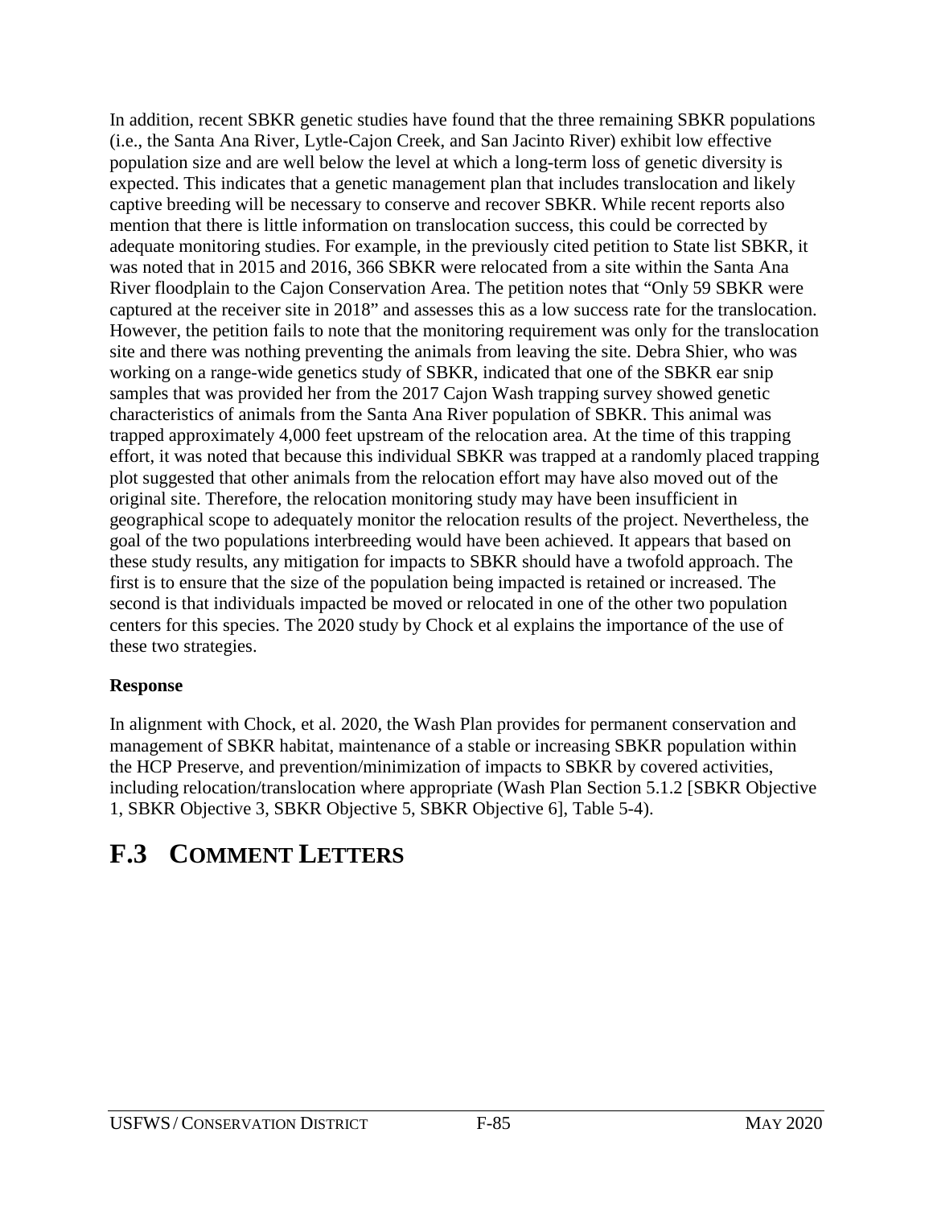In addition, recent SBKR genetic studies have found that the three remaining SBKR populations (i.e., the Santa Ana River, Lytle-Cajon Creek, and San Jacinto River) exhibit low effective population size and are well below the level at which a long-term loss of genetic diversity is expected. This indicates that a genetic management plan that includes translocation and likely captive breeding will be necessary to conserve and recover SBKR. While recent reports also mention that there is little information on translocation success, this could be corrected by adequate monitoring studies. For example, in the previously cited petition to State list SBKR, it was noted that in 2015 and 2016, 366 SBKR were relocated from a site within the Santa Ana River floodplain to the Cajon Conservation Area. The petition notes that "Only 59 SBKR were captured at the receiver site in 2018" and assesses this as a low success rate for the translocation. However, the petition fails to note that the monitoring requirement was only for the translocation site and there was nothing preventing the animals from leaving the site. Debra Shier, who was working on a range-wide genetics study of SBKR, indicated that one of the SBKR ear snip samples that was provided her from the 2017 Cajon Wash trapping survey showed genetic characteristics of animals from the Santa Ana River population of SBKR. This animal was trapped approximately 4,000 feet upstream of the relocation area. At the time of this trapping effort, it was noted that because this individual SBKR was trapped at a randomly placed trapping plot suggested that other animals from the relocation effort may have also moved out of the original site. Therefore, the relocation monitoring study may have been insufficient in geographical scope to adequately monitor the relocation results of the project. Nevertheless, the goal of the two populations interbreeding would have been achieved. It appears that based on these study results, any mitigation for impacts to SBKR should have a twofold approach. The first is to ensure that the size of the population being impacted is retained or increased. The second is that individuals impacted be moved or relocated in one of the other two population centers for this species. The 2020 study by Chock et al explains the importance of the use of these two strategies.

**Response**

In alignment with Chock, et al. 2020, the Wash Plan provides for permanent conservation and management of SBKR habitat, maintenance of a stable or increasing SBKR population within the HCP Preserve, and prevention/minimization of impacts to SBKR by covered activities, including relocation/translocation where appropriate (Wash Plan Section 5.1.2 [SBKR Objective 1, SBKR Objective 3, SBKR Objective 5, SBKR Objective 6], Table 5-4).

# F.3 COMMENT LETTERS